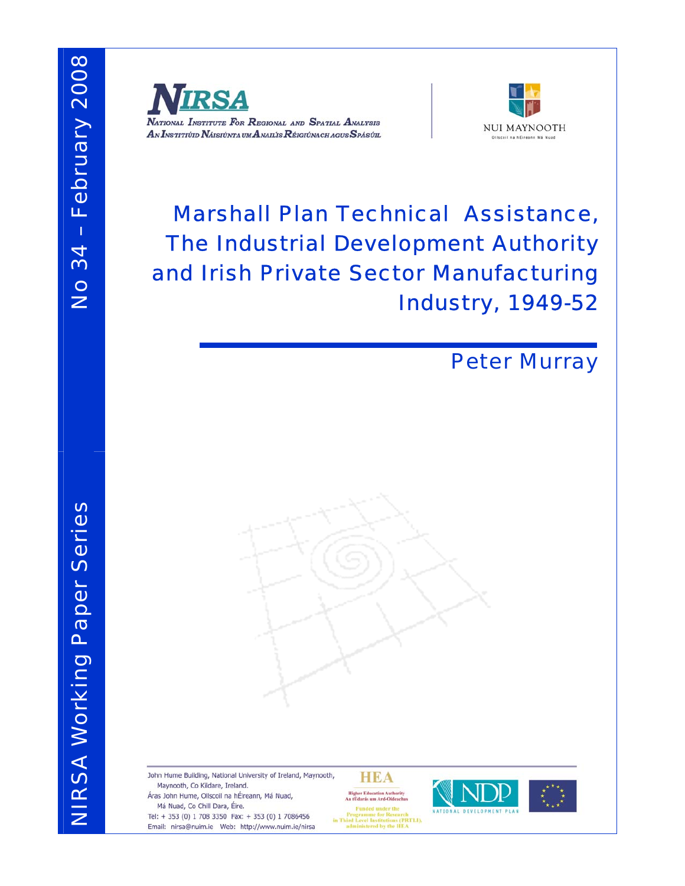NIRSA Working Paper Series

No 34 – February 2008

NIRSA

National Institute For Regional and Spatial Analysis

An Institiúid Náisiúnta um Anailís Réigiúnach agus Spásúil

NUI MAYNOOTH

Ollscoil na hÉireann Má Nuad

# Marshall Plan Technical Assistance, The Industrial Development Authority and Irish Private Sector Manufacturing Industry, 1949-52

Peter Murray

John Hume Building, National University of Ireland, Maynooth, Maynooth, Co Kildare, Ireland.

Áras John Hume, Ollscoil na hÉireann, Má Nuad, Má Nuad, Co Chill Dara, Éire.

Tel: + 353 (0) 1 708 3350 Fax: + 353 (0) 1 7086456

Email: nirsa@nuim.ie Web: http://www.nuim.ie/nirsa

HEA

Higher Education Authority

An tÚdarás um Ard-Oideachas

Funded under the Programme for Research in Third Level Institutions (PRTLI), administered by the HEA

NDP

NATIONAL DEVELOPMENT PLAN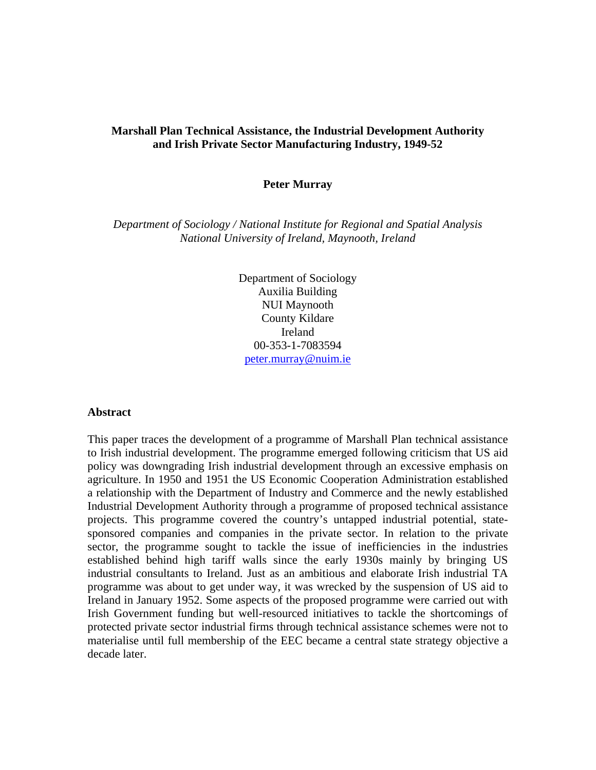**Marshall Plan Technical Assistance, the Industrial Development Authority and Irish Private Sector Manufacturing Industry, 1949-52**

**Peter Murray**

*Department of Sociology / National Institute for Regional and Spatial Analysis*
*National University of Ireland, Maynooth, Ireland*

Department of Sociology
Auxilia Building
NUI Maynooth
County Kildare
Ireland
00-353-1-7083594
peter.murray@nuim.ie

## Abstract

This paper traces the development of a programme of Marshall Plan technical assistance to Irish industrial development. The programme emerged following criticism that US aid policy was downgrading Irish industrial development through an excessive emphasis on agriculture. In 1950 and 1951 the US Economic Cooperation Administration established a relationship with the Department of Industry and Commerce and the newly established Industrial Development Authority through a programme of proposed technical assistance projects. This programme covered the country's untapped industrial potential, state-sponsored companies and companies in the private sector. In relation to the private sector, the programme sought to tackle the issue of inefficiencies in the industries established behind high tariff walls since the early 1930s mainly by bringing US industrial consultants to Ireland. Just as an ambitious and elaborate Irish industrial TA programme was about to get under way, it was wrecked by the suspension of US aid to Ireland in January 1952. Some aspects of the proposed programme were carried out with Irish Government funding but well-resourced initiatives to tackle the shortcomings of protected private sector industrial firms through technical assistance schemes were not to materialise until full membership of the EEC became a central state strategy objective a decade later.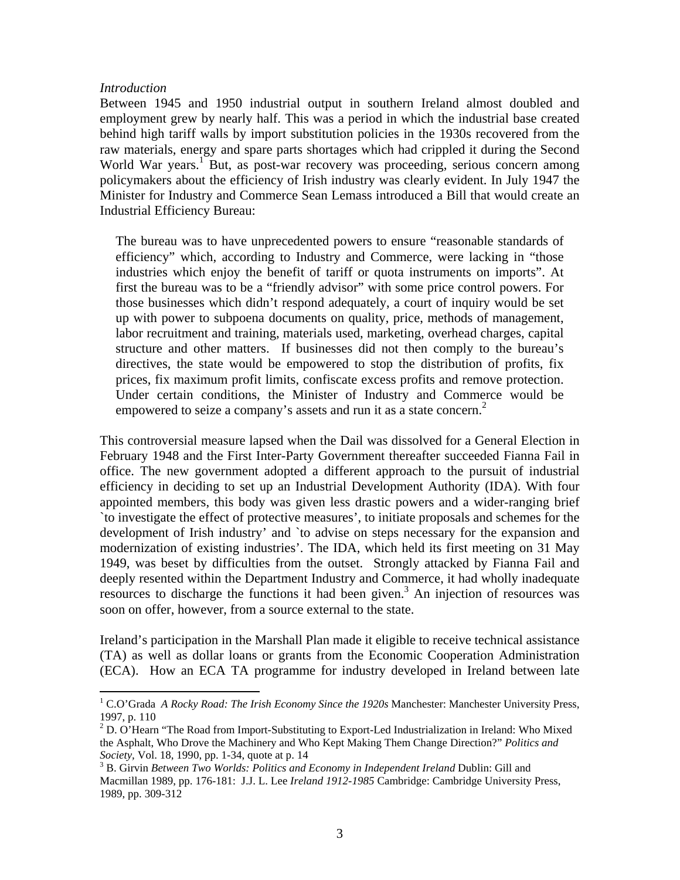*Introduction*

Between 1945 and 1950 industrial output in southern Ireland almost doubled and employment grew by nearly half. This was a period in which the industrial base created behind high tariff walls by import substitution policies in the 1930s recovered from the raw materials, energy and spare parts shortages which had crippled it during the Second World War years.[1] But, as post-war recovery was proceeding, serious concern among policymakers about the efficiency of Irish industry was clearly evident. In July 1947 the Minister for Industry and Commerce Sean Lemass introduced a Bill that would create an Industrial Efficiency Bureau:

> The bureau was to have unprecedented powers to ensure "reasonable standards of efficiency" which, according to Industry and Commerce, were lacking in "those industries which enjoy the benefit of tariff or quota instruments on imports". At first the bureau was to be a "friendly advisor" with some price control powers. For those businesses which didn't respond adequately, a court of inquiry would be set up with power to subpoena documents on quality, price, methods of management, labor recruitment and training, materials used, marketing, overhead charges, capital structure and other matters. If businesses did not then comply to the bureau's directives, the state would be empowered to stop the distribution of profits, fix prices, fix maximum profit limits, confiscate excess profits and remove protection. Under certain conditions, the Minister of Industry and Commerce would be empowered to seize a company's assets and run it as a state concern.[2]

This controversial measure lapsed when the Dail was dissolved for a General Election in February 1948 and the First Inter-Party Government thereafter succeeded Fianna Fail in office. The new government adopted a different approach to the pursuit of industrial efficiency in deciding to set up an Industrial Development Authority (IDA). With four appointed members, this body was given less drastic powers and a wider-ranging brief `to investigate the effect of protective measures', to initiate proposals and schemes for the development of Irish industry' and `to advise on steps necessary for the expansion and modernization of existing industries'. The IDA, which held its first meeting on 31 May 1949, was beset by difficulties from the outset. Strongly attacked by Fianna Fail and deeply resented within the Department Industry and Commerce, it had wholly inadequate resources to discharge the functions it had been given.[3] An injection of resources was soon on offer, however, from a source external to the state.

Ireland's participation in the Marshall Plan made it eligible to receive technical assistance (TA) as well as dollar loans or grants from the Economic Cooperation Administration (ECA). How an ECA TA programme for industry developed in Ireland between late

---

[1] C.O'Grada *A Rocky Road: The Irish Economy Since the 1920s* Manchester: Manchester University Press, 1997, p. 110

[2] D. O'Hearn "The Road from Import-Substituting to Export-Led Industrialization in Ireland: Who Mixed the Asphalt, Who Drove the Machinery and Who Kept Making Them Change Direction?" *Politics and Society*, Vol. 18, 1990, pp. 1-34, quote at p. 14

[3] B. Girvin *Between Two Worlds: Politics and Economy in Independent Ireland* Dublin: Gill and Macmillan 1989, pp. 176-181: J.J. L. Lee *Ireland 1912-1985* Cambridge: Cambridge University Press, 1989, pp. 309-312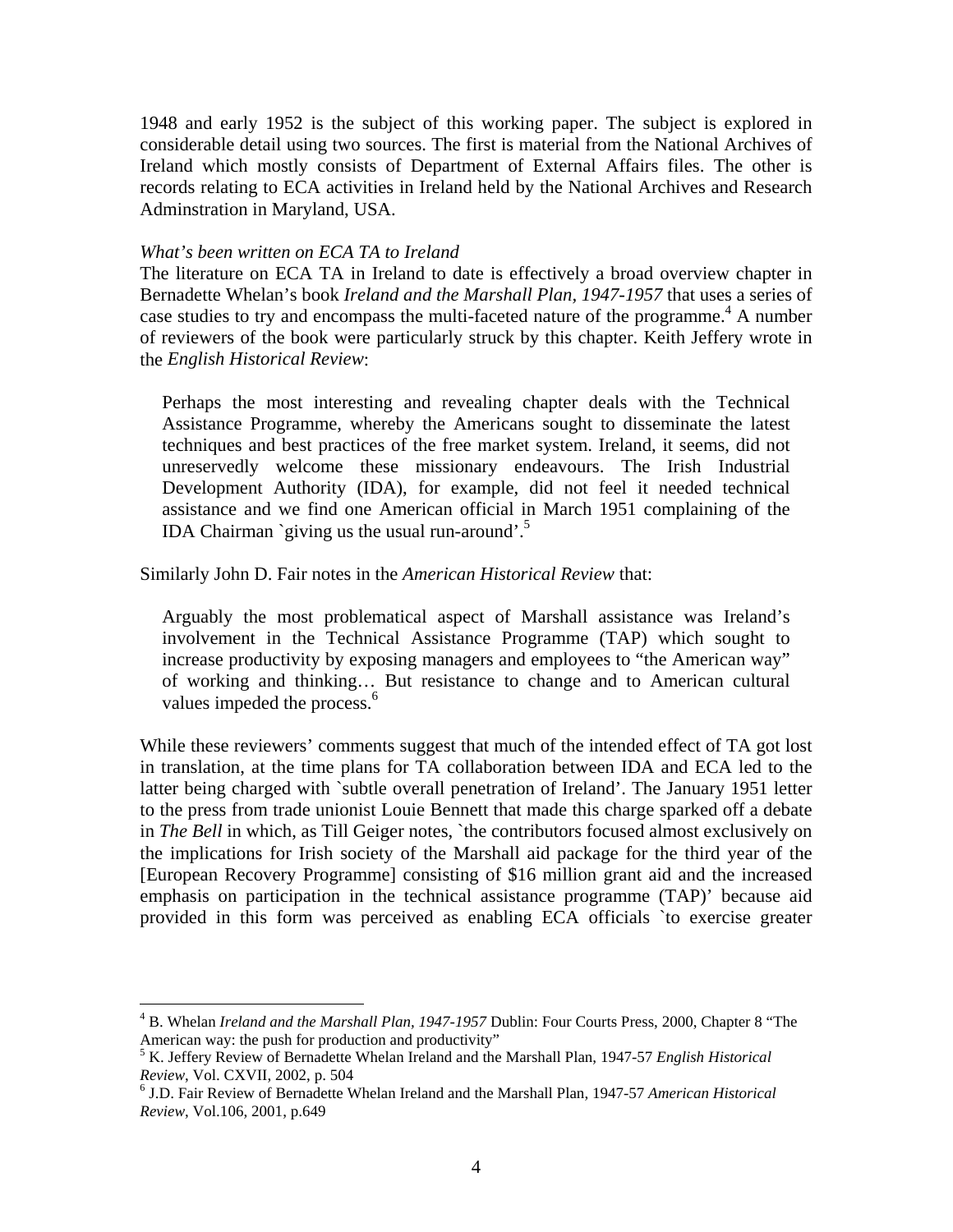1948 and early 1952 is the subject of this working paper. The subject is explored in considerable detail using two sources. The first is material from the National Archives of Ireland which mostly consists of Department of External Affairs files. The other is records relating to ECA activities in Ireland held by the National Archives and Research Adminstration in Maryland, USA.

*What's been written on ECA TA to Ireland*

The literature on ECA TA in Ireland to date is effectively a broad overview chapter in Bernadette Whelan's book *Ireland and the Marshall Plan, 1947-1957* that uses a series of case studies to try and encompass the multi-faceted nature of the programme.[4] A number of reviewers of the book were particularly struck by this chapter. Keith Jeffery wrote in the *English Historical Review*:

> Perhaps the most interesting and revealing chapter deals with the Technical Assistance Programme, whereby the Americans sought to disseminate the latest techniques and best practices of the free market system. Ireland, it seems, did not unreservedly welcome these missionary endeavours. The Irish Industrial Development Authority (IDA), for example, did not feel it needed technical assistance and we find one American official in March 1951 complaining of the IDA Chairman `giving us the usual run-around'.[5]

Similarly John D. Fair notes in the *American Historical Review* that:

> Arguably the most problematical aspect of Marshall assistance was Ireland's involvement in the Technical Assistance Programme (TAP) which sought to increase productivity by exposing managers and employees to "the American way" of working and thinking… But resistance to change and to American cultural values impeded the process.[6]

While these reviewers' comments suggest that much of the intended effect of TA got lost in translation, at the time plans for TA collaboration between IDA and ECA led to the latter being charged with `subtle overall penetration of Ireland'. The January 1951 letter to the press from trade unionist Louie Bennett that made this charge sparked off a debate in *The Bell* in which, as Till Geiger notes, `the contributors focused almost exclusively on the implications for Irish society of the Marshall aid package for the third year of the [European Recovery Programme] consisting of $16 million grant aid and the increased emphasis on participation in the technical assistance programme (TAP)' because aid provided in this form was perceived as enabling ECA officials `to exercise greater

---

[4] B. Whelan *Ireland and the Marshall Plan, 1947-1957* Dublin: Four Courts Press, 2000, Chapter 8 "The American way: the push for production and productivity"

[5] K. Jeffery Review of Bernadette Whelan Ireland and the Marshall Plan, 1947-57 *English Historical Review*, Vol. CXVII, 2002, p. 504

[6] J.D. Fair Review of Bernadette Whelan Ireland and the Marshall Plan, 1947-57 *American Historical Review*, Vol.106, 2001, p.649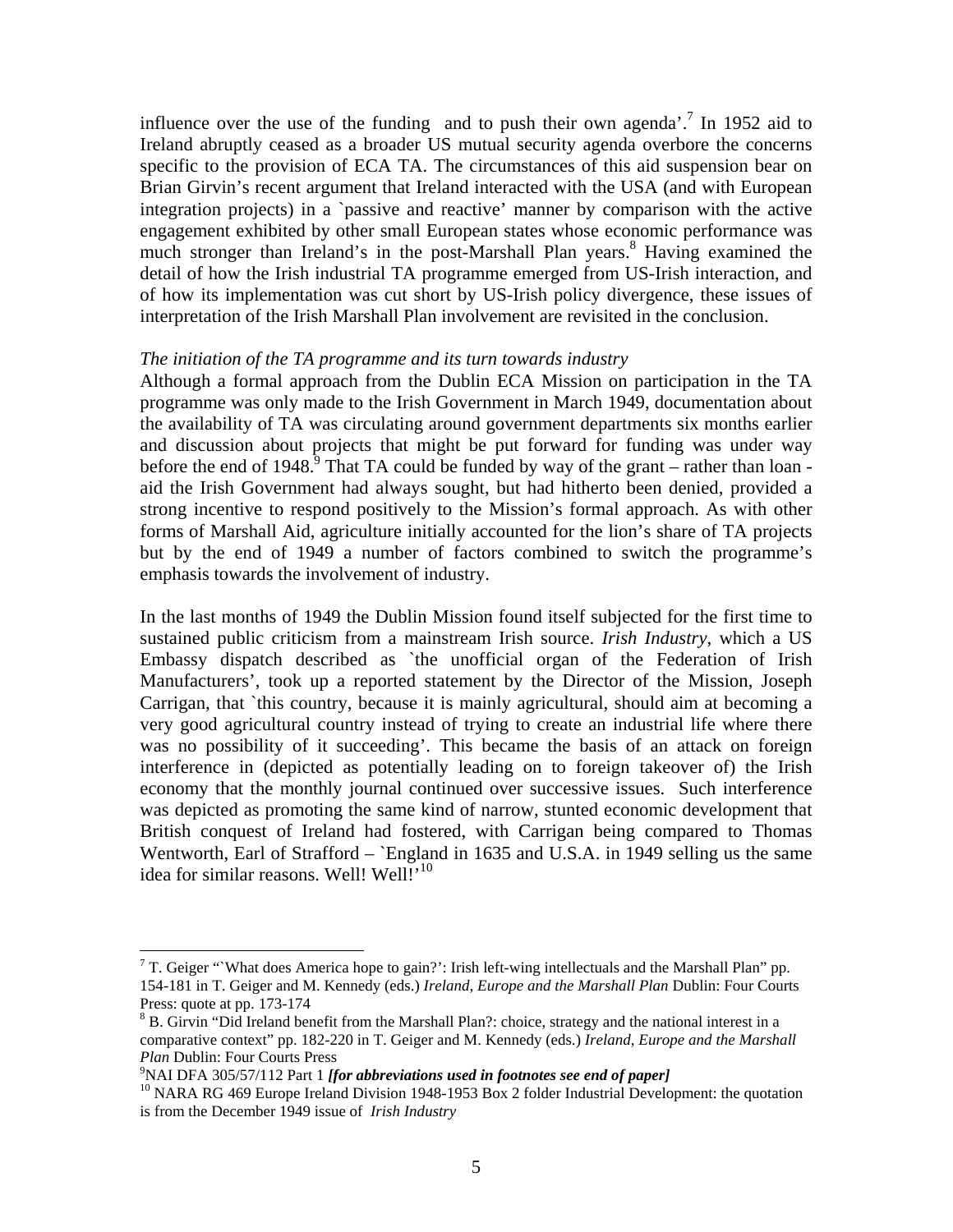influence over the use of the funding and to push their own agenda'.[7] In 1952 aid to Ireland abruptly ceased as a broader US mutual security agenda overbore the concerns specific to the provision of ECA TA. The circumstances of this aid suspension bear on Brian Girvin's recent argument that Ireland interacted with the USA (and with European integration projects) in a `passive and reactive' manner by comparison with the active engagement exhibited by other small European states whose economic performance was much stronger than Ireland's in the post-Marshall Plan years.[8] Having examined the detail of how the Irish industrial TA programme emerged from US-Irish interaction, and of how its implementation was cut short by US-Irish policy divergence, these issues of interpretation of the Irish Marshall Plan involvement are revisited in the conclusion.

*The initiation of the TA programme and its turn towards industry*

Although a formal approach from the Dublin ECA Mission on participation in the TA programme was only made to the Irish Government in March 1949, documentation about the availability of TA was circulating around government departments six months earlier and discussion about projects that might be put forward for funding was under way before the end of 1948.[9] That TA could be funded by way of the grant – rather than loan - aid the Irish Government had always sought, but had hitherto been denied, provided a strong incentive to respond positively to the Mission's formal approach. As with other forms of Marshall Aid, agriculture initially accounted for the lion's share of TA projects but by the end of 1949 a number of factors combined to switch the programme's emphasis towards the involvement of industry.

In the last months of 1949 the Dublin Mission found itself subjected for the first time to sustained public criticism from a mainstream Irish source. *Irish Industry*, which a US Embassy dispatch described as `the unofficial organ of the Federation of Irish Manufacturers', took up a reported statement by the Director of the Mission, Joseph Carrigan, that `this country, because it is mainly agricultural, should aim at becoming a very good agricultural country instead of trying to create an industrial life where there was no possibility of it succeeding'. This became the basis of an attack on foreign interference in (depicted as potentially leading on to foreign takeover of) the Irish economy that the monthly journal continued over successive issues. Such interference was depicted as promoting the same kind of narrow, stunted economic development that British conquest of Ireland had fostered, with Carrigan being compared to Thomas Wentworth, Earl of Strafford – `England in 1635 and U.S.A. in 1949 selling us the same idea for similar reasons. Well! Well!'[10]

---

[7] T. Geiger "`What does America hope to gain?': Irish left-wing intellectuals and the Marshall Plan" pp. 154-181 in T. Geiger and M. Kennedy (eds.) *Ireland, Europe and the Marshall Plan* Dublin: Four Courts Press: quote at pp. 173-174

[8] B. Girvin "Did Ireland benefit from the Marshall Plan?: choice, strategy and the national interest in a comparative context" pp. 182-220 in T. Geiger and M. Kennedy (eds.) *Ireland, Europe and the Marshall Plan* Dublin: Four Courts Press

[9] NAI DFA 305/57/112 Part 1 ***[for abbreviations used in footnotes see end of paper]***

[10] NARA RG 469 Europe Ireland Division 1948-1953 Box 2 folder Industrial Development: the quotation is from the December 1949 issue of *Irish Industry*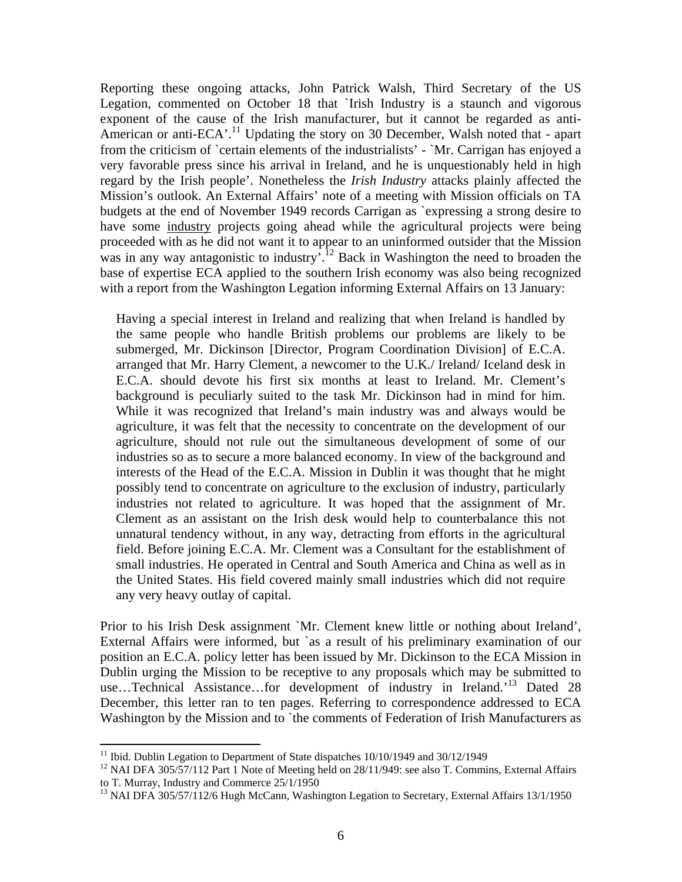Reporting these ongoing attacks, John Patrick Walsh, Third Secretary of the US Legation, commented on October 18 that `Irish Industry is a staunch and vigorous exponent of the cause of the Irish manufacturer, but it cannot be regarded as anti-American or anti-ECA'.[11] Updating the story on 30 December, Walsh noted that - apart from the criticism of `certain elements of the industrialists' - `Mr. Carrigan has enjoyed a very favorable press since his arrival in Ireland, and he is unquestionably held in high regard by the Irish people'. Nonetheless the *Irish Industry* attacks plainly affected the Mission's outlook. An External Affairs' note of a meeting with Mission officials on TA budgets at the end of November 1949 records Carrigan as `expressing a strong desire to have some <u>industry</u> projects going ahead while the agricultural projects were being proceeded with as he did not want it to appear to an uninformed outsider that the Mission was in any way antagonistic to industry'.[12] Back in Washington the need to broaden the base of expertise ECA applied to the southern Irish economy was also being recognized with a report from the Washington Legation informing External Affairs on 13 January:

> Having a special interest in Ireland and realizing that when Ireland is handled by the same people who handle British problems our problems are likely to be submerged, Mr. Dickinson [Director, Program Coordination Division] of E.C.A. arranged that Mr. Harry Clement, a newcomer to the U.K./ Ireland/ Iceland desk in E.C.A. should devote his first six months at least to Ireland. Mr. Clement's background is peculiarly suited to the task Mr. Dickinson had in mind for him. While it was recognized that Ireland's main industry was and always would be agriculture, it was felt that the necessity to concentrate on the development of our agriculture, should not rule out the simultaneous development of some of our industries so as to secure a more balanced economy. In view of the background and interests of the Head of the E.C.A. Mission in Dublin it was thought that he might possibly tend to concentrate on agriculture to the exclusion of industry, particularly industries not related to agriculture. It was hoped that the assignment of Mr. Clement as an assistant on the Irish desk would help to counterbalance this not unnatural tendency without, in any way, detracting from efforts in the agricultural field. Before joining E.C.A. Mr. Clement was a Consultant for the establishment of small industries. He operated in Central and South America and China as well as in the United States. His field covered mainly small industries which did not require any very heavy outlay of capital.

Prior to his Irish Desk assignment `Mr. Clement knew little or nothing about Ireland', External Affairs were informed, but `as a result of his preliminary examination of our position an E.C.A. policy letter has been issued by Mr. Dickinson to the ECA Mission in Dublin urging the Mission to be receptive to any proposals which may be submitted to use…Technical Assistance…for development of industry in Ireland.'[13] Dated 28 December, this letter ran to ten pages. Referring to correspondence addressed to ECA Washington by the Mission and to `the comments of Federation of Irish Manufacturers as

---

[11] Ibid. Dublin Legation to Department of State dispatches 10/10/1949 and 30/12/1949

[12] NAI DFA 305/57/112 Part 1 Note of Meeting held on 28/11/949: see also T. Commins, External Affairs to T. Murray, Industry and Commerce 25/1/1950

[13] NAI DFA 305/57/112/6 Hugh McCann, Washington Legation to Secretary, External Affairs 13/1/1950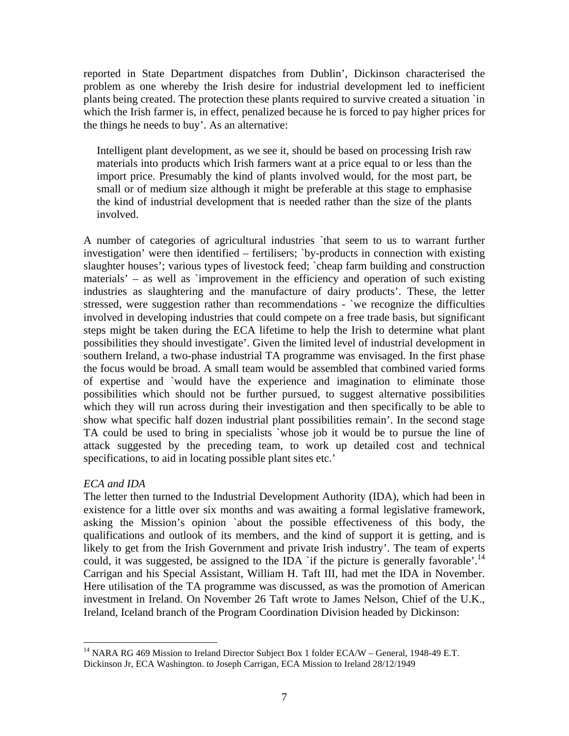reported in State Department dispatches from Dublin', Dickinson characterised the problem as one whereby the Irish desire for industrial development led to inefficient plants being created. The protection these plants required to survive created a situation `in which the Irish farmer is, in effect, penalized because he is forced to pay higher prices for the things he needs to buy'. As an alternative:

> Intelligent plant development, as we see it, should be based on processing Irish raw materials into products which Irish farmers want at a price equal to or less than the import price. Presumably the kind of plants involved would, for the most part, be small or of medium size although it might be preferable at this stage to emphasise the kind of industrial development that is needed rather than the size of the plants involved.

A number of categories of agricultural industries `that seem to us to warrant further investigation' were then identified – fertilisers; `by-products in connection with existing slaughter houses'; various types of livestock feed; `cheap farm building and construction materials' – as well as `improvement in the efficiency and operation of such existing industries as slaughtering and the manufacture of dairy products'. These, the letter stressed, were suggestion rather than recommendations - `we recognize the difficulties involved in developing industries that could compete on a free trade basis, but significant steps might be taken during the ECA lifetime to help the Irish to determine what plant possibilities they should investigate'. Given the limited level of industrial development in southern Ireland, a two-phase industrial TA programme was envisaged. In the first phase the focus would be broad. A small team would be assembled that combined varied forms of expertise and `would have the experience and imagination to eliminate those possibilities which should not be further pursued, to suggest alternative possibilities which they will run across during their investigation and then specifically to be able to show what specific half dozen industrial plant possibilities remain'. In the second stage TA could be used to bring in specialists `whose job it would be to pursue the line of attack suggested by the preceding team, to work up detailed cost and technical specifications, to aid in locating possible plant sites etc.'

*ECA and IDA*

The letter then turned to the Industrial Development Authority (IDA), which had been in existence for a little over six months and was awaiting a formal legislative framework, asking the Mission's opinion `about the possible effectiveness of this body, the qualifications and outlook of its members, and the kind of support it is getting, and is likely to get from the Irish Government and private Irish industry'. The team of experts could, it was suggested, be assigned to the IDA `if the picture is generally favorable'.[14] Carrigan and his Special Assistant, William H. Taft III, had met the IDA in November. Here utilisation of the TA programme was discussed, as was the promotion of American investment in Ireland. On November 26 Taft wrote to James Nelson, Chief of the U.K., Ireland, Iceland branch of the Program Coordination Division headed by Dickinson:

---

[14] NARA RG 469 Mission to Ireland Director Subject Box 1 folder ECA/W – General, 1948-49 E.T. Dickinson Jr, ECA Washington. to Joseph Carrigan, ECA Mission to Ireland 28/12/1949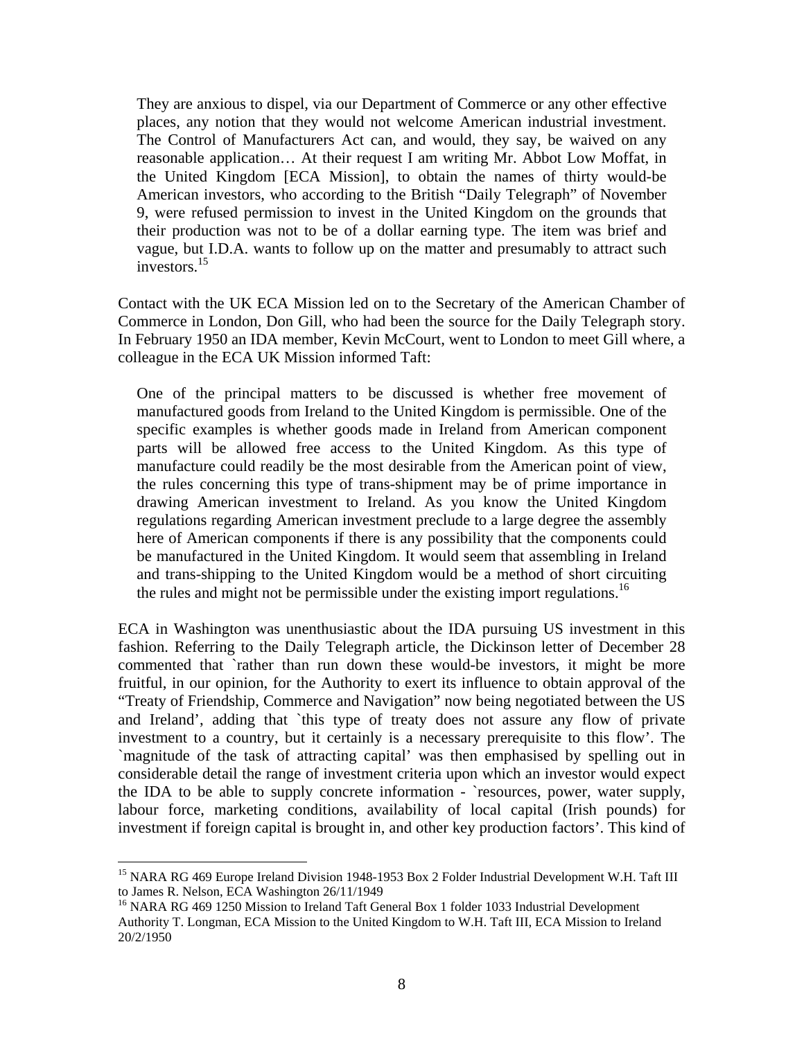> They are anxious to dispel, via our Department of Commerce or any other effective places, any notion that they would not welcome American industrial investment. The Control of Manufacturers Act can, and would, they say, be waived on any reasonable application… At their request I am writing Mr. Abbot Low Moffat, in the United Kingdom [ECA Mission], to obtain the names of thirty would-be American investors, who according to the British "Daily Telegraph" of November 9, were refused permission to invest in the United Kingdom on the grounds that their production was not to be of a dollar earning type. The item was brief and vague, but I.D.A. wants to follow up on the matter and presumably to attract such investors.[15]

Contact with the UK ECA Mission led on to the Secretary of the American Chamber of Commerce in London, Don Gill, who had been the source for the Daily Telegraph story. In February 1950 an IDA member, Kevin McCourt, went to London to meet Gill where, a colleague in the ECA UK Mission informed Taft:

> One of the principal matters to be discussed is whether free movement of manufactured goods from Ireland to the United Kingdom is permissible. One of the specific examples is whether goods made in Ireland from American component parts will be allowed free access to the United Kingdom. As this type of manufacture could readily be the most desirable from the American point of view, the rules concerning this type of trans-shipment may be of prime importance in drawing American investment to Ireland. As you know the United Kingdom regulations regarding American investment preclude to a large degree the assembly here of American components if there is any possibility that the components could be manufactured in the United Kingdom. It would seem that assembling in Ireland and trans-shipping to the United Kingdom would be a method of short circuiting the rules and might not be permissible under the existing import regulations.[16]

ECA in Washington was unenthusiastic about the IDA pursuing US investment in this fashion. Referring to the Daily Telegraph article, the Dickinson letter of December 28 commented that `rather than run down these would-be investors, it might be more fruitful, in our opinion, for the Authority to exert its influence to obtain approval of the "Treaty of Friendship, Commerce and Navigation" now being negotiated between the US and Ireland', adding that `this type of treaty does not assure any flow of private investment to a country, but it certainly is a necessary prerequisite to this flow'. The `magnitude of the task of attracting capital' was then emphasised by spelling out in considerable detail the range of investment criteria upon which an investor would expect the IDA to be able to supply concrete information - `resources, power, water supply, labour force, marketing conditions, availability of local capital (Irish pounds) for investment if foreign capital is brought in, and other key production factors'. This kind of

---

[15] NARA RG 469 Europe Ireland Division 1948-1953 Box 2 Folder Industrial Development W.H. Taft III to James R. Nelson, ECA Washington 26/11/1949

[16] NARA RG 469 1250 Mission to Ireland Taft General Box 1 folder 1033 Industrial Development Authority T. Longman, ECA Mission to the United Kingdom to W.H. Taft III, ECA Mission to Ireland 20/2/1950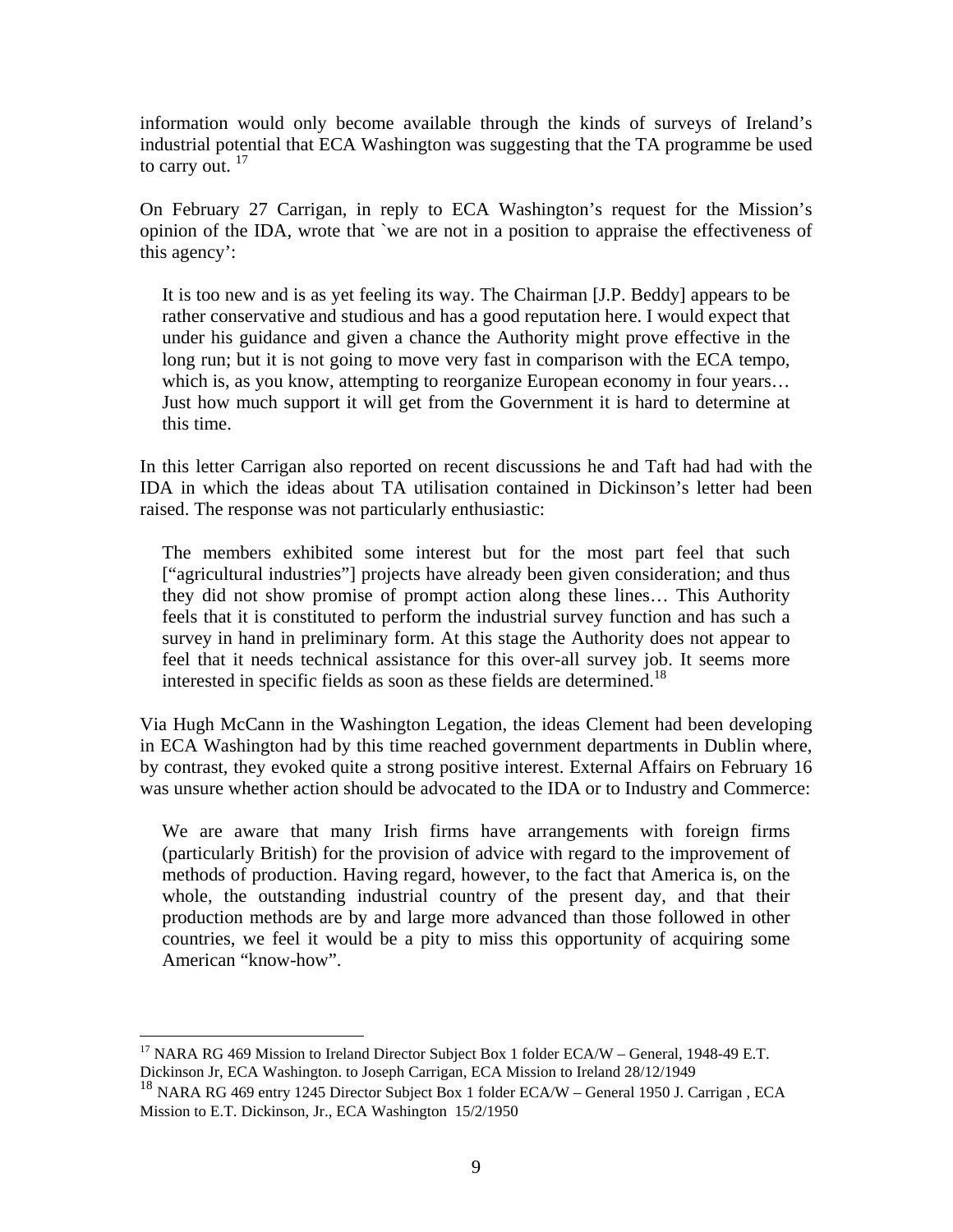information would only become available through the kinds of surveys of Ireland's industrial potential that ECA Washington was suggesting that the TA programme be used to carry out. [17]

On February 27 Carrigan, in reply to ECA Washington's request for the Mission's opinion of the IDA, wrote that `we are not in a position to appraise the effectiveness of this agency':

> It is too new and is as yet feeling its way. The Chairman [J.P. Beddy] appears to be rather conservative and studious and has a good reputation here. I would expect that under his guidance and given a chance the Authority might prove effective in the long run; but it is not going to move very fast in comparison with the ECA tempo, which is, as you know, attempting to reorganize European economy in four years… Just how much support it will get from the Government it is hard to determine at this time.

In this letter Carrigan also reported on recent discussions he and Taft had had with the IDA in which the ideas about TA utilisation contained in Dickinson's letter had been raised. The response was not particularly enthusiastic:

> The members exhibited some interest but for the most part feel that such ["agricultural industries"] projects have already been given consideration; and thus they did not show promise of prompt action along these lines… This Authority feels that it is constituted to perform the industrial survey function and has such a survey in hand in preliminary form. At this stage the Authority does not appear to feel that it needs technical assistance for this over-all survey job. It seems more interested in specific fields as soon as these fields are determined.[18]

Via Hugh McCann in the Washington Legation, the ideas Clement had been developing in ECA Washington had by this time reached government departments in Dublin where, by contrast, they evoked quite a strong positive interest. External Affairs on February 16 was unsure whether action should be advocated to the IDA or to Industry and Commerce:

> We are aware that many Irish firms have arrangements with foreign firms (particularly British) for the provision of advice with regard to the improvement of methods of production. Having regard, however, to the fact that America is, on the whole, the outstanding industrial country of the present day, and that their production methods are by and large more advanced than those followed in other countries, we feel it would be a pity to miss this opportunity of acquiring some American "know-how".

---

[17] NARA RG 469 Mission to Ireland Director Subject Box 1 folder ECA/W – General, 1948-49 E.T. Dickinson Jr, ECA Washington. to Joseph Carrigan, ECA Mission to Ireland 28/12/1949

[18] NARA RG 469 entry 1245 Director Subject Box 1 folder ECA/W – General 1950 J. Carrigan , ECA Mission to E.T. Dickinson, Jr., ECA Washington 15/2/1950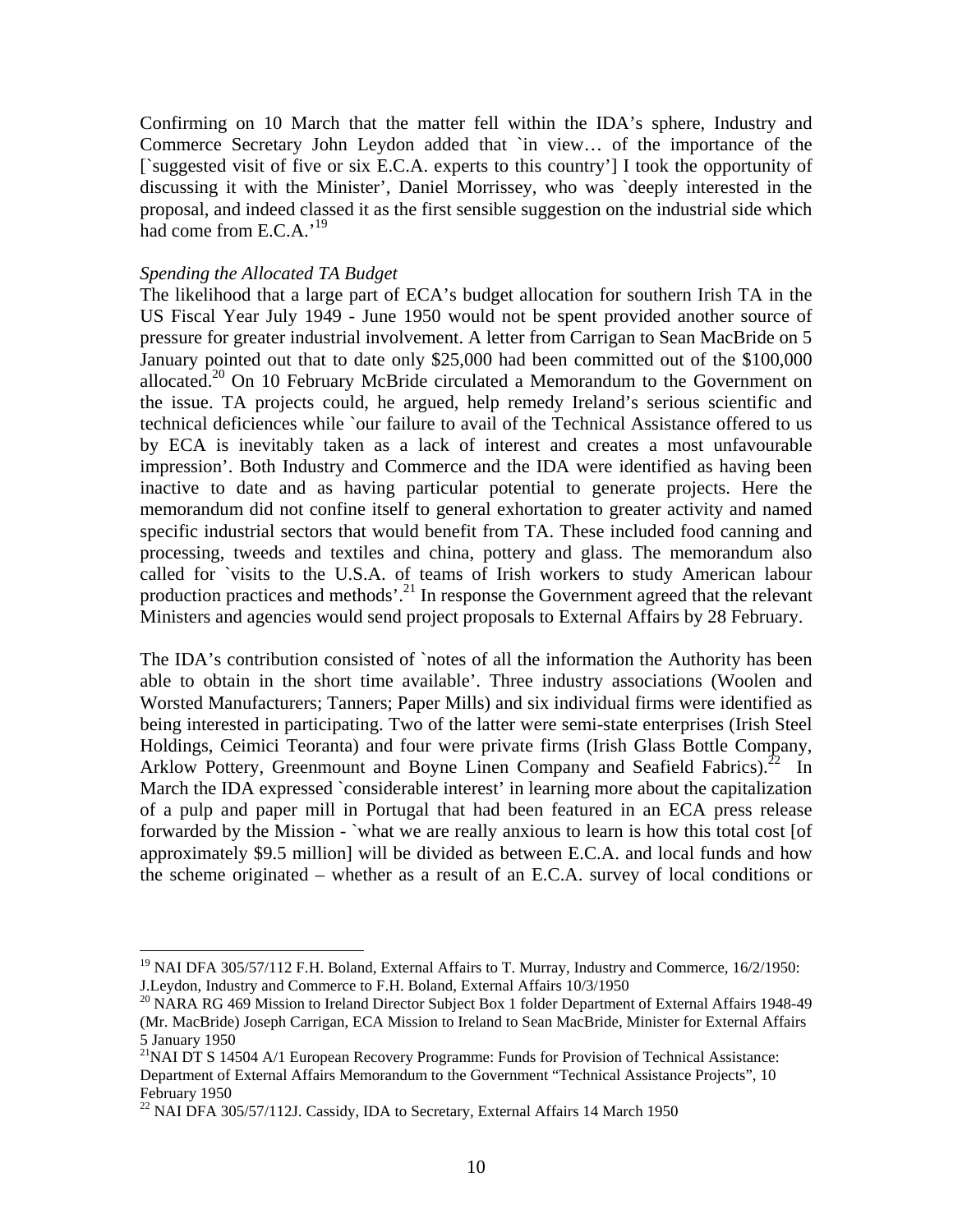Confirming on 10 March that the matter fell within the IDA's sphere, Industry and Commerce Secretary John Leydon added that `in view… of the importance of the [`suggested visit of five or six E.C.A. experts to this country'] I took the opportunity of discussing it with the Minister', Daniel Morrissey, who was `deeply interested in the proposal, and indeed classed it as the first sensible suggestion on the industrial side which had come from E.C.A.'[19]

*Spending the Allocated TA Budget*

The likelihood that a large part of ECA's budget allocation for southern Irish TA in the US Fiscal Year July 1949 - June 1950 would not be spent provided another source of pressure for greater industrial involvement. A letter from Carrigan to Sean MacBride on 5 January pointed out that to date only $25,000 had been committed out of the $100,000 allocated.[20] On 10 February McBride circulated a Memorandum to the Government on the issue. TA projects could, he argued, help remedy Ireland's serious scientific and technical deficiences while `our failure to avail of the Technical Assistance offered to us by ECA is inevitably taken as a lack of interest and creates a most unfavourable impression'. Both Industry and Commerce and the IDA were identified as having been inactive to date and as having particular potential to generate projects. Here the memorandum did not confine itself to general exhortation to greater activity and named specific industrial sectors that would benefit from TA. These included food canning and processing, tweeds and textiles and china, pottery and glass. The memorandum also called for `visits to the U.S.A. of teams of Irish workers to study American labour production practices and methods'.[21] In response the Government agreed that the relevant Ministers and agencies would send project proposals to External Affairs by 28 February.

The IDA's contribution consisted of `notes of all the information the Authority has been able to obtain in the short time available'. Three industry associations (Woolen and Worsted Manufacturers; Tanners; Paper Mills) and six individual firms were identified as being interested in participating. Two of the latter were semi-state enterprises (Irish Steel Holdings, Ceimici Teoranta) and four were private firms (Irish Glass Bottle Company, Arklow Pottery, Greenmount and Boyne Linen Company and Seafield Fabrics).[22] In March the IDA expressed `considerable interest' in learning more about the capitalization of a pulp and paper mill in Portugal that had been featured in an ECA press release forwarded by the Mission - `what we are really anxious to learn is how this total cost [of approximately $9.5 million] will be divided as between E.C.A. and local funds and how the scheme originated – whether as a result of an E.C.A. survey of local conditions or

---

[19] NAI DFA 305/57/112 F.H. Boland, External Affairs to T. Murray, Industry and Commerce, 16/2/1950: J.Leydon, Industry and Commerce to F.H. Boland, External Affairs 10/3/1950

[20] NARA RG 469 Mission to Ireland Director Subject Box 1 folder Department of External Affairs 1948-49 (Mr. MacBride) Joseph Carrigan, ECA Mission to Ireland to Sean MacBride, Minister for External Affairs 5 January 1950

[21] NAI DT S 14504 A/1 European Recovery Programme: Funds for Provision of Technical Assistance: Department of External Affairs Memorandum to the Government "Technical Assistance Projects", 10 February 1950

[22] NAI DFA 305/57/112J. Cassidy, IDA to Secretary, External Affairs 14 March 1950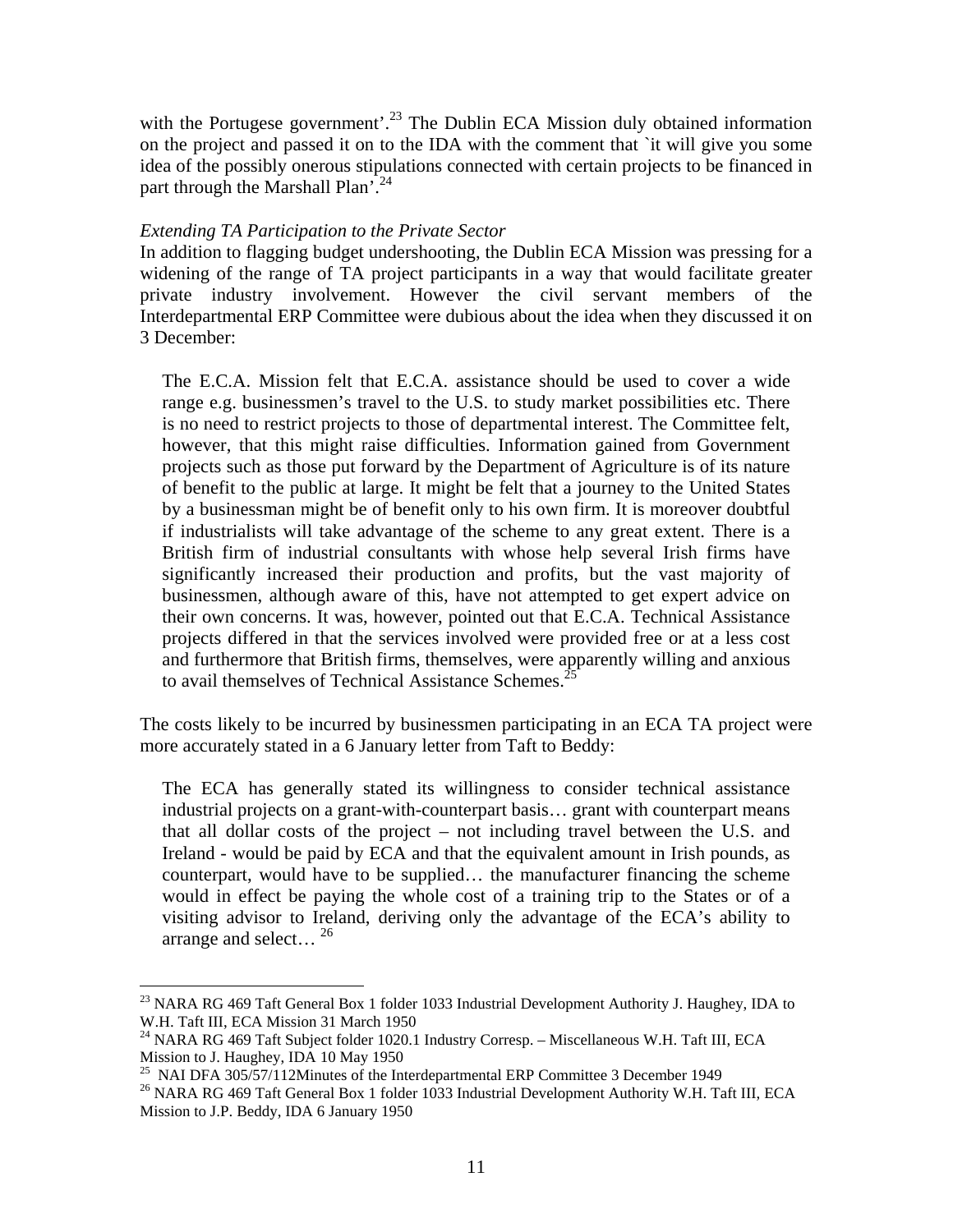with the Portugese government'.[23] The Dublin ECA Mission duly obtained information on the project and passed it on to the IDA with the comment that `it will give you some idea of the possibly onerous stipulations connected with certain projects to be financed in part through the Marshall Plan'.[24]

*Extending TA Participation to the Private Sector*

In addition to flagging budget undershooting, the Dublin ECA Mission was pressing for a widening of the range of TA project participants in a way that would facilitate greater private industry involvement. However the civil servant members of the Interdepartmental ERP Committee were dubious about the idea when they discussed it on 3 December:

> The E.C.A. Mission felt that E.C.A. assistance should be used to cover a wide range e.g. businessmen's travel to the U.S. to study market possibilities etc. There is no need to restrict projects to those of departmental interest. The Committee felt, however, that this might raise difficulties. Information gained from Government projects such as those put forward by the Department of Agriculture is of its nature of benefit to the public at large. It might be felt that a journey to the United States by a businessman might be of benefit only to his own firm. It is moreover doubtful if industrialists will take advantage of the scheme to any great extent. There is a British firm of industrial consultants with whose help several Irish firms have significantly increased their production and profits, but the vast majority of businessmen, although aware of this, have not attempted to get expert advice on their own concerns. It was, however, pointed out that E.C.A. Technical Assistance projects differed in that the services involved were provided free or at a less cost and furthermore that British firms, themselves, were apparently willing and anxious to avail themselves of Technical Assistance Schemes.[25]

The costs likely to be incurred by businessmen participating in an ECA TA project were more accurately stated in a 6 January letter from Taft to Beddy:

> The ECA has generally stated its willingness to consider technical assistance industrial projects on a grant-with-counterpart basis… grant with counterpart means that all dollar costs of the project – not including travel between the U.S. and Ireland - would be paid by ECA and that the equivalent amount in Irish pounds, as counterpart, would have to be supplied… the manufacturer financing the scheme would in effect be paying the whole cost of a training trip to the States or of a visiting advisor to Ireland, deriving only the advantage of the ECA's ability to arrange and select… [26]

---

[23] NARA RG 469 Taft General Box 1 folder 1033 Industrial Development Authority J. Haughey, IDA to W.H. Taft III, ECA Mission 31 March 1950

[24] NARA RG 469 Taft Subject folder 1020.1 Industry Corresp. – Miscellaneous W.H. Taft III, ECA Mission to J. Haughey, IDA 10 May 1950

[25] NAI DFA 305/57/112Minutes of the Interdepartmental ERP Committee 3 December 1949

[26] NARA RG 469 Taft General Box 1 folder 1033 Industrial Development Authority W.H. Taft III, ECA Mission to J.P. Beddy, IDA 6 January 1950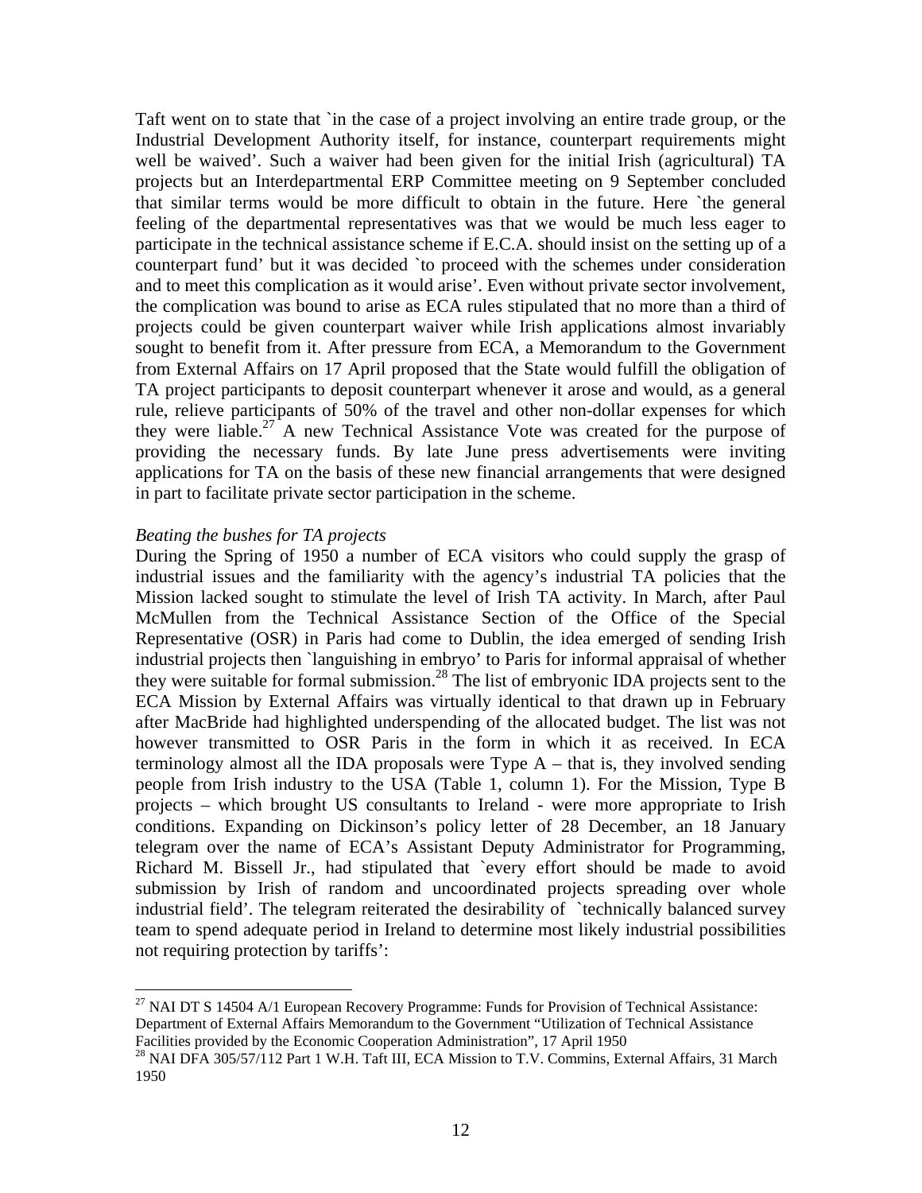Taft went on to state that `in the case of a project involving an entire trade group, or the Industrial Development Authority itself, for instance, counterpart requirements might well be waived'. Such a waiver had been given for the initial Irish (agricultural) TA projects but an Interdepartmental ERP Committee meeting on 9 September concluded that similar terms would be more difficult to obtain in the future. Here `the general feeling of the departmental representatives was that we would be much less eager to participate in the technical assistance scheme if E.C.A. should insist on the setting up of a counterpart fund' but it was decided `to proceed with the schemes under consideration and to meet this complication as it would arise'. Even without private sector involvement, the complication was bound to arise as ECA rules stipulated that no more than a third of projects could be given counterpart waiver while Irish applications almost invariably sought to benefit from it. After pressure from ECA, a Memorandum to the Government from External Affairs on 17 April proposed that the State would fulfill the obligation of TA project participants to deposit counterpart whenever it arose and would, as a general rule, relieve participants of 50% of the travel and other non-dollar expenses for which they were liable.[27] A new Technical Assistance Vote was created for the purpose of providing the necessary funds. By late June press advertisements were inviting applications for TA on the basis of these new financial arrangements that were designed in part to facilitate private sector participation in the scheme.

*Beating the bushes for TA projects*

During the Spring of 1950 a number of ECA visitors who could supply the grasp of industrial issues and the familiarity with the agency's industrial TA policies that the Mission lacked sought to stimulate the level of Irish TA activity. In March, after Paul McMullen from the Technical Assistance Section of the Office of the Special Representative (OSR) in Paris had come to Dublin, the idea emerged of sending Irish industrial projects then `languishing in embryo' to Paris for informal appraisal of whether they were suitable for formal submission.[28] The list of embryonic IDA projects sent to the ECA Mission by External Affairs was virtually identical to that drawn up in February after MacBride had highlighted underspending of the allocated budget. The list was not however transmitted to OSR Paris in the form in which it as received. In ECA terminology almost all the IDA proposals were Type A – that is, they involved sending people from Irish industry to the USA (Table 1, column 1). For the Mission, Type B projects – which brought US consultants to Ireland - were more appropriate to Irish conditions. Expanding on Dickinson's policy letter of 28 December, an 18 January telegram over the name of ECA's Assistant Deputy Administrator for Programming, Richard M. Bissell Jr., had stipulated that `every effort should be made to avoid submission by Irish of random and uncoordinated projects spreading over whole industrial field'. The telegram reiterated the desirability of `technically balanced survey team to spend adequate period in Ireland to determine most likely industrial possibilities not requiring protection by tariffs':

---

[27] NAI DT S 14504 A/1 European Recovery Programme: Funds for Provision of Technical Assistance: Department of External Affairs Memorandum to the Government "Utilization of Technical Assistance Facilities provided by the Economic Cooperation Administration", 17 April 1950

[28] NAI DFA 305/57/112 Part 1 W.H. Taft III, ECA Mission to T.V. Commins, External Affairs, 31 March 1950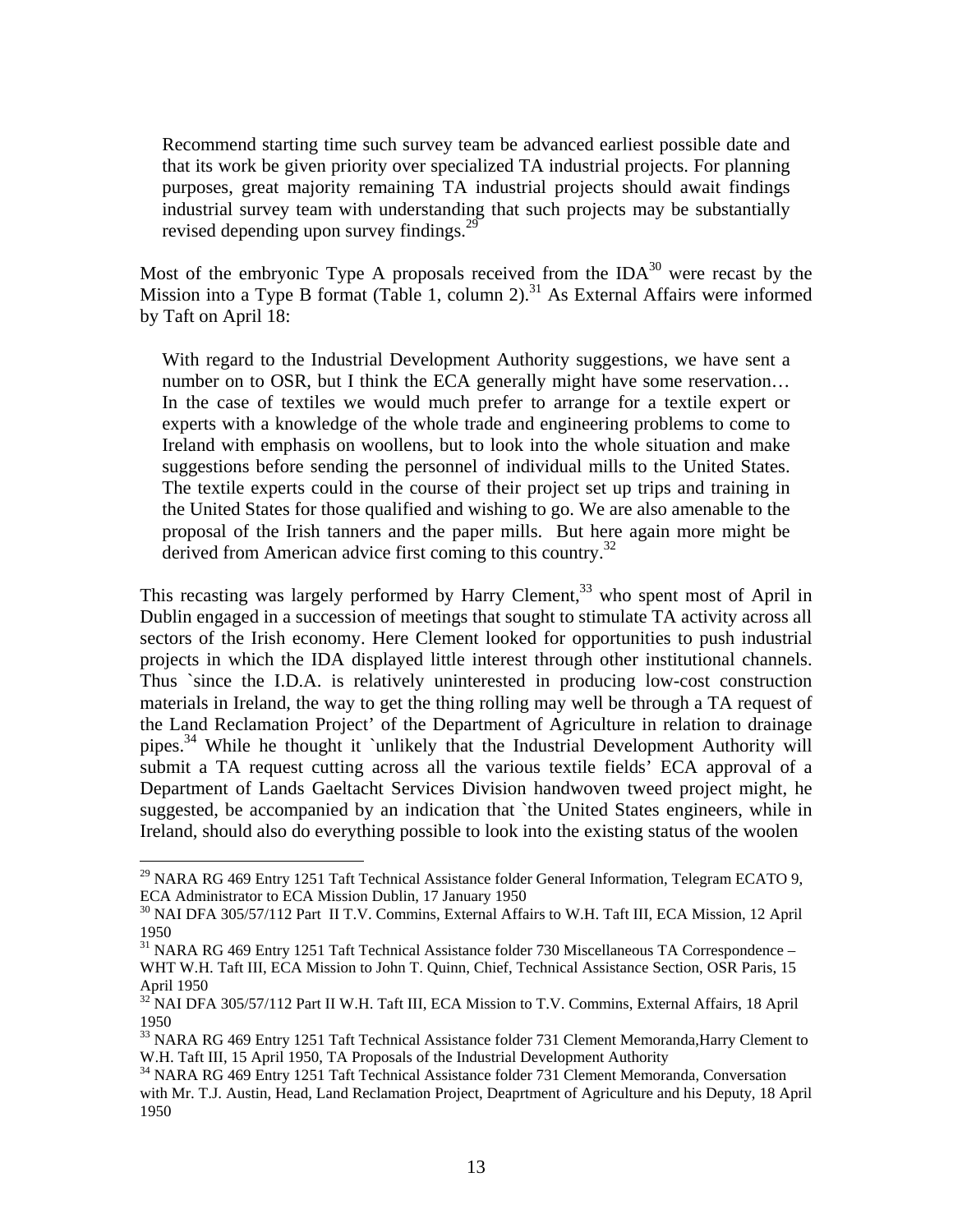> Recommend starting time such survey team be advanced earliest possible date and that its work be given priority over specialized TA industrial projects. For planning purposes, great majority remaining TA industrial projects should await findings industrial survey team with understanding that such projects may be substantially revised depending upon survey findings.[29]

Most of the embryonic Type A proposals received from the IDA[30] were recast by the Mission into a Type B format (Table 1, column 2).[31] As External Affairs were informed by Taft on April 18:

> With regard to the Industrial Development Authority suggestions, we have sent a number on to OSR, but I think the ECA generally might have some reservation… In the case of textiles we would much prefer to arrange for a textile expert or experts with a knowledge of the whole trade and engineering problems to come to Ireland with emphasis on woollens, but to look into the whole situation and make suggestions before sending the personnel of individual mills to the United States. The textile experts could in the course of their project set up trips and training in the United States for those qualified and wishing to go. We are also amenable to the proposal of the Irish tanners and the paper mills. But here again more might be derived from American advice first coming to this country.[32]

This recasting was largely performed by Harry Clement,[33] who spent most of April in Dublin engaged in a succession of meetings that sought to stimulate TA activity across all sectors of the Irish economy. Here Clement looked for opportunities to push industrial projects in which the IDA displayed little interest through other institutional channels. Thus `since the I.D.A. is relatively uninterested in producing low-cost construction materials in Ireland, the way to get the thing rolling may well be through a TA request of the Land Reclamation Project' of the Department of Agriculture in relation to drainage pipes.[34] While he thought it `unlikely that the Industrial Development Authority will submit a TA request cutting across all the various textile fields' ECA approval of a Department of Lands Gaeltacht Services Division handwoven tweed project might, he suggested, be accompanied by an indication that `the United States engineers, while in Ireland, should also do everything possible to look into the existing status of the woolen

---

[29] NARA RG 469 Entry 1251 Taft Technical Assistance folder General Information, Telegram ECATO 9, ECA Administrator to ECA Mission Dublin, 17 January 1950

[30] NAI DFA 305/57/112 Part II T.V. Commins, External Affairs to W.H. Taft III, ECA Mission, 12 April 1950

[31] NARA RG 469 Entry 1251 Taft Technical Assistance folder 730 Miscellaneous TA Correspondence – WHT W.H. Taft III, ECA Mission to John T. Quinn, Chief, Technical Assistance Section, OSR Paris, 15 April 1950

[32] NAI DFA 305/57/112 Part II W.H. Taft III, ECA Mission to T.V. Commins, External Affairs, 18 April 1950

[33] NARA RG 469 Entry 1251 Taft Technical Assistance folder 731 Clement Memoranda,Harry Clement to W.H. Taft III, 15 April 1950, TA Proposals of the Industrial Development Authority

[34] NARA RG 469 Entry 1251 Taft Technical Assistance folder 731 Clement Memoranda, Conversation with Mr. T.J. Austin, Head, Land Reclamation Project, Deaprtment of Agriculture and his Deputy, 18 April 1950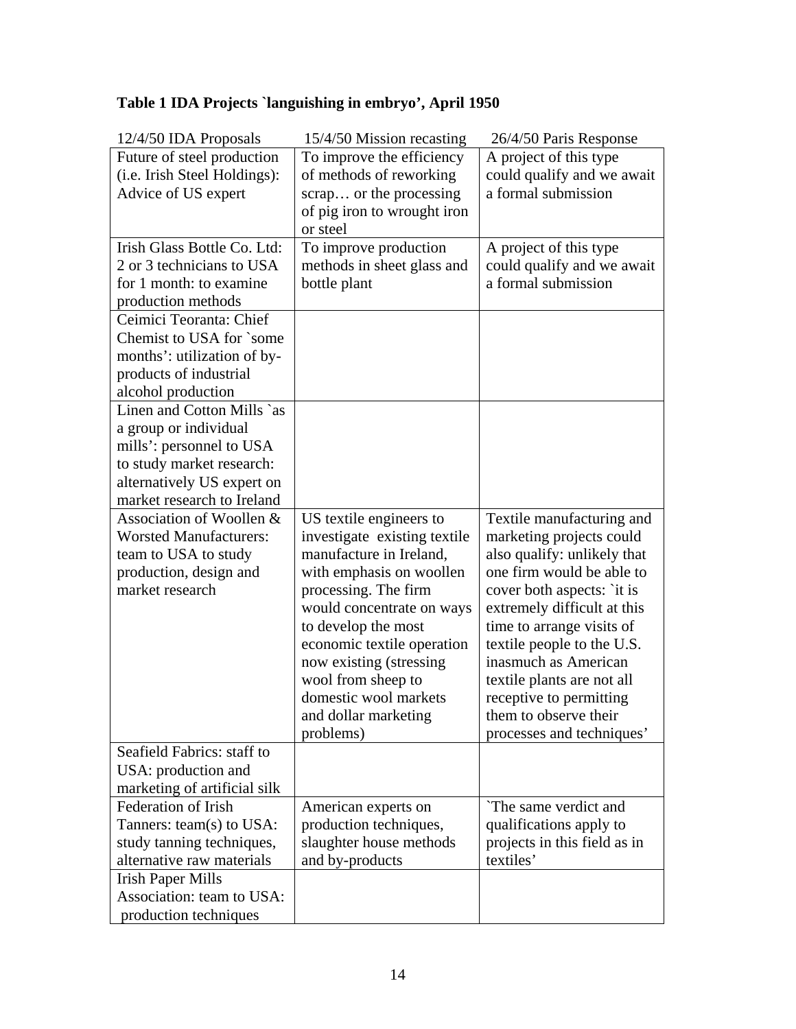**Table 1 IDA Projects `languishing in embryo', April 1950**

| 12/4/50 IDA Proposals | 15/4/50 Mission recasting | 26/4/50 Paris Response |
|---|---|---|
| Future of steel production (i.e. Irish Steel Holdings): Advice of US expert | To improve the efficiency of methods of reworking scrap… or the processing of pig iron to wrought iron or steel | A project of this type could qualify and we await a formal submission |
| Irish Glass Bottle Co. Ltd: 2 or 3 technicians to USA for 1 month: to examine production methods | To improve production methods in sheet glass and bottle plant | A project of this type could qualify and we await a formal submission |
| Ceimici Teoranta: Chief Chemist to USA for `some months': utilization of by-products of industrial alcohol production | | |
| Linen and Cotton Mills `as a group or individual mills': personnel to USA to study market research: alternatively US expert on market research to Ireland | | |
| Association of Woollen & Worsted Manufacturers: team to USA to study production, design and market research | US textile engineers to investigate existing textile manufacture in Ireland, with emphasis on woollen processing. The firm would concentrate on ways to develop the most economic textile operation now existing (stressing wool from sheep to domestic wool markets and dollar marketing problems) | Textile manufacturing and marketing projects could also qualify: unlikely that one firm would be able to cover both aspects: `it is extremely difficult at this time to arrange visits of textile people to the U.S. inasmuch as American textile plants are not all receptive to permitting them to observe their processes and techniques' |
| Seafield Fabrics: staff to USA: production and marketing of artificial silk | | |
| Federation of Irish Tanners: team(s) to USA: study tanning techniques, alternative raw materials | American experts on production techniques, slaughter house methods and by-products | `The same verdict and qualifications apply to projects in this field as in textiles' |
| Irish Paper Mills Association: team to USA: production techniques | | |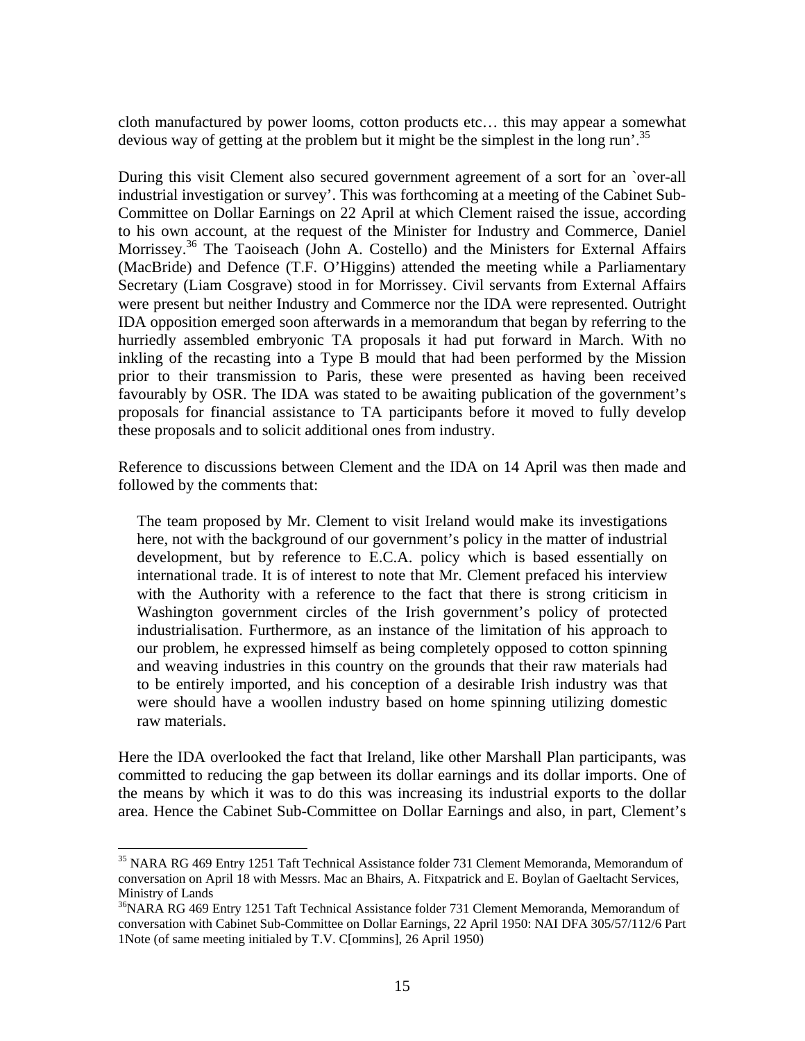cloth manufactured by power looms, cotton products etc… this may appear a somewhat devious way of getting at the problem but it might be the simplest in the long run'.[35]

During this visit Clement also secured government agreement of a sort for an `over-all industrial investigation or survey'. This was forthcoming at a meeting of the Cabinet Sub-Committee on Dollar Earnings on 22 April at which Clement raised the issue, according to his own account, at the request of the Minister for Industry and Commerce, Daniel Morrissey.[36] The Taoiseach (John A. Costello) and the Ministers for External Affairs (MacBride) and Defence (T.F. O'Higgins) attended the meeting while a Parliamentary Secretary (Liam Cosgrave) stood in for Morrissey. Civil servants from External Affairs were present but neither Industry and Commerce nor the IDA were represented. Outright IDA opposition emerged soon afterwards in a memorandum that began by referring to the hurriedly assembled embryonic TA proposals it had put forward in March. With no inkling of the recasting into a Type B mould that had been performed by the Mission prior to their transmission to Paris, these were presented as having been received favourably by OSR. The IDA was stated to be awaiting publication of the government's proposals for financial assistance to TA participants before it moved to fully develop these proposals and to solicit additional ones from industry.

Reference to discussions between Clement and the IDA on 14 April was then made and followed by the comments that:

> The team proposed by Mr. Clement to visit Ireland would make its investigations here, not with the background of our government's policy in the matter of industrial development, but by reference to E.C.A. policy which is based essentially on international trade. It is of interest to note that Mr. Clement prefaced his interview with the Authority with a reference to the fact that there is strong criticism in Washington government circles of the Irish government's policy of protected industrialisation. Furthermore, as an instance of the limitation of his approach to our problem, he expressed himself as being completely opposed to cotton spinning and weaving industries in this country on the grounds that their raw materials had to be entirely imported, and his conception of a desirable Irish industry was that were should have a woollen industry based on home spinning utilizing domestic raw materials.

Here the IDA overlooked the fact that Ireland, like other Marshall Plan participants, was committed to reducing the gap between its dollar earnings and its dollar imports. One of the means by which it was to do this was increasing its industrial exports to the dollar area. Hence the Cabinet Sub-Committee on Dollar Earnings and also, in part, Clement's

---

[35] NARA RG 469 Entry 1251 Taft Technical Assistance folder 731 Clement Memoranda, Memorandum of conversation on April 18 with Messrs. Mac an Bhairs, A. Fitxpatrick and E. Boylan of Gaeltacht Services, Ministry of Lands

[36] NARA RG 469 Entry 1251 Taft Technical Assistance folder 731 Clement Memoranda, Memorandum of conversation with Cabinet Sub-Committee on Dollar Earnings, 22 April 1950: NAI DFA 305/57/112/6 Part 1Note (of same meeting initialed by T.V. C[ommins], 26 April 1950)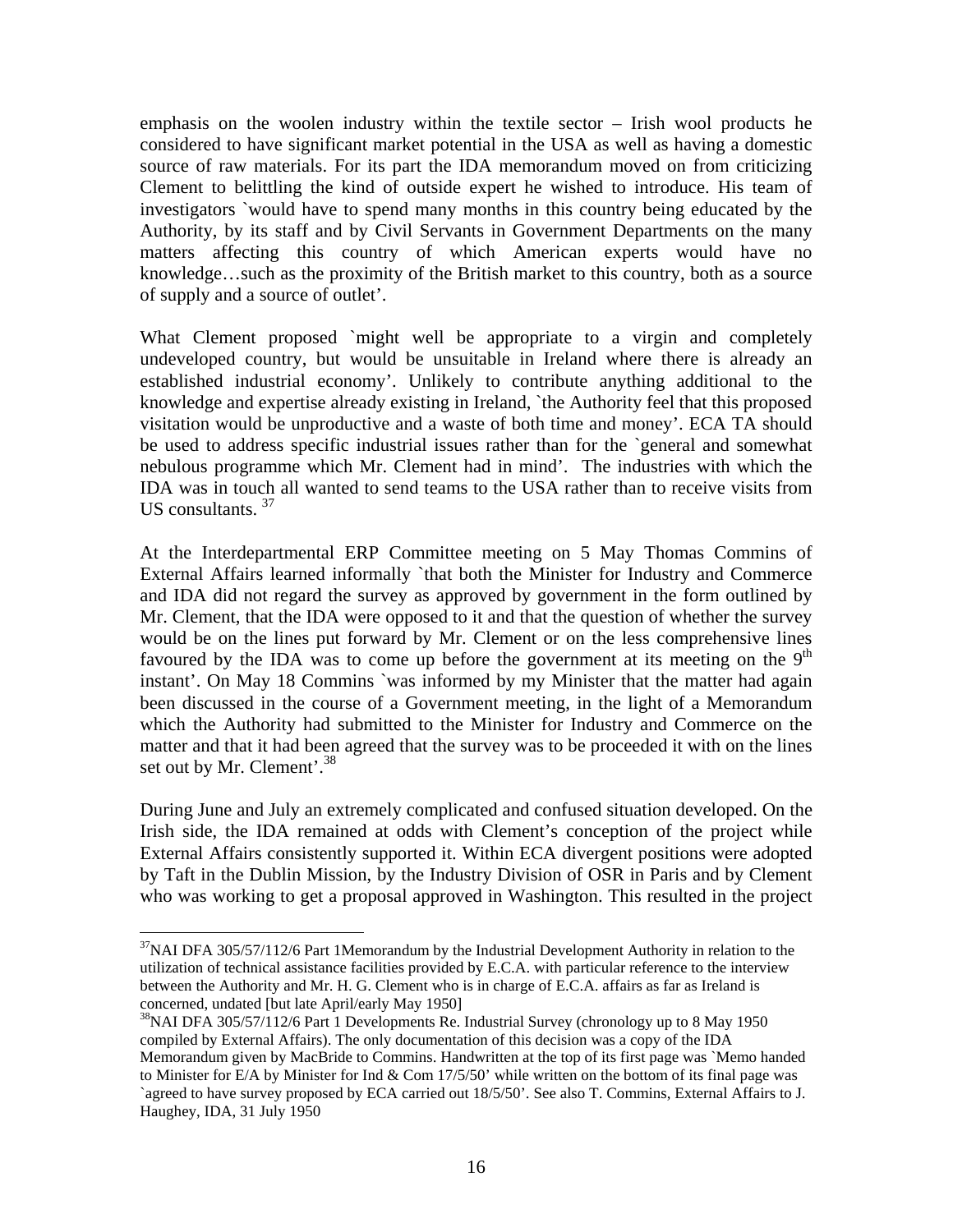emphasis on the woolen industry within the textile sector – Irish wool products he considered to have significant market potential in the USA as well as having a domestic source of raw materials. For its part the IDA memorandum moved on from criticizing Clement to belittling the kind of outside expert he wished to introduce. His team of investigators `would have to spend many months in this country being educated by the Authority, by its staff and by Civil Servants in Government Departments on the many matters affecting this country of which American experts would have no knowledge…such as the proximity of the British market to this country, both as a source of supply and a source of outlet'.

What Clement proposed `might well be appropriate to a virgin and completely undeveloped country, but would be unsuitable in Ireland where there is already an established industrial economy'. Unlikely to contribute anything additional to the knowledge and expertise already existing in Ireland, `the Authority feel that this proposed visitation would be unproductive and a waste of both time and money'. ECA TA should be used to address specific industrial issues rather than for the `general and somewhat nebulous programme which Mr. Clement had in mind'. The industries with which the IDA was in touch all wanted to send teams to the USA rather than to receive visits from US consultants. [37]

At the Interdepartmental ERP Committee meeting on 5 May Thomas Commins of External Affairs learned informally `that both the Minister for Industry and Commerce and IDA did not regard the survey as approved by government in the form outlined by Mr. Clement, that the IDA were opposed to it and that the question of whether the survey would be on the lines put forward by Mr. Clement or on the less comprehensive lines favoured by the IDA was to come up before the government at its meeting on the 9th instant'. On May 18 Commins `was informed by my Minister that the matter had again been discussed in the course of a Government meeting, in the light of a Memorandum which the Authority had submitted to the Minister for Industry and Commerce on the matter and that it had been agreed that the survey was to be proceeded it with on the lines set out by Mr. Clement'.[38]

During June and July an extremely complicated and confused situation developed. On the Irish side, the IDA remained at odds with Clement's conception of the project while External Affairs consistently supported it. Within ECA divergent positions were adopted by Taft in the Dublin Mission, by the Industry Division of OSR in Paris and by Clement who was working to get a proposal approved in Washington. This resulted in the project

---

[37] NAI DFA 305/57/112/6 Part 1Memorandum by the Industrial Development Authority in relation to the utilization of technical assistance facilities provided by E.C.A. with particular reference to the interview between the Authority and Mr. H. G. Clement who is in charge of E.C.A. affairs as far as Ireland is concerned, undated [but late April/early May 1950]

[38] NAI DFA 305/57/112/6 Part 1 Developments Re. Industrial Survey (chronology up to 8 May 1950 compiled by External Affairs). The only documentation of this decision was a copy of the IDA Memorandum given by MacBride to Commins. Handwritten at the top of its first page was `Memo handed to Minister for E/A by Minister for Ind & Com 17/5/50' while written on the bottom of its final page was `agreed to have survey proposed by ECA carried out 18/5/50'. See also T. Commins, External Affairs to J. Haughey, IDA, 31 July 1950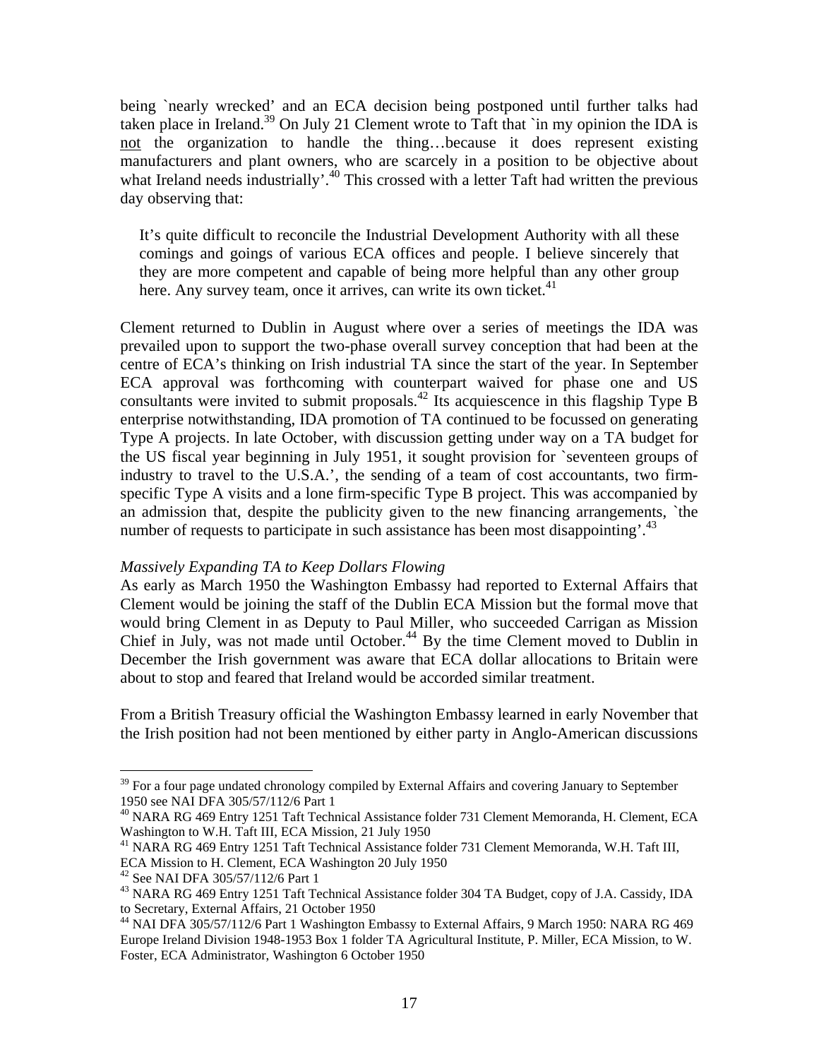being `nearly wrecked' and an ECA decision being postponed until further talks had taken place in Ireland.[39] On July 21 Clement wrote to Taft that `in my opinion the IDA is not the organization to handle the thing…because it does represent existing manufacturers and plant owners, who are scarcely in a position to be objective about what Ireland needs industrially'.[40] This crossed with a letter Taft had written the previous day observing that:

> It's quite difficult to reconcile the Industrial Development Authority with all these comings and goings of various ECA offices and people. I believe sincerely that they are more competent and capable of being more helpful than any other group here. Any survey team, once it arrives, can write its own ticket.[41]

Clement returned to Dublin in August where over a series of meetings the IDA was prevailed upon to support the two-phase overall survey conception that had been at the centre of ECA's thinking on Irish industrial TA since the start of the year. In September ECA approval was forthcoming with counterpart waived for phase one and US consultants were invited to submit proposals.[42] Its acquiescence in this flagship Type B enterprise notwithstanding, IDA promotion of TA continued to be focussed on generating Type A projects. In late October, with discussion getting under way on a TA budget for the US fiscal year beginning in July 1951, it sought provision for `seventeen groups of industry to travel to the U.S.A.', the sending of a team of cost accountants, two firm-specific Type A visits and a lone firm-specific Type B project. This was accompanied by an admission that, despite the publicity given to the new financing arrangements, `the number of requests to participate in such assistance has been most disappointing'.[43]

*Massively Expanding TA to Keep Dollars Flowing*

As early as March 1950 the Washington Embassy had reported to External Affairs that Clement would be joining the staff of the Dublin ECA Mission but the formal move that would bring Clement in as Deputy to Paul Miller, who succeeded Carrigan as Mission Chief in July, was not made until October.[44] By the time Clement moved to Dublin in December the Irish government was aware that ECA dollar allocations to Britain were about to stop and feared that Ireland would be accorded similar treatment.

From a British Treasury official the Washington Embassy learned in early November that the Irish position had not been mentioned by either party in Anglo-American discussions

---

[39] For a four page undated chronology compiled by External Affairs and covering January to September 1950 see NAI DFA 305/57/112/6 Part 1

[40] NARA RG 469 Entry 1251 Taft Technical Assistance folder 731 Clement Memoranda, H. Clement, ECA Washington to W.H. Taft III, ECA Mission, 21 July 1950

[41] NARA RG 469 Entry 1251 Taft Technical Assistance folder 731 Clement Memoranda, W.H. Taft III, ECA Mission to H. Clement, ECA Washington 20 July 1950

[42] See NAI DFA 305/57/112/6 Part 1

[43] NARA RG 469 Entry 1251 Taft Technical Assistance folder 304 TA Budget, copy of J.A. Cassidy, IDA to Secretary, External Affairs, 21 October 1950

[44] NAI DFA 305/57/112/6 Part 1 Washington Embassy to External Affairs, 9 March 1950: NARA RG 469 Europe Ireland Division 1948-1953 Box 1 folder TA Agricultural Institute, P. Miller, ECA Mission, to W. Foster, ECA Administrator, Washington 6 October 1950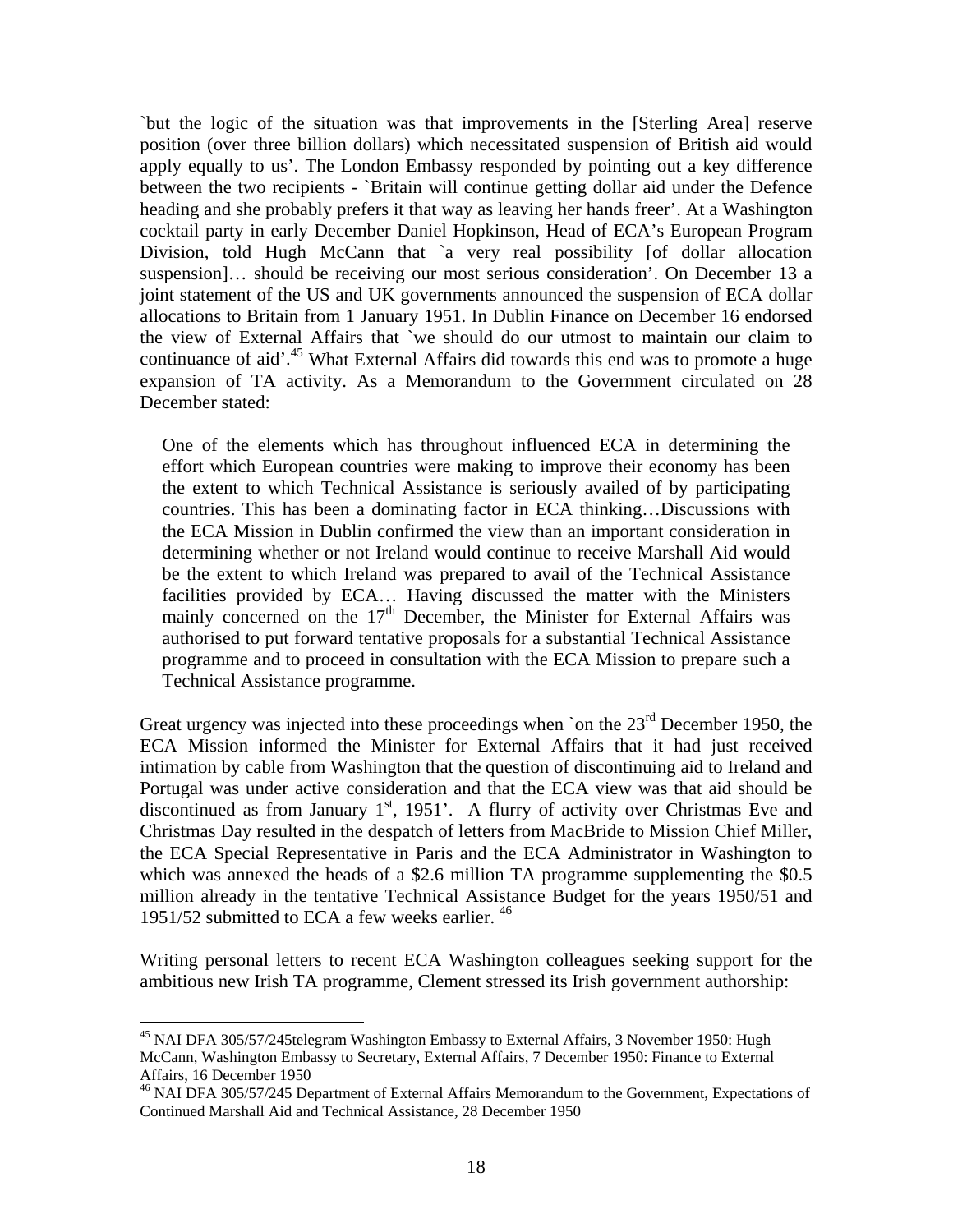`but the logic of the situation was that improvements in the [Sterling Area] reserve position (over three billion dollars) which necessitated suspension of British aid would apply equally to us'. The London Embassy responded by pointing out a key difference between the two recipients - `Britain will continue getting dollar aid under the Defence heading and she probably prefers it that way as leaving her hands freer'. At a Washington cocktail party in early December Daniel Hopkinson, Head of ECA's European Program Division, told Hugh McCann that `a very real possibility [of dollar allocation suspension]… should be receiving our most serious consideration'. On December 13 a joint statement of the US and UK governments announced the suspension of ECA dollar allocations to Britain from 1 January 1951. In Dublin Finance on December 16 endorsed the view of External Affairs that `we should do our utmost to maintain our claim to continuance of aid'.[45] What External Affairs did towards this end was to promote a huge expansion of TA activity. As a Memorandum to the Government circulated on 28 December stated:

> One of the elements which has throughout influenced ECA in determining the effort which European countries were making to improve their economy has been the extent to which Technical Assistance is seriously availed of by participating countries. This has been a dominating factor in ECA thinking…Discussions with the ECA Mission in Dublin confirmed the view than an important consideration in determining whether or not Ireland would continue to receive Marshall Aid would be the extent to which Ireland was prepared to avail of the Technical Assistance facilities provided by ECA… Having discussed the matter with the Ministers mainly concerned on the 17th December, the Minister for External Affairs was authorised to put forward tentative proposals for a substantial Technical Assistance programme and to proceed in consultation with the ECA Mission to prepare such a Technical Assistance programme.

Great urgency was injected into these proceedings when `on the 23rd December 1950, the ECA Mission informed the Minister for External Affairs that it had just received intimation by cable from Washington that the question of discontinuing aid to Ireland and Portugal was under active consideration and that the ECA view was that aid should be discontinued as from January 1st, 1951'. A flurry of activity over Christmas Eve and Christmas Day resulted in the despatch of letters from MacBride to Mission Chief Miller, the ECA Special Representative in Paris and the ECA Administrator in Washington to which was annexed the heads of a \$2.6 million TA programme supplementing the \$0.5 million already in the tentative Technical Assistance Budget for the years 1950/51 and 1951/52 submitted to ECA a few weeks earlier.[46]

Writing personal letters to recent ECA Washington colleagues seeking support for the ambitious new Irish TA programme, Clement stressed its Irish government authorship:

---

[45] NAI DFA 305/57/245telegram Washington Embassy to External Affairs, 3 November 1950: Hugh McCann, Washington Embassy to Secretary, External Affairs, 7 December 1950: Finance to External Affairs, 16 December 1950

[46] NAI DFA 305/57/245 Department of External Affairs Memorandum to the Government, Expectations of Continued Marshall Aid and Technical Assistance, 28 December 1950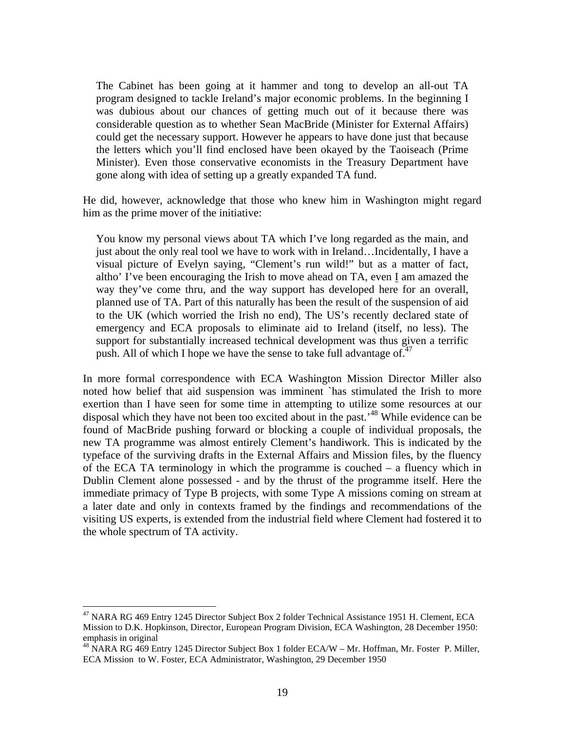> The Cabinet has been going at it hammer and tong to develop an all-out TA program designed to tackle Ireland's major economic problems. In the beginning I was dubious about our chances of getting much out of it because there was considerable question as to whether Sean MacBride (Minister for External Affairs) could get the necessary support. However he appears to have done just that because the letters which you'll find enclosed have been okayed by the Taoiseach (Prime Minister). Even those conservative economists in the Treasury Department have gone along with idea of setting up a greatly expanded TA fund.

He did, however, acknowledge that those who knew him in Washington might regard him as the prime mover of the initiative:

> You know my personal views about TA which I've long regarded as the main, and just about the only real tool we have to work with in Ireland…Incidentally, I have a visual picture of Evelyn saying, "Clement's run wild!" but as a matter of fact, altho' I've been encouraging the Irish to move ahead on TA, even <u>I</u> am amazed the way they've come thru, and the way support has developed here for an overall, planned use of TA. Part of this naturally has been the result of the suspension of aid to the UK (which worried the Irish no end), The US's recently declared state of emergency and ECA proposals to eliminate aid to Ireland (itself, no less). The support for substantially increased technical development was thus given a terrific push. All of which I hope we have the sense to take full advantage of.[47]

In more formal correspondence with ECA Washington Mission Director Miller also noted how belief that aid suspension was imminent `has stimulated the Irish to more exertion than I have seen for some time in attempting to utilize some resources at our disposal which they have not been too excited about in the past.'[48] While evidence can be found of MacBride pushing forward or blocking a couple of individual proposals, the new TA programme was almost entirely Clement's handiwork. This is indicated by the typeface of the surviving drafts in the External Affairs and Mission files, by the fluency of the ECA TA terminology in which the programme is couched – a fluency which in Dublin Clement alone possessed - and by the thrust of the programme itself. Here the immediate primacy of Type B projects, with some Type A missions coming on stream at a later date and only in contexts framed by the findings and recommendations of the visiting US experts, is extended from the industrial field where Clement had fostered it to the whole spectrum of TA activity.

---

[47] NARA RG 469 Entry 1245 Director Subject Box 2 folder Technical Assistance 1951 H. Clement, ECA Mission to D.K. Hopkinson, Director, European Program Division, ECA Washington, 28 December 1950: emphasis in original

[48] NARA RG 469 Entry 1245 Director Subject Box 1 folder ECA/W – Mr. Hoffman, Mr. Foster P. Miller, ECA Mission to W. Foster, ECA Administrator, Washington, 29 December 1950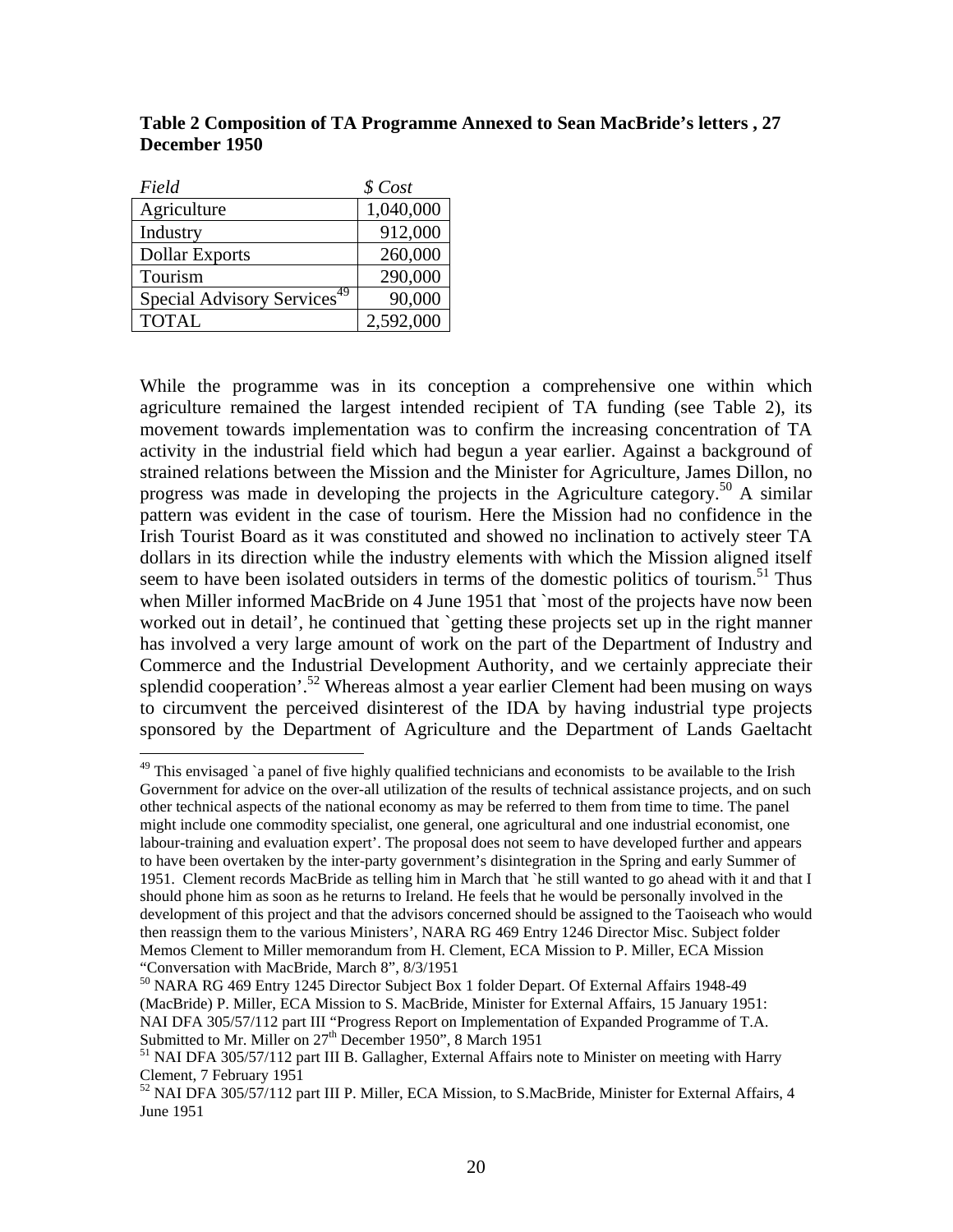**Table 2 Composition of TA Programme Annexed to Sean MacBride's letters , 27 December 1950**

| *Field* | *$ Cost* |
|---|---|
| Agriculture | 1,040,000 |
| Industry | 912,000 |
| Dollar Exports | 260,000 |
| Tourism | 290,000 |
| Special Advisory Services[49] | 90,000 |
| TOTAL | 2,592,000 |

While the programme was in its conception a comprehensive one within which agriculture remained the largest intended recipient of TA funding (see Table 2), its movement towards implementation was to confirm the increasing concentration of TA activity in the industrial field which had begun a year earlier. Against a background of strained relations between the Mission and the Minister for Agriculture, James Dillon, no progress was made in developing the projects in the Agriculture category.[50] A similar pattern was evident in the case of tourism. Here the Mission had no confidence in the Irish Tourist Board as it was constituted and showed no inclination to actively steer TA dollars in its direction while the industry elements with which the Mission aligned itself seem to have been isolated outsiders in terms of the domestic politics of tourism.[51] Thus when Miller informed MacBride on 4 June 1951 that `most of the projects have now been worked out in detail', he continued that `getting these projects set up in the right manner has involved a very large amount of work on the part of the Department of Industry and Commerce and the Industrial Development Authority, and we certainly appreciate their splendid cooperation'.[52] Whereas almost a year earlier Clement had been musing on ways to circumvent the perceived disinterest of the IDA by having industrial type projects sponsored by the Department of Agriculture and the Department of Lands Gaeltacht

---

[49] This envisaged `a panel of five highly qualified technicians and economists to be available to the Irish Government for advice on the over-all utilization of the results of technical assistance projects, and on such other technical aspects of the national economy as may be referred to them from time to time. The panel might include one commodity specialist, one general, one agricultural and one industrial economist, one labour-training and evaluation expert'. The proposal does not seem to have developed further and appears to have been overtaken by the inter-party government's disintegration in the Spring and early Summer of 1951. Clement records MacBride as telling him in March that `he still wanted to go ahead with it and that I should phone him as soon as he returns to Ireland. He feels that he would be personally involved in the development of this project and that the advisors concerned should be assigned to the Taoiseach who would then reassign them to the various Ministers', NARA RG 469 Entry 1246 Director Misc. Subject folder Memos Clement to Miller memorandum from H. Clement, ECA Mission to P. Miller, ECA Mission "Conversation with MacBride, March 8", 8/3/1951

[50] NARA RG 469 Entry 1245 Director Subject Box 1 folder Depart. Of External Affairs 1948-49 (MacBride) P. Miller, ECA Mission to S. MacBride, Minister for External Affairs, 15 January 1951: NAI DFA 305/57/112 part III "Progress Report on Implementation of Expanded Programme of T.A. Submitted to Mr. Miller on 27th December 1950", 8 March 1951

[51] NAI DFA 305/57/112 part III B. Gallagher, External Affairs note to Minister on meeting with Harry Clement, 7 February 1951

[52] NAI DFA 305/57/112 part III P. Miller, ECA Mission, to S.MacBride, Minister for External Affairs, 4 June 1951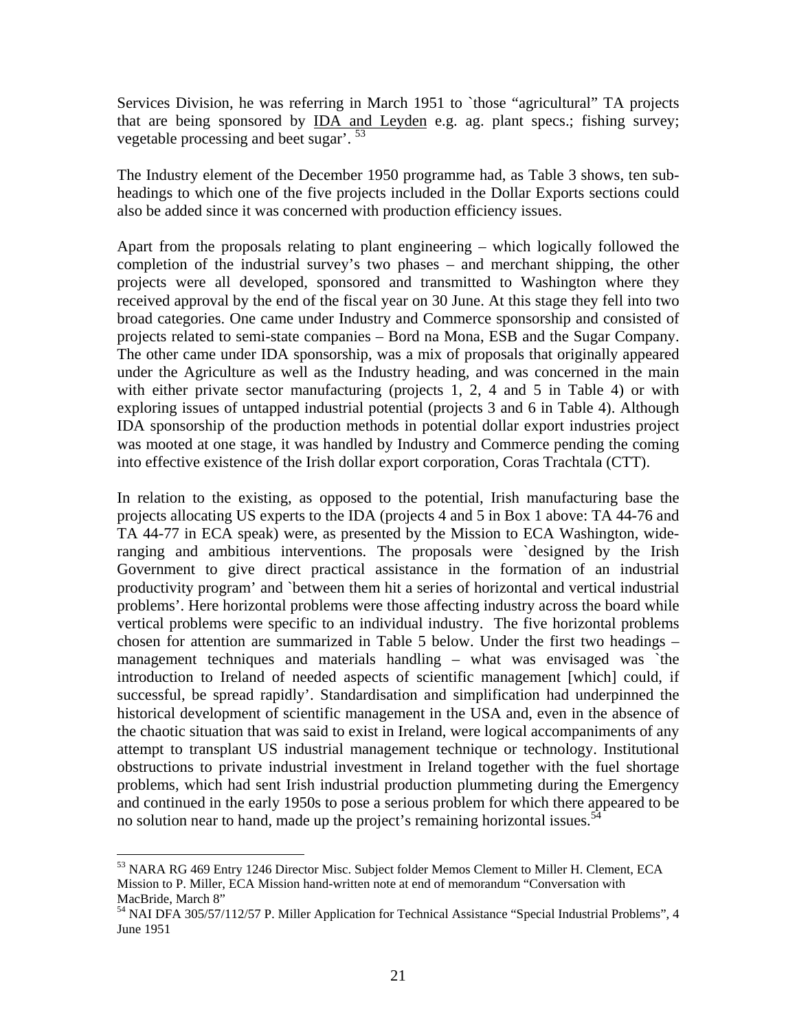Services Division, he was referring in March 1951 to `those "agricultural" TA projects that are being sponsored by IDA and Leyden e.g. ag. plant specs.; fishing survey; vegetable processing and beet sugar'. [53]

The Industry element of the December 1950 programme had, as Table 3 shows, ten sub-headings to which one of the five projects included in the Dollar Exports sections could also be added since it was concerned with production efficiency issues.

Apart from the proposals relating to plant engineering – which logically followed the completion of the industrial survey's two phases – and merchant shipping, the other projects were all developed, sponsored and transmitted to Washington where they received approval by the end of the fiscal year on 30 June. At this stage they fell into two broad categories. One came under Industry and Commerce sponsorship and consisted of projects related to semi-state companies – Bord na Mona, ESB and the Sugar Company. The other came under IDA sponsorship, was a mix of proposals that originally appeared under the Agriculture as well as the Industry heading, and was concerned in the main with either private sector manufacturing (projects 1, 2, 4 and 5 in Table 4) or with exploring issues of untapped industrial potential (projects 3 and 6 in Table 4). Although IDA sponsorship of the production methods in potential dollar export industries project was mooted at one stage, it was handled by Industry and Commerce pending the coming into effective existence of the Irish dollar export corporation, Coras Trachtala (CTT).

In relation to the existing, as opposed to the potential, Irish manufacturing base the projects allocating US experts to the IDA (projects 4 and 5 in Box 1 above: TA 44-76 and TA 44-77 in ECA speak) were, as presented by the Mission to ECA Washington, wide-ranging and ambitious interventions. The proposals were `designed by the Irish Government to give direct practical assistance in the formation of an industrial productivity program' and `between them hit a series of horizontal and vertical industrial problems'. Here horizontal problems were those affecting industry across the board while vertical problems were specific to an individual industry. The five horizontal problems chosen for attention are summarized in Table 5 below. Under the first two headings – management techniques and materials handling – what was envisaged was `the introduction to Ireland of needed aspects of scientific management [which] could, if successful, be spread rapidly'. Standardisation and simplification had underpinned the historical development of scientific management in the USA and, even in the absence of the chaotic situation that was said to exist in Ireland, were logical accompaniments of any attempt to transplant US industrial management technique or technology. Institutional obstructions to private industrial investment in Ireland together with the fuel shortage problems, which had sent Irish industrial production plummeting during the Emergency and continued in the early 1950s to pose a serious problem for which there appeared to be no solution near to hand, made up the project's remaining horizontal issues.[54]

---

[53] NARA RG 469 Entry 1246 Director Misc. Subject folder Memos Clement to Miller H. Clement, ECA Mission to P. Miller, ECA Mission hand-written note at end of memorandum "Conversation with MacBride, March 8"

[54] NAI DFA 305/57/112/57 P. Miller Application for Technical Assistance "Special Industrial Problems", 4 June 1951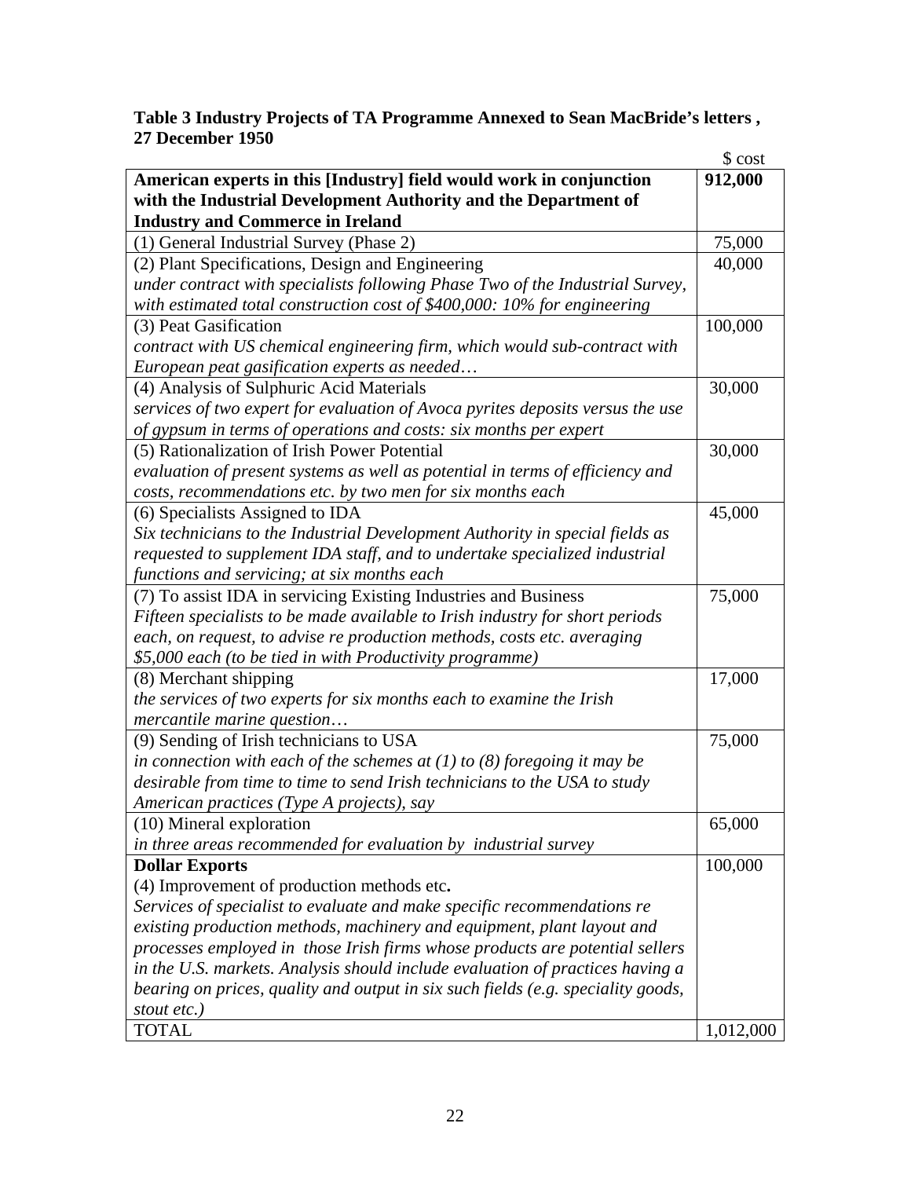**Table 3 Industry Projects of TA Programme Annexed to Sean MacBride's letters , 27 December 1950**

| | $ cost |
|---|---|
| **American experts in this [Industry] field would work in conjunction with the Industrial Development Authority and the Department of Industry and Commerce in Ireland** | **912,000** |
| (1) General Industrial Survey (Phase 2) | 75,000 |
| (2) Plant Specifications, Design and Engineering<br>*under contract with specialists following Phase Two of the Industrial Survey, with estimated total construction cost of $400,000: 10% for engineering* | 40,000 |
| (3) Peat Gasification<br>*contract with US chemical engineering firm, which would sub-contract with European peat gasification experts as needed…* | 100,000 |
| (4) Analysis of Sulphuric Acid Materials<br>*services of two expert for evaluation of Avoca pyrites deposits versus the use of gypsum in terms of operations and costs: six months per expert* | 30,000 |
| (5) Rationalization of Irish Power Potential<br>*evaluation of present systems as well as potential in terms of efficiency and costs, recommendations etc. by two men for six months each* | 30,000 |
| (6) Specialists Assigned to IDA<br>*Six technicians to the Industrial Development Authority in special fields as requested to supplement IDA staff, and to undertake specialized industrial functions and servicing; at six months each* | 45,000 |
| (7) To assist IDA in servicing Existing Industries and Business<br>*Fifteen specialists to be made available to Irish industry for short periods each, on request, to advise re production methods, costs etc. averaging $5,000 each (to be tied in with Productivity programme)* | 75,000 |
| (8) Merchant shipping<br>*the services of two experts for six months each to examine the Irish mercantile marine question…* | 17,000 |
| (9) Sending of Irish technicians to USA<br>*in connection with each of the schemes at (1) to (8) foregoing it may be desirable from time to time to send Irish technicians to the USA to study American practices (Type A projects), say* | 75,000 |
| (10) Mineral exploration<br>*in three areas recommended for evaluation by industrial survey* | 65,000 |
| **Dollar Exports**<br>(4) Improvement of production methods etc**.**<br>*Services of specialist to evaluate and make specific recommendations re existing production methods, machinery and equipment, plant layout and processes employed in those Irish firms whose products are potential sellers in the U.S. markets. Analysis should include evaluation of practices having a bearing on prices, quality and output in six such fields (e.g. speciality goods, stout etc.)* | 100,000 |
| TOTAL | 1,012,000 |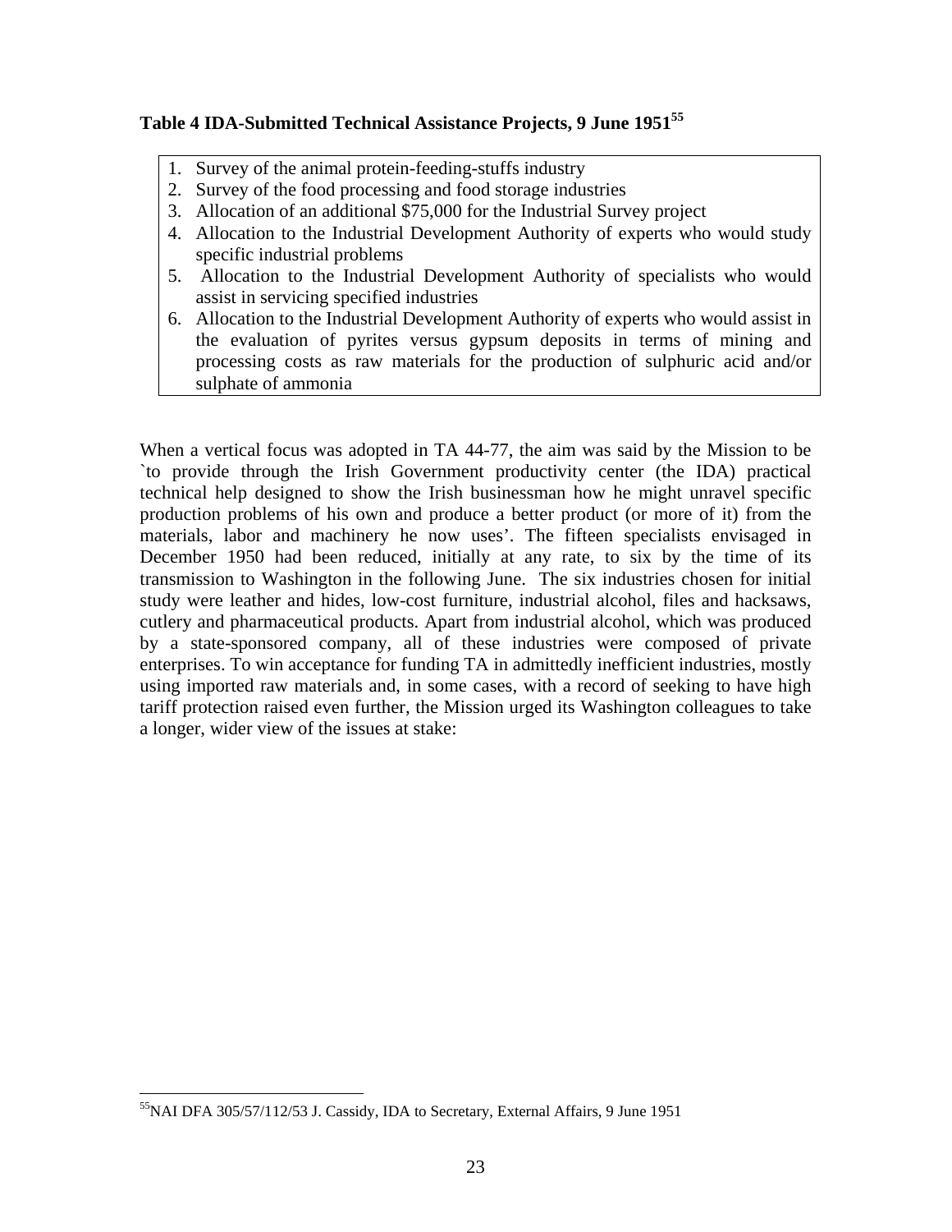**Table 4 IDA-Submitted Technical Assistance Projects, 9 June 1951**[55]

1. Survey of the animal protein-feeding-stuffs industry
2. Survey of the food processing and food storage industries
3. Allocation of an additional $75,000 for the Industrial Survey project
4. Allocation to the Industrial Development Authority of experts who would study specific industrial problems
5. Allocation to the Industrial Development Authority of specialists who would assist in servicing specified industries
6. Allocation to the Industrial Development Authority of experts who would assist in the evaluation of pyrites versus gypsum deposits in terms of mining and processing costs as raw materials for the production of sulphuric acid and/or sulphate of ammonia

When a vertical focus was adopted in TA 44-77, the aim was said by the Mission to be `to provide through the Irish Government productivity center (the IDA) practical technical help designed to show the Irish businessman how he might unravel specific production problems of his own and produce a better product (or more of it) from the materials, labor and machinery he now uses'. The fifteen specialists envisaged in December 1950 had been reduced, initially at any rate, to six by the time of its transmission to Washington in the following June. The six industries chosen for initial study were leather and hides, low-cost furniture, industrial alcohol, files and hacksaws, cutlery and pharmaceutical products. Apart from industrial alcohol, which was produced by a state-sponsored company, all of these industries were composed of private enterprises. To win acceptance for funding TA in admittedly inefficient industries, mostly using imported raw materials and, in some cases, with a record of seeking to have high tariff protection raised even further, the Mission urged its Washington colleagues to take a longer, wider view of the issues at stake:

---

[55] NAI DFA 305/57/112/53 J. Cassidy, IDA to Secretary, External Affairs, 9 June 1951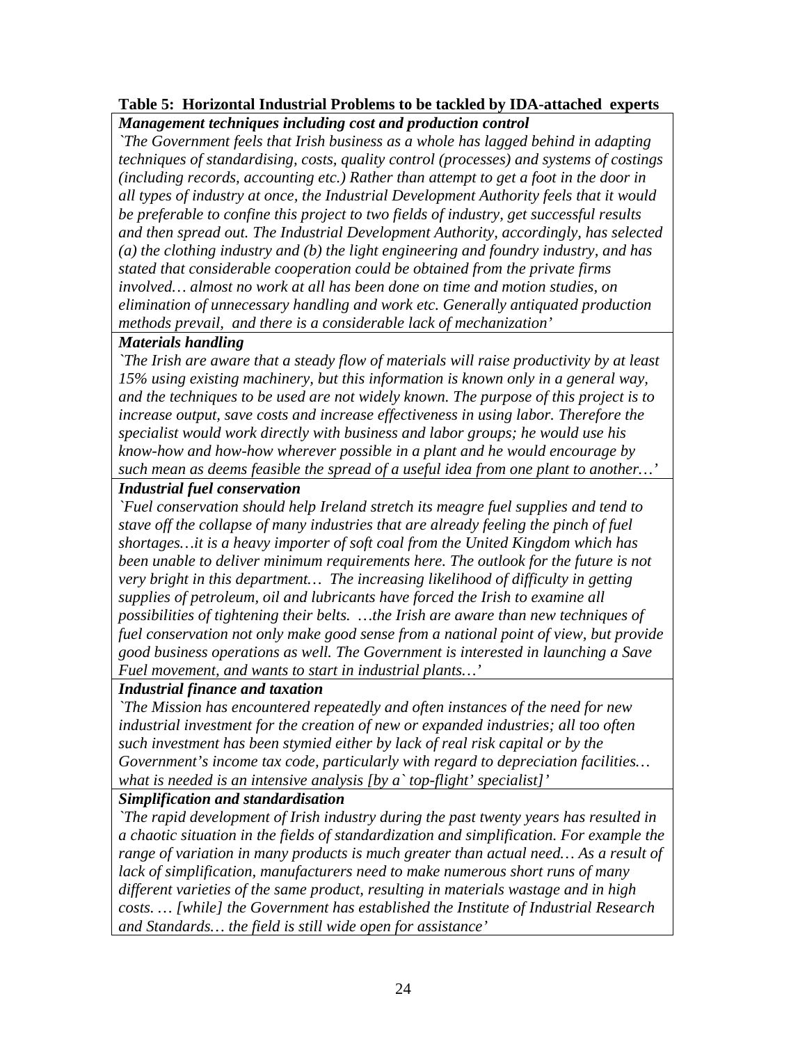**Table 5: Horizontal Industrial Problems to be tackled by IDA-attached experts**

| ***Management techniques including cost and production control*** |
|---|
| *`The Government feels that Irish business as a whole has lagged behind in adapting techniques of standardising, costs, quality control (processes) and systems of costings (including records, accounting etc.) Rather than attempt to get a foot in the door in all types of industry at once, the Industrial Development Authority feels that it would be preferable to confine this project to two fields of industry, get successful results and then spread out. The Industrial Development Authority, accordingly, has selected (a) the clothing industry and (b) the light engineering and foundry industry, and has stated that considerable cooperation could be obtained from the private firms involved… almost no work at all has been done on time and motion studies, on elimination of unnecessary handling and work etc. Generally antiquated production methods prevail, and there is a considerable lack of mechanization'* |
| ***Materials handling*** |
| *`The Irish are aware that a steady flow of materials will raise productivity by at least 15% using existing machinery, but this information is known only in a general way, and the techniques to be used are not widely known. The purpose of this project is to increase output, save costs and increase effectiveness in using labor. Therefore the specialist would work directly with business and labor groups; he would use his know-how and how-how wherever possible in a plant and he would encourage by such mean as deems feasible the spread of a useful idea from one plant to another…'* |
| ***Industrial fuel conservation*** |
| *`Fuel conservation should help Ireland stretch its meagre fuel supplies and tend to stave off the collapse of many industries that are already feeling the pinch of fuel shortages…it is a heavy importer of soft coal from the United Kingdom which has been unable to deliver minimum requirements here. The outlook for the future is not very bright in this department… The increasing likelihood of difficulty in getting supplies of petroleum, oil and lubricants have forced the Irish to examine all possibilities of tightening their belts. …the Irish are aware than new techniques of fuel conservation not only make good sense from a national point of view, but provide good business operations as well. The Government is interested in launching a Save Fuel movement, and wants to start in industrial plants…'* |
| ***Industrial finance and taxation*** |
| *`The Mission has encountered repeatedly and often instances of the need for new industrial investment for the creation of new or expanded industries; all too often such investment has been stymied either by lack of real risk capital or by the Government's income tax code, particularly with regard to depreciation facilities… what is needed is an intensive analysis [by a` top-flight' specialist]'* |
| ***Simplification and standardisation*** |
| *`The rapid development of Irish industry during the past twenty years has resulted in a chaotic situation in the fields of standardization and simplification. For example the range of variation in many products is much greater than actual need… As a result of lack of simplification, manufacturers need to make numerous short runs of many different varieties of the same product, resulting in materials wastage and in high costs. … [while] the Government has established the Institute of Industrial Research and Standards… the field is still wide open for assistance'* |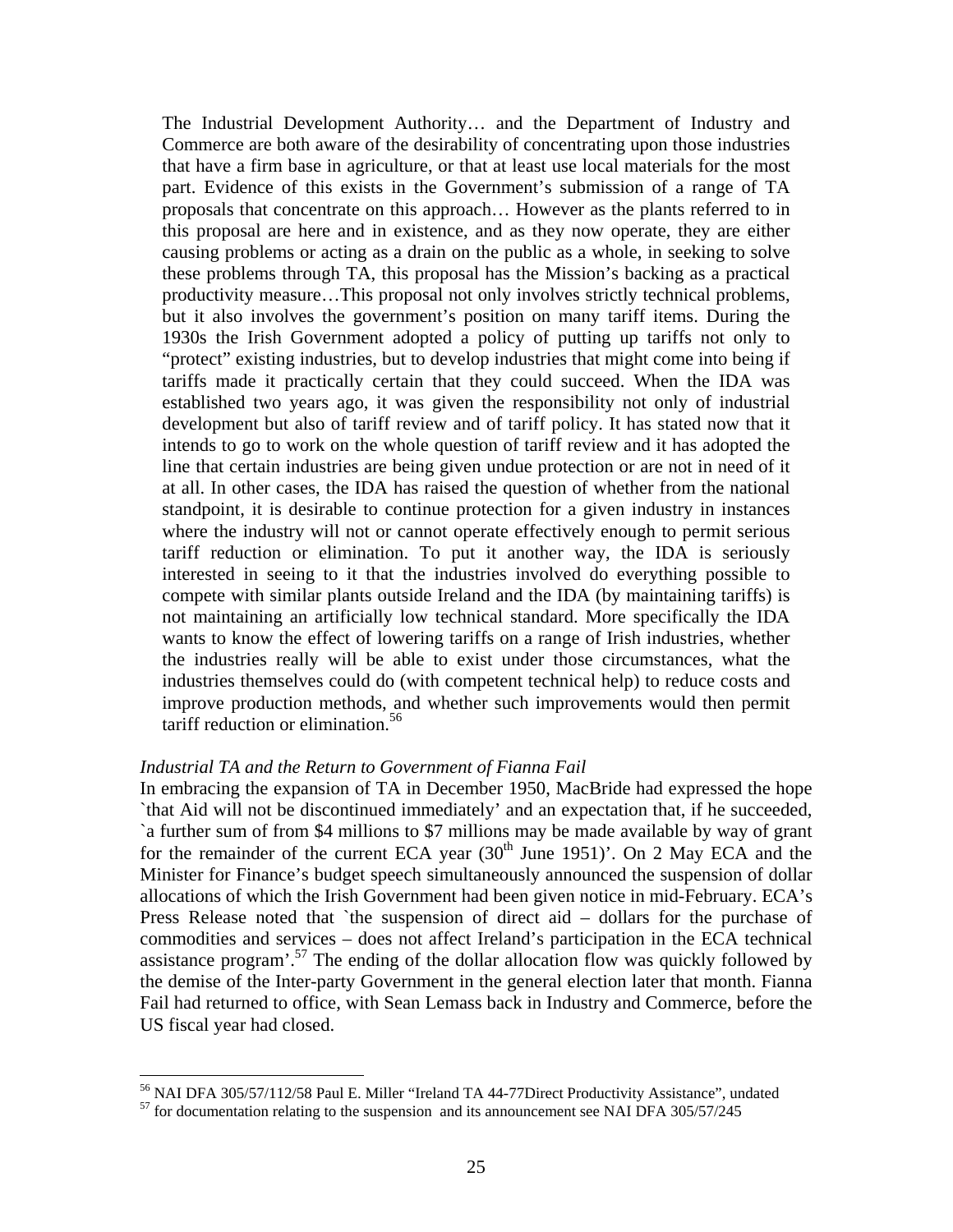> The Industrial Development Authority… and the Department of Industry and Commerce are both aware of the desirability of concentrating upon those industries that have a firm base in agriculture, or that at least use local materials for the most part. Evidence of this exists in the Government's submission of a range of TA proposals that concentrate on this approach… However as the plants referred to in this proposal are here and in existence, and as they now operate, they are either causing problems or acting as a drain on the public as a whole, in seeking to solve these problems through TA, this proposal has the Mission's backing as a practical productivity measure…This proposal not only involves strictly technical problems, but it also involves the government's position on many tariff items. During the 1930s the Irish Government adopted a policy of putting up tariffs not only to "protect" existing industries, but to develop industries that might come into being if tariffs made it practically certain that they could succeed. When the IDA was established two years ago, it was given the responsibility not only of industrial development but also of tariff review and of tariff policy. It has stated now that it intends to go to work on the whole question of tariff review and it has adopted the line that certain industries are being given undue protection or are not in need of it at all. In other cases, the IDA has raised the question of whether from the national standpoint, it is desirable to continue protection for a given industry in instances where the industry will not or cannot operate effectively enough to permit serious tariff reduction or elimination. To put it another way, the IDA is seriously interested in seeing to it that the industries involved do everything possible to compete with similar plants outside Ireland and the IDA (by maintaining tariffs) is not maintaining an artificially low technical standard. More specifically the IDA wants to know the effect of lowering tariffs on a range of Irish industries, whether the industries really will be able to exist under those circumstances, what the industries themselves could do (with competent technical help) to reduce costs and improve production methods, and whether such improvements would then permit tariff reduction or elimination.[56]

*Industrial TA and the Return to Government of Fianna Fail*

In embracing the expansion of TA in December 1950, MacBride had expressed the hope `that Aid will not be discontinued immediately' and an expectation that, if he succeeded, `a further sum of from $4 millions to $7 millions may be made available by way of grant for the remainder of the current ECA year (30th June 1951)'. On 2 May ECA and the Minister for Finance's budget speech simultaneously announced the suspension of dollar allocations of which the Irish Government had been given notice in mid-February. ECA's Press Release noted that `the suspension of direct aid – dollars for the purchase of commodities and services – does not affect Ireland's participation in the ECA technical assistance program'.[57] The ending of the dollar allocation flow was quickly followed by the demise of the Inter-party Government in the general election later that month. Fianna Fail had returned to office, with Sean Lemass back in Industry and Commerce, before the US fiscal year had closed.

---

[56] NAI DFA 305/57/112/58 Paul E. Miller "Ireland TA 44-77Direct Productivity Assistance", undated

[57] for documentation relating to the suspension and its announcement see NAI DFA 305/57/245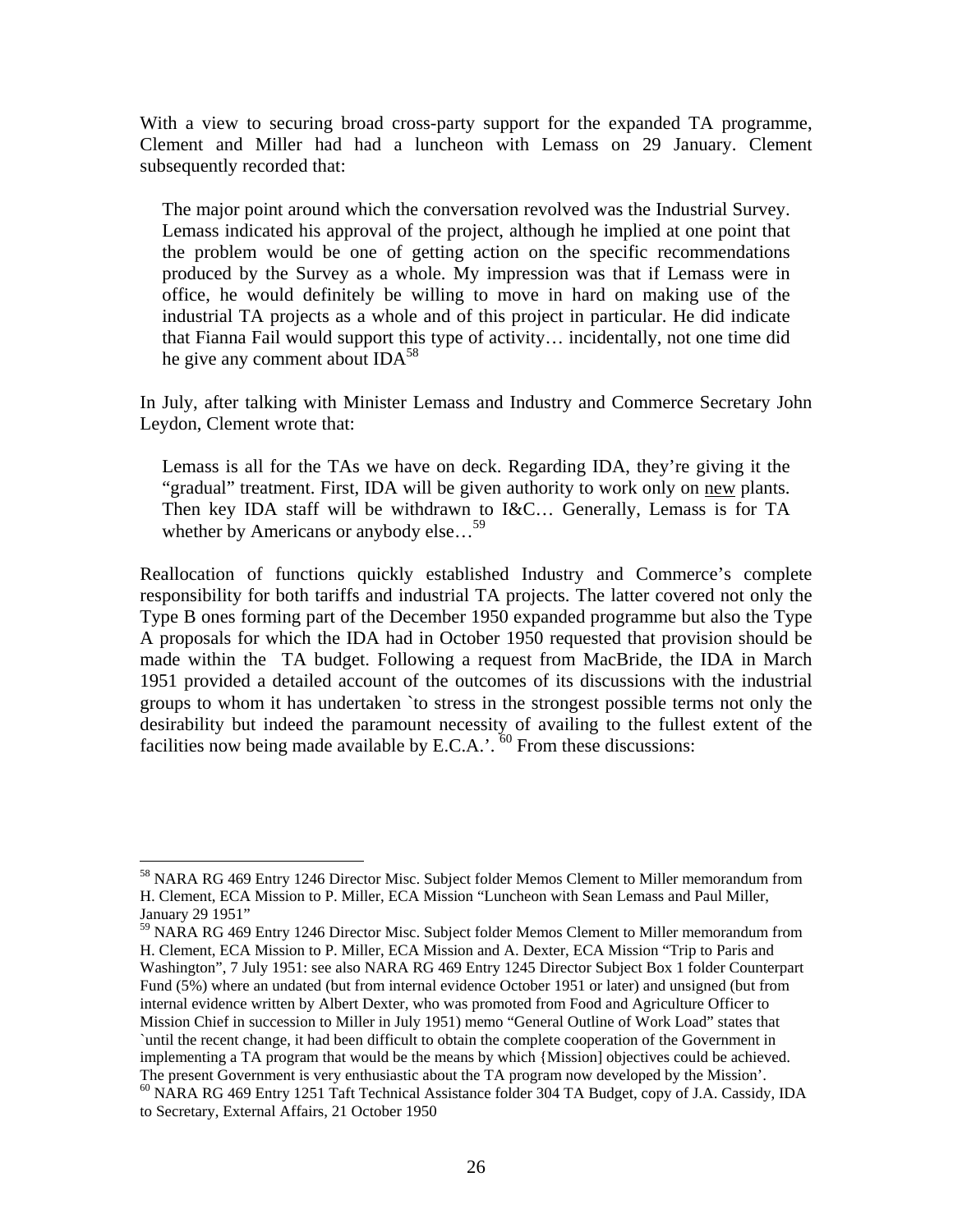With a view to securing broad cross-party support for the expanded TA programme, Clement and Miller had had a luncheon with Lemass on 29 January. Clement subsequently recorded that:

> The major point around which the conversation revolved was the Industrial Survey. Lemass indicated his approval of the project, although he implied at one point that the problem would be one of getting action on the specific recommendations produced by the Survey as a whole. My impression was that if Lemass were in office, he would definitely be willing to move in hard on making use of the industrial TA projects as a whole and of this project in particular. He did indicate that Fianna Fail would support this type of activity… incidentally, not one time did he give any comment about IDA[58]

In July, after talking with Minister Lemass and Industry and Commerce Secretary John Leydon, Clement wrote that:

> Lemass is all for the TAs we have on deck. Regarding IDA, they're giving it the "gradual" treatment. First, IDA will be given authority to work only on <u>new</u> plants. Then key IDA staff will be withdrawn to I&C… Generally, Lemass is for TA whether by Americans or anybody else…[59]

Reallocation of functions quickly established Industry and Commerce's complete responsibility for both tariffs and industrial TA projects. The latter covered not only the Type B ones forming part of the December 1950 expanded programme but also the Type A proposals for which the IDA had in October 1950 requested that provision should be made within the TA budget. Following a request from MacBride, the IDA in March 1951 provided a detailed account of the outcomes of its discussions with the industrial groups to whom it has undertaken `to stress in the strongest possible terms not only the desirability but indeed the paramount necessity of availing to the fullest extent of the facilities now being made available by E.C.A.'.[60] From these discussions:

---

[58] NARA RG 469 Entry 1246 Director Misc. Subject folder Memos Clement to Miller memorandum from H. Clement, ECA Mission to P. Miller, ECA Mission "Luncheon with Sean Lemass and Paul Miller, January 29 1951"

[59] NARA RG 469 Entry 1246 Director Misc. Subject folder Memos Clement to Miller memorandum from H. Clement, ECA Mission to P. Miller, ECA Mission and A. Dexter, ECA Mission "Trip to Paris and Washington", 7 July 1951: see also NARA RG 469 Entry 1245 Director Subject Box 1 folder Counterpart Fund (5%) where an undated (but from internal evidence October 1951 or later) and unsigned (but from internal evidence written by Albert Dexter, who was promoted from Food and Agriculture Officer to Mission Chief in succession to Miller in July 1951) memo "General Outline of Work Load" states that `until the recent change, it had been difficult to obtain the complete cooperation of the Government in implementing a TA program that would be the means by which {Mission] objectives could be achieved. The present Government is very enthusiastic about the TA program now developed by the Mission'.

[60] NARA RG 469 Entry 1251 Taft Technical Assistance folder 304 TA Budget, copy of J.A. Cassidy, IDA to Secretary, External Affairs, 21 October 1950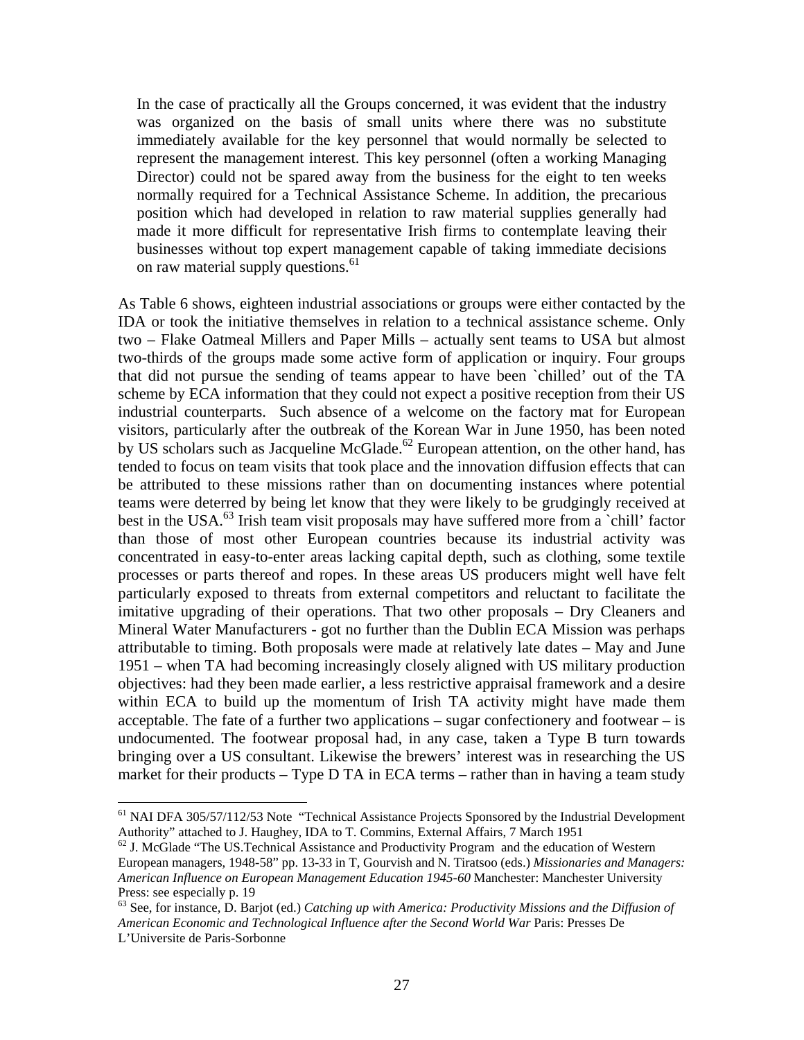> In the case of practically all the Groups concerned, it was evident that the industry was organized on the basis of small units where there was no substitute immediately available for the key personnel that would normally be selected to represent the management interest. This key personnel (often a working Managing Director) could not be spared away from the business for the eight to ten weeks normally required for a Technical Assistance Scheme. In addition, the precarious position which had developed in relation to raw material supplies generally had made it more difficult for representative Irish firms to contemplate leaving their businesses without top expert management capable of taking immediate decisions on raw material supply questions.[61]

As Table 6 shows, eighteen industrial associations or groups were either contacted by the IDA or took the initiative themselves in relation to a technical assistance scheme. Only two – Flake Oatmeal Millers and Paper Mills – actually sent teams to USA but almost two-thirds of the groups made some active form of application or inquiry. Four groups that did not pursue the sending of teams appear to have been `chilled' out of the TA scheme by ECA information that they could not expect a positive reception from their US industrial counterparts. Such absence of a welcome on the factory mat for European visitors, particularly after the outbreak of the Korean War in June 1950, has been noted by US scholars such as Jacqueline McGlade.[62] European attention, on the other hand, has tended to focus on team visits that took place and the innovation diffusion effects that can be attributed to these missions rather than on documenting instances where potential teams were deterred by being let know that they were likely to be grudgingly received at best in the USA.[63] Irish team visit proposals may have suffered more from a `chill' factor than those of most other European countries because its industrial activity was concentrated in easy-to-enter areas lacking capital depth, such as clothing, some textile processes or parts thereof and ropes. In these areas US producers might well have felt particularly exposed to threats from external competitors and reluctant to facilitate the imitative upgrading of their operations. That two other proposals – Dry Cleaners and Mineral Water Manufacturers - got no further than the Dublin ECA Mission was perhaps attributable to timing. Both proposals were made at relatively late dates – May and June 1951 – when TA had becoming increasingly closely aligned with US military production objectives: had they been made earlier, a less restrictive appraisal framework and a desire within ECA to build up the momentum of Irish TA activity might have made them acceptable. The fate of a further two applications – sugar confectionery and footwear – is undocumented. The footwear proposal had, in any case, taken a Type B turn towards bringing over a US consultant. Likewise the brewers' interest was in researching the US market for their products – Type D TA in ECA terms – rather than in having a team study

[61] NAI DFA 305/57/112/53 Note "Technical Assistance Projects Sponsored by the Industrial Development Authority" attached to J. Haughey, IDA to T. Commins, External Affairs, 7 March 1951

[62] J. McGlade "The US.Technical Assistance and Productivity Program and the education of Western European managers, 1948-58" pp. 13-33 in T, Gourvish and N. Tiratsoo (eds.) *Missionaries and Managers: American Influence on European Management Education 1945-60* Manchester: Manchester University Press: see especially p. 19

[63] See, for instance, D. Barjot (ed.) *Catching up with America: Productivity Missions and the Diffusion of American Economic and Technological Influence after the Second World War* Paris: Presses De L'Universite de Paris-Sorbonne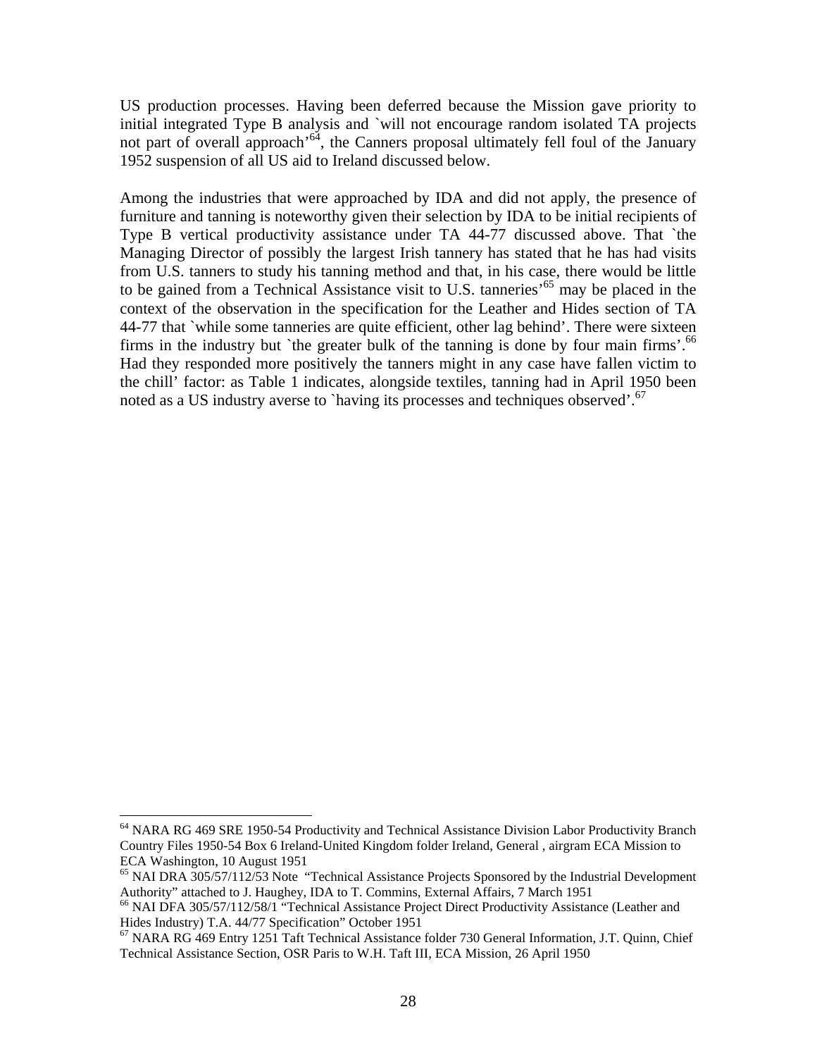US production processes. Having been deferred because the Mission gave priority to initial integrated Type B analysis and `will not encourage random isolated TA projects not part of overall approach'[64], the Canners proposal ultimately fell foul of the January 1952 suspension of all US aid to Ireland discussed below.

Among the industries that were approached by IDA and did not apply, the presence of furniture and tanning is noteworthy given their selection by IDA to be initial recipients of Type B vertical productivity assistance under TA 44-77 discussed above. That `the Managing Director of possibly the largest Irish tannery has stated that he has had visits from U.S. tanners to study his tanning method and that, in his case, there would be little to be gained from a Technical Assistance visit to U.S. tanneries'[65] may be placed in the context of the observation in the specification for the Leather and Hides section of TA 44-77 that `while some tanneries are quite efficient, other lag behind'. There were sixteen firms in the industry but `the greater bulk of the tanning is done by four main firms'.[66] Had they responded more positively the tanners might in any case have fallen victim to the chill' factor: as Table 1 indicates, alongside textiles, tanning had in April 1950 been noted as a US industry averse to `having its processes and techniques observed'.[67]

---

[64] NARA RG 469 SRE 1950-54 Productivity and Technical Assistance Division Labor Productivity Branch Country Files 1950-54 Box 6 Ireland-United Kingdom folder Ireland, General , airgram ECA Mission to ECA Washington, 10 August 1951

[65] NAI DRA 305/57/112/53 Note "Technical Assistance Projects Sponsored by the Industrial Development Authority" attached to J. Haughey, IDA to T. Commins, External Affairs, 7 March 1951

[66] NAI DFA 305/57/112/58/1 "Technical Assistance Project Direct Productivity Assistance (Leather and Hides Industry) T.A. 44/77 Specification" October 1951

[67] NARA RG 469 Entry 1251 Taft Technical Assistance folder 730 General Information, J.T. Quinn, Chief Technical Assistance Section, OSR Paris to W.H. Taft III, ECA Mission, 26 April 1950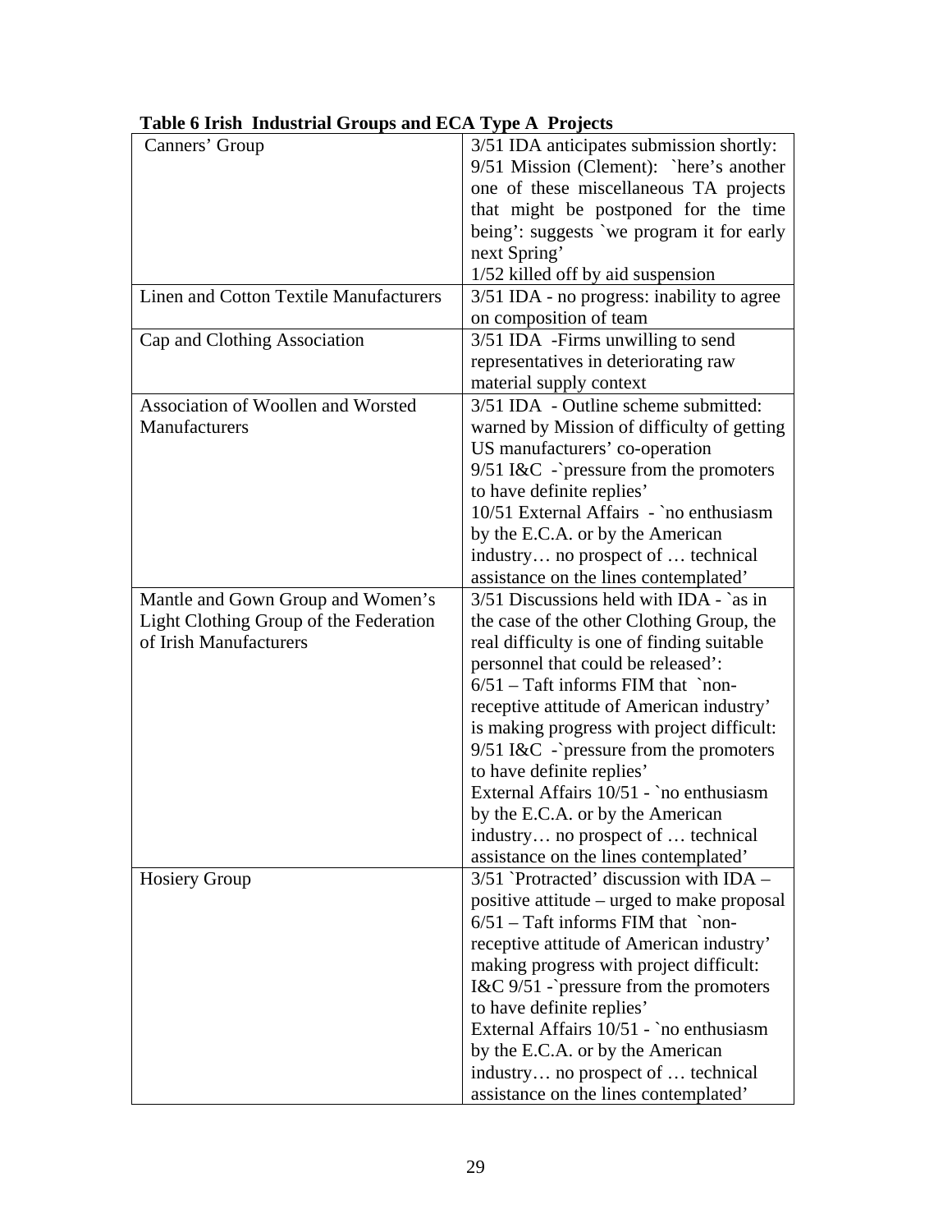**Table 6 Irish Industrial Groups and ECA Type A Projects**

| | |
|---|---|
| Canners' Group | 3/51 IDA anticipates submission shortly: 9/51 Mission (Clement): `here's another one of these miscellaneous TA projects that might be postponed for the time being': suggests `we program it for early next Spring' 1/52 killed off by aid suspension |
| Linen and Cotton Textile Manufacturers | 3/51 IDA - no progress: inability to agree on composition of team |
| Cap and Clothing Association | 3/51 IDA -Firms unwilling to send representatives in deteriorating raw material supply context |
| Association of Woollen and Worsted Manufacturers | 3/51 IDA - Outline scheme submitted: warned by Mission of difficulty of getting US manufacturers' co-operation 9/51 I&C -`pressure from the promoters to have definite replies' 10/51 External Affairs - `no enthusiasm by the E.C.A. or by the American industry… no prospect of … technical assistance on the lines contemplated' |
| Mantle and Gown Group and Women's Light Clothing Group of the Federation of Irish Manufacturers | 3/51 Discussions held with IDA - `as in the case of the other Clothing Group, the real difficulty is one of finding suitable personnel that could be released': 6/51 – Taft informs FIM that `non-receptive attitude of American industry' is making progress with project difficult: 9/51 I&C -`pressure from the promoters to have definite replies' External Affairs 10/51 - `no enthusiasm by the E.C.A. or by the American industry… no prospect of … technical assistance on the lines contemplated' |
| Hosiery Group | 3/51 `Protracted' discussion with IDA – positive attitude – urged to make proposal 6/51 – Taft informs FIM that `non-receptive attitude of American industry' making progress with project difficult: I&C 9/51 -`pressure from the promoters to have definite replies' External Affairs 10/51 - `no enthusiasm by the E.C.A. or by the American industry… no prospect of … technical assistance on the lines contemplated' |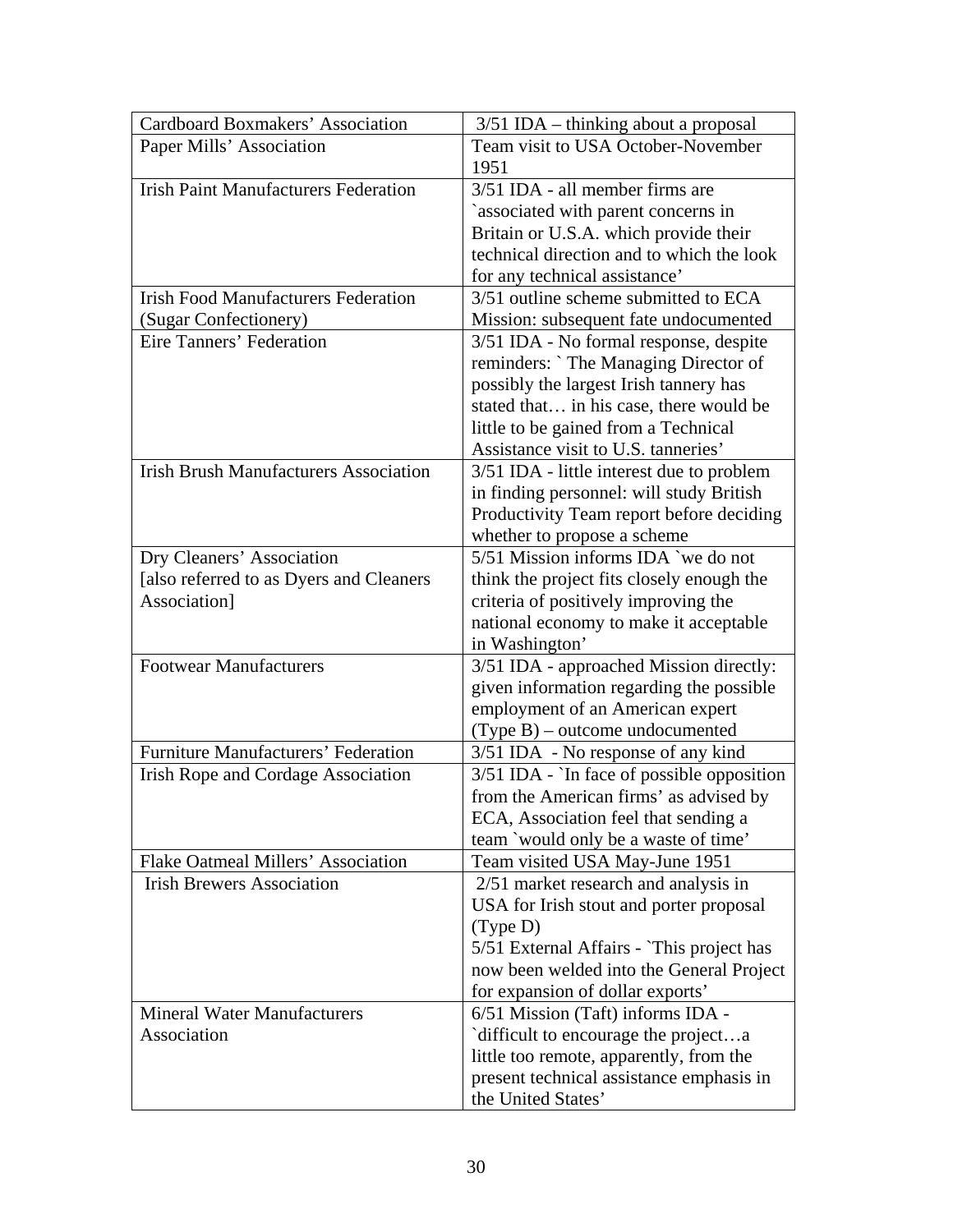| Cardboard Boxmakers' Association | 3/51 IDA – thinking about a proposal |
|---|---|
| Paper Mills' Association | Team visit to USA October-November 1951 |
| Irish Paint Manufacturers Federation | 3/51 IDA - all member firms are `associated with parent concerns in Britain or U.S.A. which provide their technical direction and to which the look for any technical assistance' |
| Irish Food Manufacturers Federation (Sugar Confectionery) | 3/51 outline scheme submitted to ECA Mission: subsequent fate undocumented |
| Eire Tanners' Federation | 3/51 IDA - No formal response, despite reminders: ` The Managing Director of possibly the largest Irish tannery has stated that… in his case, there would be little to be gained from a Technical Assistance visit to U.S. tanneries' |
| Irish Brush Manufacturers Association | 3/51 IDA - little interest due to problem in finding personnel: will study British Productivity Team report before deciding whether to propose a scheme |
| Dry Cleaners' Association [also referred to as Dyers and Cleaners Association] | 5/51 Mission informs IDA `we do not think the project fits closely enough the criteria of positively improving the national economy to make it acceptable in Washington' |
| Footwear Manufacturers | 3/51 IDA - approached Mission directly: given information regarding the possible employment of an American expert (Type B) – outcome undocumented |
| Furniture Manufacturers' Federation | 3/51 IDA - No response of any kind |
| Irish Rope and Cordage Association | 3/51 IDA - `In face of possible opposition from the American firms' as advised by ECA, Association feel that sending a team `would only be a waste of time' |
| Flake Oatmeal Millers' Association | Team visited USA May-June 1951 |
| Irish Brewers Association | 2/51 market research and analysis in USA for Irish stout and porter proposal (Type D)<br>5/51 External Affairs - `This project has now been welded into the General Project for expansion of dollar exports' |
| Mineral Water Manufacturers Association | 6/51 Mission (Taft) informs IDA - `difficult to encourage the project…a little too remote, apparently, from the present technical assistance emphasis in the United States' |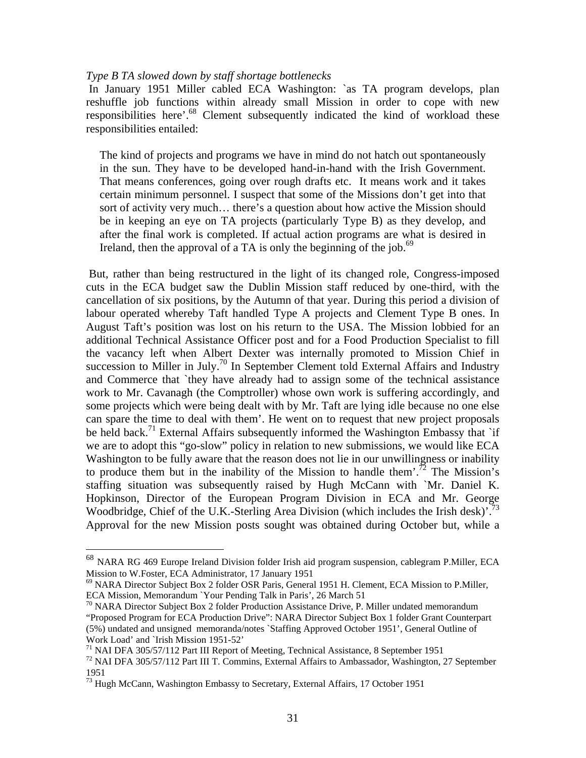*Type B TA slowed down by staff shortage bottlenecks*

In January 1951 Miller cabled ECA Washington: `as TA program develops, plan reshuffle job functions within already small Mission in order to cope with new responsibilities here'.[68] Clement subsequently indicated the kind of workload these responsibilities entailed:

> The kind of projects and programs we have in mind do not hatch out spontaneously in the sun. They have to be developed hand-in-hand with the Irish Government. That means conferences, going over rough drafts etc. It means work and it takes certain minimum personnel. I suspect that some of the Missions don't get into that sort of activity very much… there's a question about how active the Mission should be in keeping an eye on TA projects (particularly Type B) as they develop, and after the final work is completed. If actual action programs are what is desired in Ireland, then the approval of a TA is only the beginning of the job.[69]

But, rather than being restructured in the light of its changed role, Congress-imposed cuts in the ECA budget saw the Dublin Mission staff reduced by one-third, with the cancellation of six positions, by the Autumn of that year. During this period a division of labour operated whereby Taft handled Type A projects and Clement Type B ones. In August Taft's position was lost on his return to the USA. The Mission lobbied for an additional Technical Assistance Officer post and for a Food Production Specialist to fill the vacancy left when Albert Dexter was internally promoted to Mission Chief in succession to Miller in July.[70] In September Clement told External Affairs and Industry and Commerce that `they have already had to assign some of the technical assistance work to Mr. Cavanagh (the Comptroller) whose own work is suffering accordingly, and some projects which were being dealt with by Mr. Taft are lying idle because no one else can spare the time to deal with them'. He went on to request that new project proposals be held back.[71] External Affairs subsequently informed the Washington Embassy that `if we are to adopt this "go-slow" policy in relation to new submissions, we would like ECA Washington to be fully aware that the reason does not lie in our unwillingness or inability to produce them but in the inability of the Mission to handle them'.[72] The Mission's staffing situation was subsequently raised by Hugh McCann with `Mr. Daniel K. Hopkinson, Director of the European Program Division in ECA and Mr. George Woodbridge, Chief of the U.K.-Sterling Area Division (which includes the Irish desk)'.[73] Approval for the new Mission posts sought was obtained during October but, while a

---

[68] NARA RG 469 Europe Ireland Division folder Irish aid program suspension, cablegram P.Miller, ECA Mission to W.Foster, ECA Administrator, 17 January 1951

[69] NARA Director Subject Box 2 folder OSR Paris, General 1951 H. Clement, ECA Mission to P.Miller, ECA Mission, Memorandum `Your Pending Talk in Paris', 26 March 51

[70] NARA Director Subject Box 2 folder Production Assistance Drive, P. Miller undated memorandum "Proposed Program for ECA Production Drive": NARA Director Subject Box 1 folder Grant Counterpart (5%) undated and unsigned memoranda/notes `Staffing Approved October 1951', General Outline of Work Load' and `Irish Mission 1951-52'

[71] NAI DFA 305/57/112 Part III Report of Meeting, Technical Assistance, 8 September 1951

[72] NAI DFA 305/57/112 Part III T. Commins, External Affairs to Ambassador, Washington, 27 September 1951

[73] Hugh McCann, Washington Embassy to Secretary, External Affairs, 17 October 1951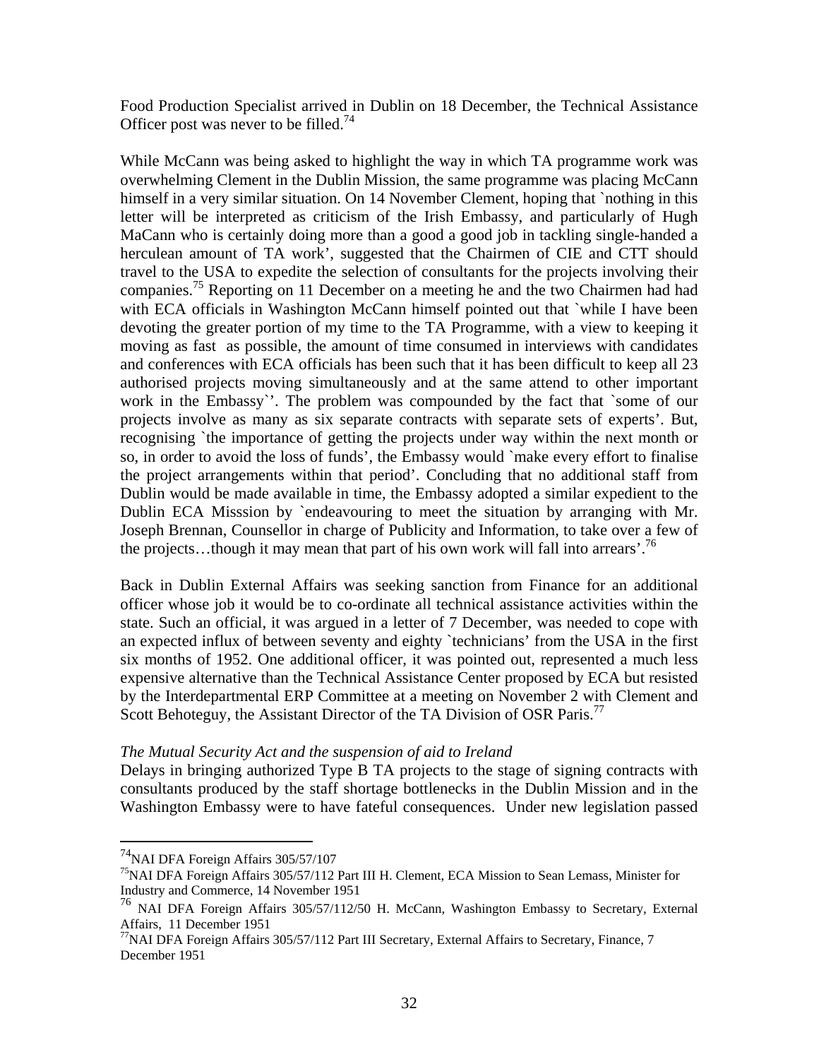Food Production Specialist arrived in Dublin on 18 December, the Technical Assistance Officer post was never to be filled.[74]

While McCann was being asked to highlight the way in which TA programme work was overwhelming Clement in the Dublin Mission, the same programme was placing McCann himself in a very similar situation. On 14 November Clement, hoping that `nothing in this letter will be interpreted as criticism of the Irish Embassy, and particularly of Hugh MaCann who is certainly doing more than a good a good job in tackling single-handed a herculean amount of TA work', suggested that the Chairmen of CIE and CTT should travel to the USA to expedite the selection of consultants for the projects involving their companies.[75] Reporting on 11 December on a meeting he and the two Chairmen had had with ECA officials in Washington McCann himself pointed out that `while I have been devoting the greater portion of my time to the TA Programme, with a view to keeping it moving as fast as possible, the amount of time consumed in interviews with candidates and conferences with ECA officials has been such that it has been difficult to keep all 23 authorised projects moving simultaneously and at the same attend to other important work in the Embassy`'. The problem was compounded by the fact that `some of our projects involve as many as six separate contracts with separate sets of experts'. But, recognising `the importance of getting the projects under way within the next month or so, in order to avoid the loss of funds', the Embassy would `make every effort to finalise the project arrangements within that period'. Concluding that no additional staff from Dublin would be made available in time, the Embassy adopted a similar expedient to the Dublin ECA Misssion by `endeavouring to meet the situation by arranging with Mr. Joseph Brennan, Counsellor in charge of Publicity and Information, to take over a few of the projects…though it may mean that part of his own work will fall into arrears'.[76]

Back in Dublin External Affairs was seeking sanction from Finance for an additional officer whose job it would be to co-ordinate all technical assistance activities within the state. Such an official, it was argued in a letter of 7 December, was needed to cope with an expected influx of between seventy and eighty `technicians' from the USA in the first six months of 1952. One additional officer, it was pointed out, represented a much less expensive alternative than the Technical Assistance Center proposed by ECA but resisted by the Interdepartmental ERP Committee at a meeting on November 2 with Clement and Scott Behoteguy, the Assistant Director of the TA Division of OSR Paris.[77]

*The Mutual Security Act and the suspension of aid to Ireland*

Delays in bringing authorized Type B TA projects to the stage of signing contracts with consultants produced by the staff shortage bottlenecks in the Dublin Mission and in the Washington Embassy were to have fateful consequences. Under new legislation passed

---

[74] NAI DFA Foreign Affairs 305/57/107

[75] NAI DFA Foreign Affairs 305/57/112 Part III H. Clement, ECA Mission to Sean Lemass, Minister for Industry and Commerce, 14 November 1951

[76] NAI DFA Foreign Affairs 305/57/112/50 H. McCann, Washington Embassy to Secretary, External Affairs, 11 December 1951

[77] NAI DFA Foreign Affairs 305/57/112 Part III Secretary, External Affairs to Secretary, Finance, 7 December 1951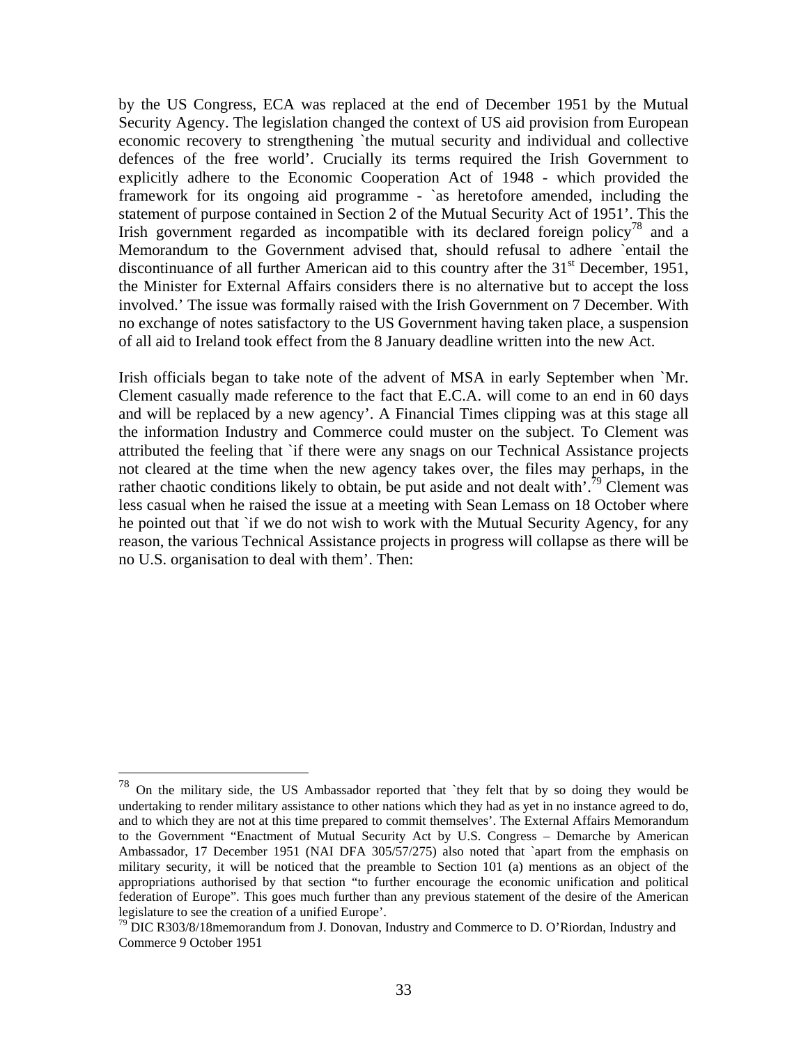by the US Congress, ECA was replaced at the end of December 1951 by the Mutual Security Agency. The legislation changed the context of US aid provision from European economic recovery to strengthening `the mutual security and individual and collective defences of the free world'. Crucially its terms required the Irish Government to explicitly adhere to the Economic Cooperation Act of 1948 - which provided the framework for its ongoing aid programme - `as heretofore amended, including the statement of purpose contained in Section 2 of the Mutual Security Act of 1951'. This the Irish government regarded as incompatible with its declared foreign policy[78] and a Memorandum to the Government advised that, should refusal to adhere `entail the discontinuance of all further American aid to this country after the 31st December, 1951, the Minister for External Affairs considers there is no alternative but to accept the loss involved.' The issue was formally raised with the Irish Government on 7 December. With no exchange of notes satisfactory to the US Government having taken place, a suspension of all aid to Ireland took effect from the 8 January deadline written into the new Act.

Irish officials began to take note of the advent of MSA in early September when `Mr. Clement casually made reference to the fact that E.C.A. will come to an end in 60 days and will be replaced by a new agency'. A Financial Times clipping was at this stage all the information Industry and Commerce could muster on the subject. To Clement was attributed the feeling that `if there were any snags on our Technical Assistance projects not cleared at the time when the new agency takes over, the files may perhaps, in the rather chaotic conditions likely to obtain, be put aside and not dealt with'.[79] Clement was less casual when he raised the issue at a meeting with Sean Lemass on 18 October where he pointed out that `if we do not wish to work with the Mutual Security Agency, for any reason, the various Technical Assistance projects in progress will collapse as there will be no U.S. organisation to deal with them'. Then:

---

[78] On the military side, the US Ambassador reported that `they felt that by so doing they would be undertaking to render military assistance to other nations which they had as yet in no instance agreed to do, and to which they are not at this time prepared to commit themselves'. The External Affairs Memorandum to the Government "Enactment of Mutual Security Act by U.S. Congress – Demarche by American Ambassador, 17 December 1951 (NAI DFA 305/57/275) also noted that `apart from the emphasis on military security, it will be noticed that the preamble to Section 101 (a) mentions as an object of the appropriations authorised by that section "to further encourage the economic unification and political federation of Europe". This goes much further than any previous statement of the desire of the American legislature to see the creation of a unified Europe'.

[79] DIC R303/8/18memorandum from J. Donovan, Industry and Commerce to D. O'Riordan, Industry and Commerce 9 October 1951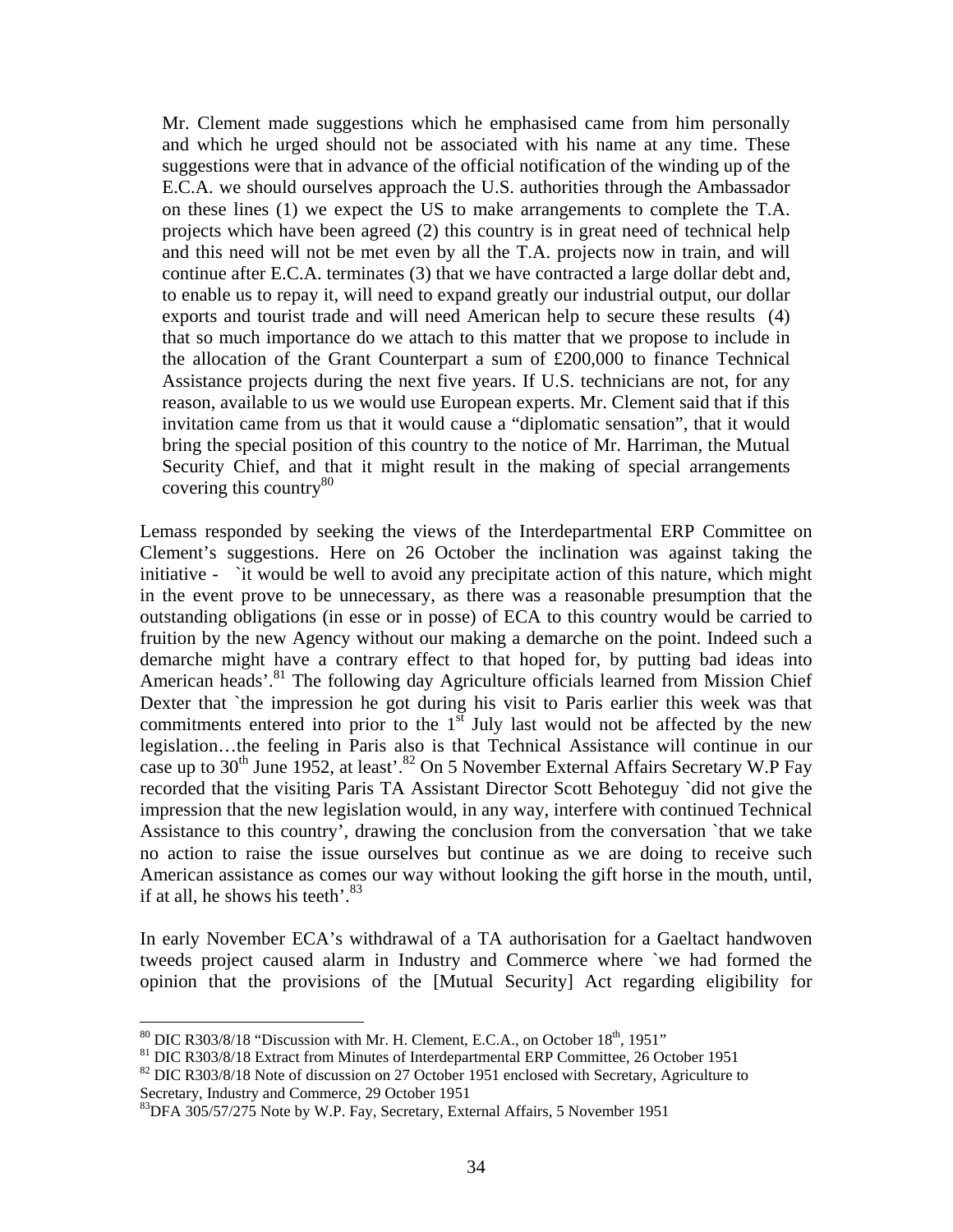> Mr. Clement made suggestions which he emphasised came from him personally and which he urged should not be associated with his name at any time. These suggestions were that in advance of the official notification of the winding up of the E.C.A. we should ourselves approach the U.S. authorities through the Ambassador on these lines (1) we expect the US to make arrangements to complete the T.A. projects which have been agreed (2) this country is in great need of technical help and this need will not be met even by all the T.A. projects now in train, and will continue after E.C.A. terminates (3) that we have contracted a large dollar debt and, to enable us to repay it, will need to expand greatly our industrial output, our dollar exports and tourist trade and will need American help to secure these results (4) that so much importance do we attach to this matter that we propose to include in the allocation of the Grant Counterpart a sum of £200,000 to finance Technical Assistance projects during the next five years. If U.S. technicians are not, for any reason, available to us we would use European experts. Mr. Clement said that if this invitation came from us that it would cause a "diplomatic sensation", that it would bring the special position of this country to the notice of Mr. Harriman, the Mutual Security Chief, and that it might result in the making of special arrangements covering this country[80]

Lemass responded by seeking the views of the Interdepartmental ERP Committee on Clement's suggestions. Here on 26 October the inclination was against taking the initiative - `it would be well to avoid any precipitate action of this nature, which might in the event prove to be unnecessary, as there was a reasonable presumption that the outstanding obligations (in esse or in posse) of ECA to this country would be carried to fruition by the new Agency without our making a demarche on the point. Indeed such a demarche might have a contrary effect to that hoped for, by putting bad ideas into American heads'.[81] The following day Agriculture officials learned from Mission Chief Dexter that `the impression he got during his visit to Paris earlier this week was that commitments entered into prior to the 1st July last would not be affected by the new legislation…the feeling in Paris also is that Technical Assistance will continue in our case up to 30th June 1952, at least'.[82] On 5 November External Affairs Secretary W.P Fay recorded that the visiting Paris TA Assistant Director Scott Behoteguy `did not give the impression that the new legislation would, in any way, interfere with continued Technical Assistance to this country', drawing the conclusion from the conversation `that we take no action to raise the issue ourselves but continue as we are doing to receive such American assistance as comes our way without looking the gift horse in the mouth, until, if at all, he shows his teeth'.[83]

In early November ECA's withdrawal of a TA authorisation for a Gaeltact handwoven tweeds project caused alarm in Industry and Commerce where `we had formed the opinion that the provisions of the [Mutual Security] Act regarding eligibility for

---

[80] DIC R303/8/18 "Discussion with Mr. H. Clement, E.C.A., on October 18th, 1951"

[81] DIC R303/8/18 Extract from Minutes of Interdepartmental ERP Committee, 26 October 1951

[82] DIC R303/8/18 Note of discussion on 27 October 1951 enclosed with Secretary, Agriculture to Secretary, Industry and Commerce, 29 October 1951

[83] DFA 305/57/275 Note by W.P. Fay, Secretary, External Affairs, 5 November 1951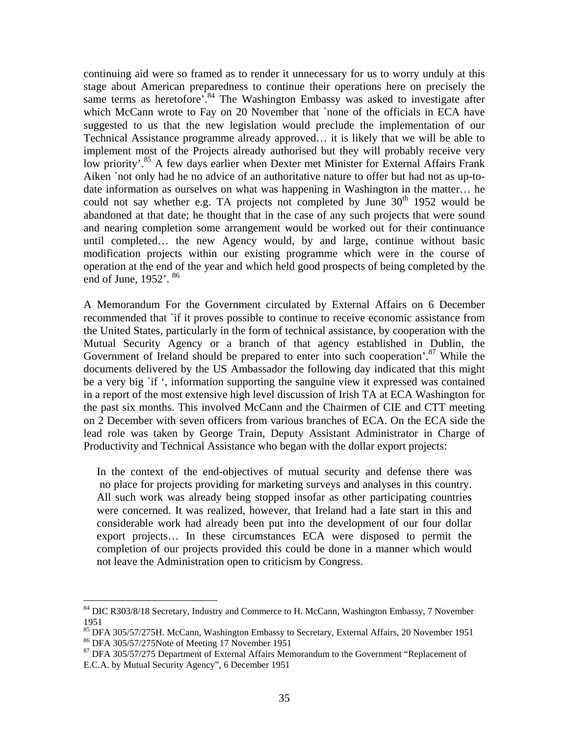continuing aid were so framed as to render it unnecessary for us to worry unduly at this stage about American preparedness to continue their operations here on precisely the same terms as heretofore'.[84] The Washington Embassy was asked to investigate after which McCann wrote to Fay on 20 November that `none of the officials in ECA have suggested to us that the new legislation would preclude the implementation of our Technical Assistance programme already approved… it is likely that we will be able to implement most of the Projects already authorised but they will probably receive very low priority'.[85] A few days earlier when Dexter met Minister for External Affairs Frank Aiken `not only had he no advice of an authoritative nature to offer but had not as up-to-date information as ourselves on what was happening in Washington in the matter… he could not say whether e.g. TA projects not completed by June 30th 1952 would be abandoned at that date; he thought that in the case of any such projects that were sound and nearing completion some arrangement would be worked out for their continuance until completed… the new Agency would, by and large, continue without basic modification projects within our existing programme which were in the course of operation at the end of the year and which held good prospects of being completed by the end of June, 1952'.[86]

A Memorandum For the Government circulated by External Affairs on 6 December recommended that `if it proves possible to continue to receive economic assistance from the United States, particularly in the form of technical assistance, by cooperation with the Mutual Security Agency or a branch of that agency established in Dublin, the Government of Ireland should be prepared to enter into such cooperation'.[87] While the documents delivered by the US Ambassador the following day indicated that this might be a very big `if ', information supporting the sanguine view it expressed was contained in a report of the most extensive high level discussion of Irish TA at ECA Washington for the past six months. This involved McCann and the Chairmen of CIE and CTT meeting on 2 December with seven officers from various branches of ECA. On the ECA side the lead role was taken by George Train, Deputy Assistant Administrator in Charge of Productivity and Technical Assistance who began with the dollar export projects:

> In the context of the end-objectives of mutual security and defense there was no place for projects providing for marketing surveys and analyses in this country. All such work was already being stopped insofar as other participating countries were concerned. It was realized, however, that Ireland had a late start in this and considerable work had already been put into the development of our four dollar export projects… In these circumstances ECA were disposed to permit the completion of our projects provided this could be done in a manner which would not leave the Administration open to criticism by Congress.

---

[84] DIC R303/8/18 Secretary, Industry and Commerce to H. McCann, Washington Embassy, 7 November 1951

[85] DFA 305/57/275H. McCann, Washington Embassy to Secretary, External Affairs, 20 November 1951

[86] DFA 305/57/275Note of Meeting 17 November 1951

[87] DFA 305/57/275 Department of External Affairs Memorandum to the Government "Replacement of E.C.A. by Mutual Security Agency", 6 December 1951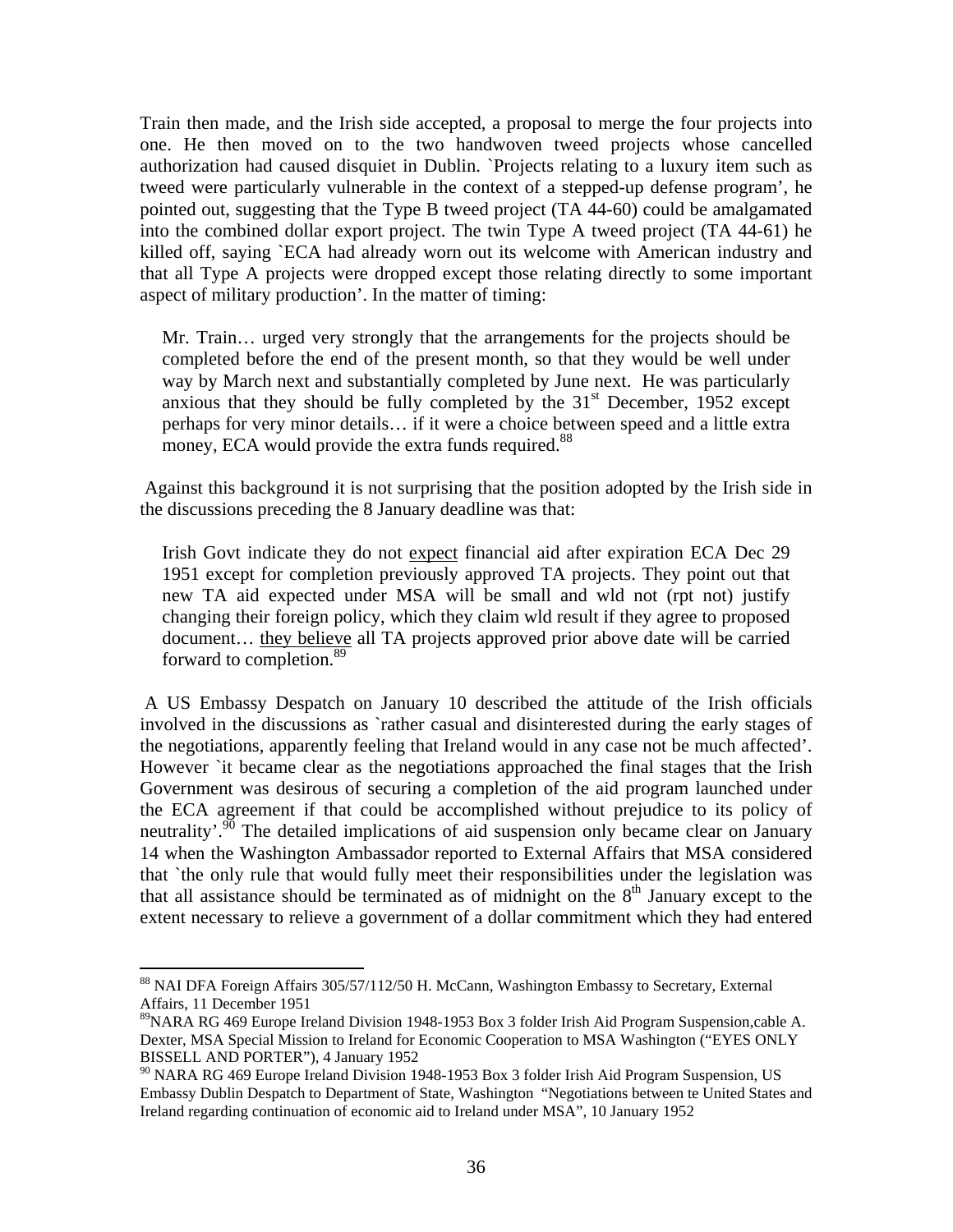Train then made, and the Irish side accepted, a proposal to merge the four projects into one. He then moved on to the two handwoven tweed projects whose cancelled authorization had caused disquiet in Dublin. `Projects relating to a luxury item such as tweed were particularly vulnerable in the context of a stepped-up defense program', he pointed out, suggesting that the Type B tweed project (TA 44-60) could be amalgamated into the combined dollar export project. The twin Type A tweed project (TA 44-61) he killed off, saying `ECA had already worn out its welcome with American industry and that all Type A projects were dropped except those relating directly to some important aspect of military production'. In the matter of timing:

> Mr. Train… urged very strongly that the arrangements for the projects should be completed before the end of the present month, so that they would be well under way by March next and substantially completed by June next. He was particularly anxious that they should be fully completed by the 31st December, 1952 except perhaps for very minor details… if it were a choice between speed and a little extra money, ECA would provide the extra funds required.[88]

Against this background it is not surprising that the position adopted by the Irish side in the discussions preceding the 8 January deadline was that:

> Irish Govt indicate they do not <u>expect</u> financial aid after expiration ECA Dec 29 1951 except for completion previously approved TA projects. They point out that new TA aid expected under MSA will be small and wld not (rpt not) justify changing their foreign policy, which they claim wld result if they agree to proposed document… <u>they believe</u> all TA projects approved prior above date will be carried forward to completion.[89]

A US Embassy Despatch on January 10 described the attitude of the Irish officials involved in the discussions as `rather casual and disinterested during the early stages of the negotiations, apparently feeling that Ireland would in any case not be much affected'. However `it became clear as the negotiations approached the final stages that the Irish Government was desirous of securing a completion of the aid program launched under the ECA agreement if that could be accomplished without prejudice to its policy of neutrality'.[90] The detailed implications of aid suspension only became clear on January 14 when the Washington Ambassador reported to External Affairs that MSA considered that `the only rule that would fully meet their responsibilities under the legislation was that all assistance should be terminated as of midnight on the 8th January except to the extent necessary to relieve a government of a dollar commitment which they had entered

---

[88] NAI DFA Foreign Affairs 305/57/112/50 H. McCann, Washington Embassy to Secretary, External Affairs, 11 December 1951

[89] NARA RG 469 Europe Ireland Division 1948-1953 Box 3 folder Irish Aid Program Suspension,cable A. Dexter, MSA Special Mission to Ireland for Economic Cooperation to MSA Washington ("EYES ONLY BISSELL AND PORTER"), 4 January 1952

[90] NARA RG 469 Europe Ireland Division 1948-1953 Box 3 folder Irish Aid Program Suspension, US Embassy Dublin Despatch to Department of State, Washington "Negotiations between te United States and Ireland regarding continuation of economic aid to Ireland under MSA", 10 January 1952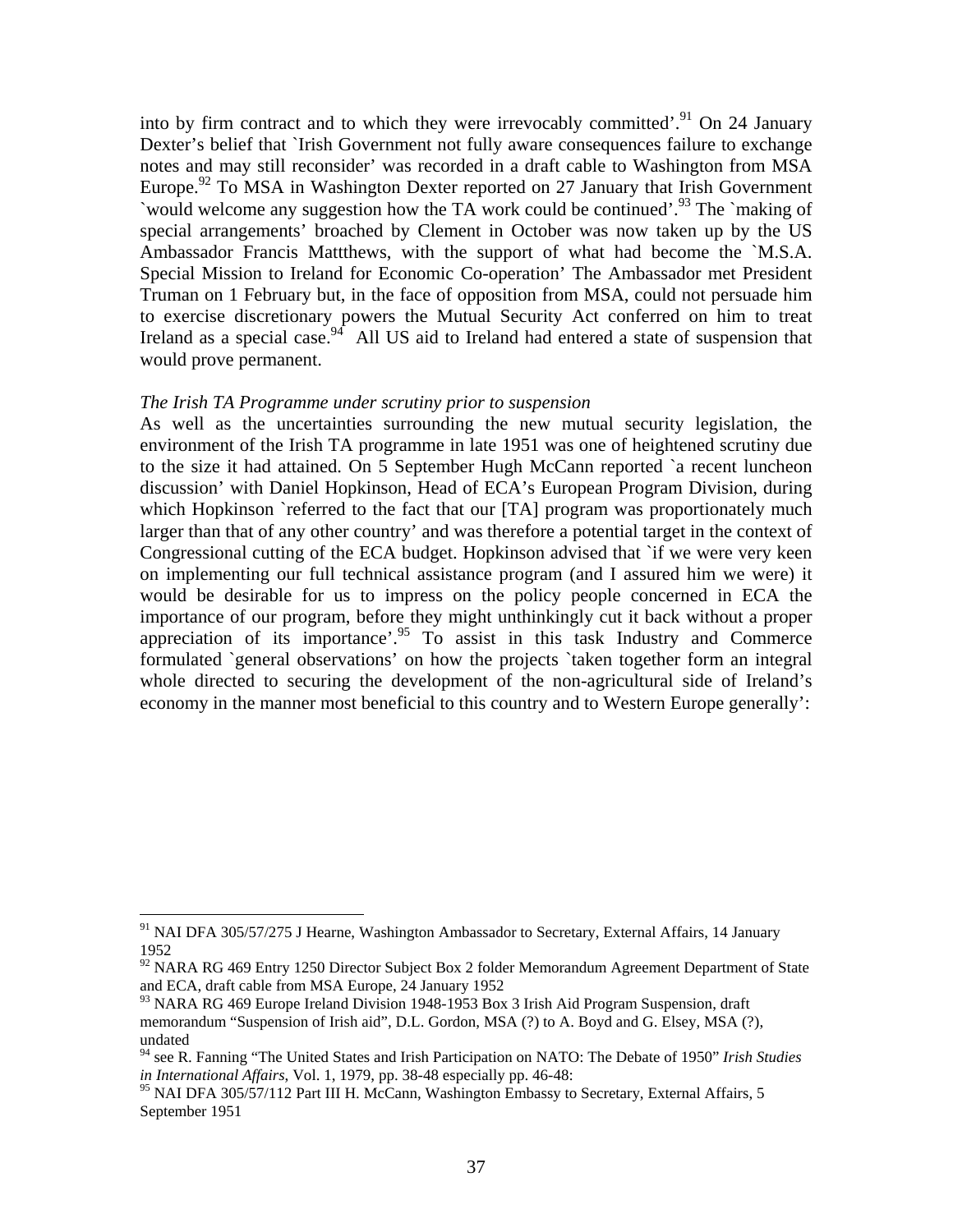into by firm contract and to which they were irrevocably committed'.[91] On 24 January Dexter's belief that `Irish Government not fully aware consequences failure to exchange notes and may still reconsider' was recorded in a draft cable to Washington from MSA Europe.[92] To MSA in Washington Dexter reported on 27 January that Irish Government `would welcome any suggestion how the TA work could be continued'.[93] The `making of special arrangements' broached by Clement in October was now taken up by the US Ambassador Francis Mattthews, with the support of what had become the `M.S.A. Special Mission to Ireland for Economic Co-operation' The Ambassador met President Truman on 1 February but, in the face of opposition from MSA, could not persuade him to exercise discretionary powers the Mutual Security Act conferred on him to treat Ireland as a special case.[94] All US aid to Ireland had entered a state of suspension that would prove permanent.

*The Irish TA Programme under scrutiny prior to suspension*

As well as the uncertainties surrounding the new mutual security legislation, the environment of the Irish TA programme in late 1951 was one of heightened scrutiny due to the size it had attained. On 5 September Hugh McCann reported `a recent luncheon discussion' with Daniel Hopkinson, Head of ECA's European Program Division, during which Hopkinson `referred to the fact that our [TA] program was proportionately much larger than that of any other country' and was therefore a potential target in the context of Congressional cutting of the ECA budget. Hopkinson advised that `if we were very keen on implementing our full technical assistance program (and I assured him we were) it would be desirable for us to impress on the policy people concerned in ECA the importance of our program, before they might unthinkingly cut it back without a proper appreciation of its importance'.[95] To assist in this task Industry and Commerce formulated `general observations' on how the projects `taken together form an integral whole directed to securing the development of the non-agricultural side of Ireland's economy in the manner most beneficial to this country and to Western Europe generally':

---

[91] NAI DFA 305/57/275 J Hearne, Washington Ambassador to Secretary, External Affairs, 14 January 1952

[92] NARA RG 469 Entry 1250 Director Subject Box 2 folder Memorandum Agreement Department of State and ECA, draft cable from MSA Europe, 24 January 1952

[93] NARA RG 469 Europe Ireland Division 1948-1953 Box 3 Irish Aid Program Suspension, draft memorandum "Suspension of Irish aid", D.L. Gordon, MSA (?) to A. Boyd and G. Elsey, MSA (?), undated

[94] see R. Fanning "The United States and Irish Participation on NATO: The Debate of 1950" *Irish Studies in International Affairs*, Vol. 1, 1979, pp. 38-48 especially pp. 46-48:

[95] NAI DFA 305/57/112 Part III H. McCann, Washington Embassy to Secretary, External Affairs, 5 September 1951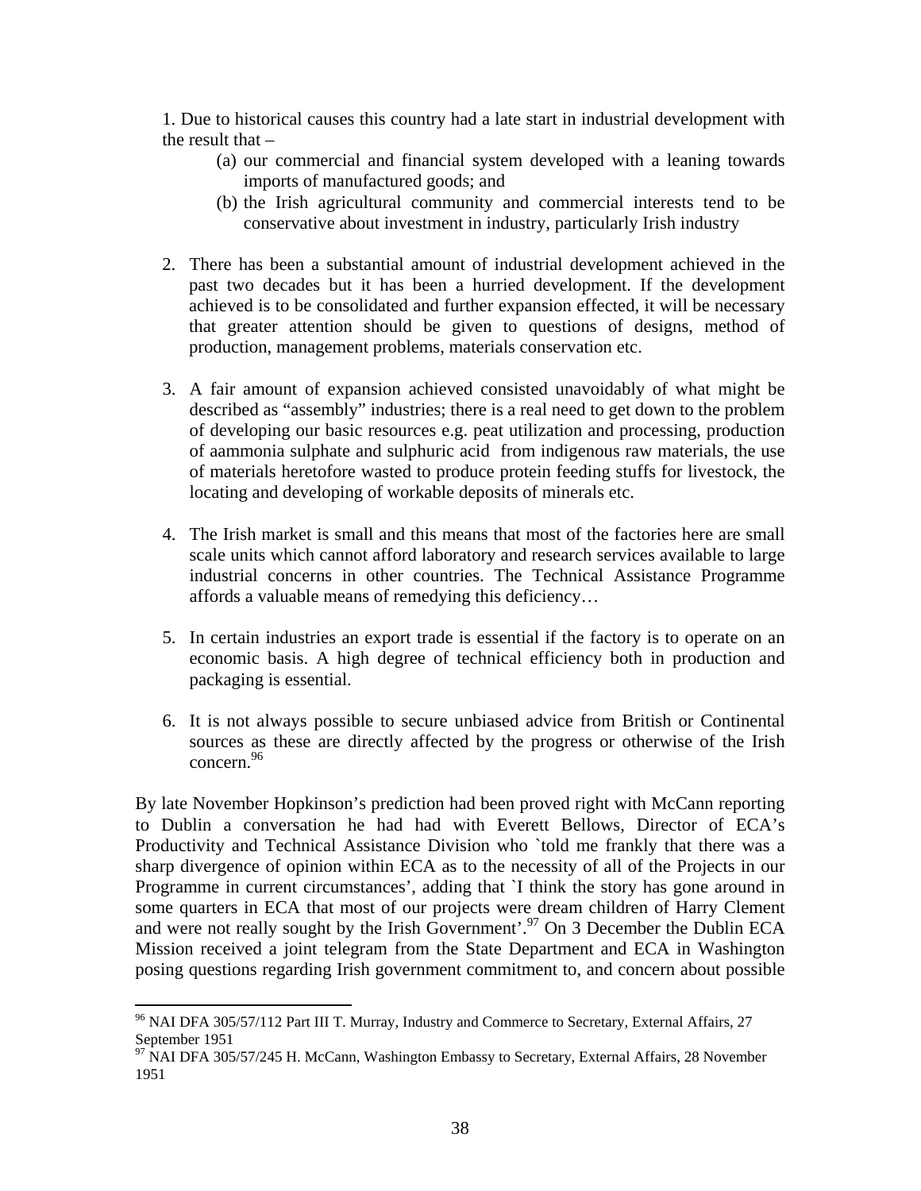1. Due to historical causes this country had a late start in industrial development with the result that –
   (a) our commercial and financial system developed with a leaning towards imports of manufactured goods; and
   (b) the Irish agricultural community and commercial interests tend to be conservative about investment in industry, particularly Irish industry

2. There has been a substantial amount of industrial development achieved in the past two decades but it has been a hurried development. If the development achieved is to be consolidated and further expansion effected, it will be necessary that greater attention should be given to questions of designs, method of production, management problems, materials conservation etc.

3. A fair amount of expansion achieved consisted unavoidably of what might be described as "assembly" industries; there is a real need to get down to the problem of developing our basic resources e.g. peat utilization and processing, production of aammonia sulphate and sulphuric acid from indigenous raw materials, the use of materials heretofore wasted to produce protein feeding stuffs for livestock, the locating and developing of workable deposits of minerals etc.

4. The Irish market is small and this means that most of the factories here are small scale units which cannot afford laboratory and research services available to large industrial concerns in other countries. The Technical Assistance Programme affords a valuable means of remedying this deficiency…

5. In certain industries an export trade is essential if the factory is to operate on an economic basis. A high degree of technical efficiency both in production and packaging is essential.

6. It is not always possible to secure unbiased advice from British or Continental sources as these are directly affected by the progress or otherwise of the Irish concern.[96]

By late November Hopkinson's prediction had been proved right with McCann reporting to Dublin a conversation he had had with Everett Bellows, Director of ECA's Productivity and Technical Assistance Division who `told me frankly that there was a sharp divergence of opinion within ECA as to the necessity of all of the Projects in our Programme in current circumstances', adding that `I think the story has gone around in some quarters in ECA that most of our projects were dream children of Harry Clement and were not really sought by the Irish Government'.[97] On 3 December the Dublin ECA Mission received a joint telegram from the State Department and ECA in Washington posing questions regarding Irish government commitment to, and concern about possible

---

[96] NAI DFA 305/57/112 Part III T. Murray, Industry and Commerce to Secretary, External Affairs, 27 September 1951

[97] NAI DFA 305/57/245 H. McCann, Washington Embassy to Secretary, External Affairs, 28 November 1951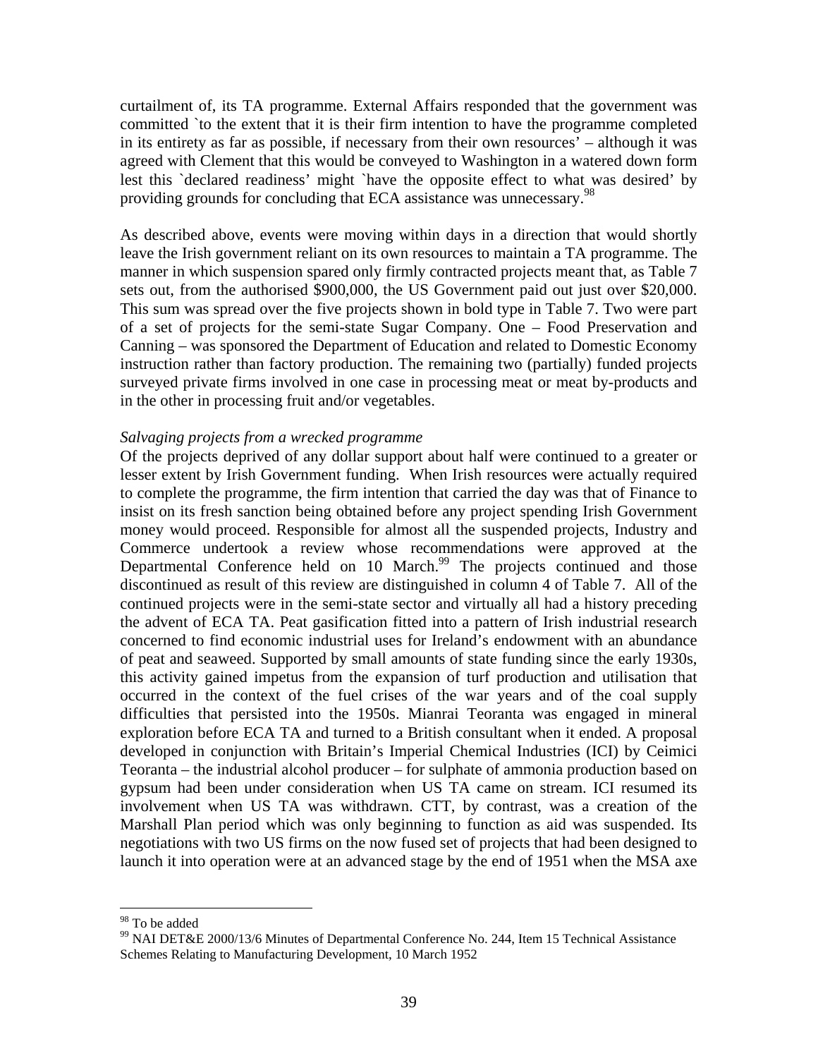curtailment of, its TA programme. External Affairs responded that the government was committed `to the extent that it is their firm intention to have the programme completed in its entirety as far as possible, if necessary from their own resources' – although it was agreed with Clement that this would be conveyed to Washington in a watered down form lest this `declared readiness' might `have the opposite effect to what was desired' by providing grounds for concluding that ECA assistance was unnecessary.[98]

As described above, events were moving within days in a direction that would shortly leave the Irish government reliant on its own resources to maintain a TA programme. The manner in which suspension spared only firmly contracted projects meant that, as Table 7 sets out, from the authorised $900,000, the US Government paid out just over $20,000. This sum was spread over the five projects shown in bold type in Table 7. Two were part of a set of projects for the semi-state Sugar Company. One – Food Preservation and Canning – was sponsored the Department of Education and related to Domestic Economy instruction rather than factory production. The remaining two (partially) funded projects surveyed private firms involved in one case in processing meat or meat by-products and in the other in processing fruit and/or vegetables.

*Salvaging projects from a wrecked programme*

Of the projects deprived of any dollar support about half were continued to a greater or lesser extent by Irish Government funding. When Irish resources were actually required to complete the programme, the firm intention that carried the day was that of Finance to insist on its fresh sanction being obtained before any project spending Irish Government money would proceed. Responsible for almost all the suspended projects, Industry and Commerce undertook a review whose recommendations were approved at the Departmental Conference held on 10 March.[99] The projects continued and those discontinued as result of this review are distinguished in column 4 of Table 7. All of the continued projects were in the semi-state sector and virtually all had a history preceding the advent of ECA TA. Peat gasification fitted into a pattern of Irish industrial research concerned to find economic industrial uses for Ireland's endowment with an abundance of peat and seaweed. Supported by small amounts of state funding since the early 1930s, this activity gained impetus from the expansion of turf production and utilisation that occurred in the context of the fuel crises of the war years and of the coal supply difficulties that persisted into the 1950s. Mianrai Teoranta was engaged in mineral exploration before ECA TA and turned to a British consultant when it ended. A proposal developed in conjunction with Britain's Imperial Chemical Industries (ICI) by Ceimici Teoranta – the industrial alcohol producer – for sulphate of ammonia production based on gypsum had been under consideration when US TA came on stream. ICI resumed its involvement when US TA was withdrawn. CTT, by contrast, was a creation of the Marshall Plan period which was only beginning to function as aid was suspended. Its negotiations with two US firms on the now fused set of projects that had been designed to launch it into operation were at an advanced stage by the end of 1951 when the MSA axe

---

[98] To be added

[99] NAI DET&E 2000/13/6 Minutes of Departmental Conference No. 244, Item 15 Technical Assistance Schemes Relating to Manufacturing Development, 10 March 1952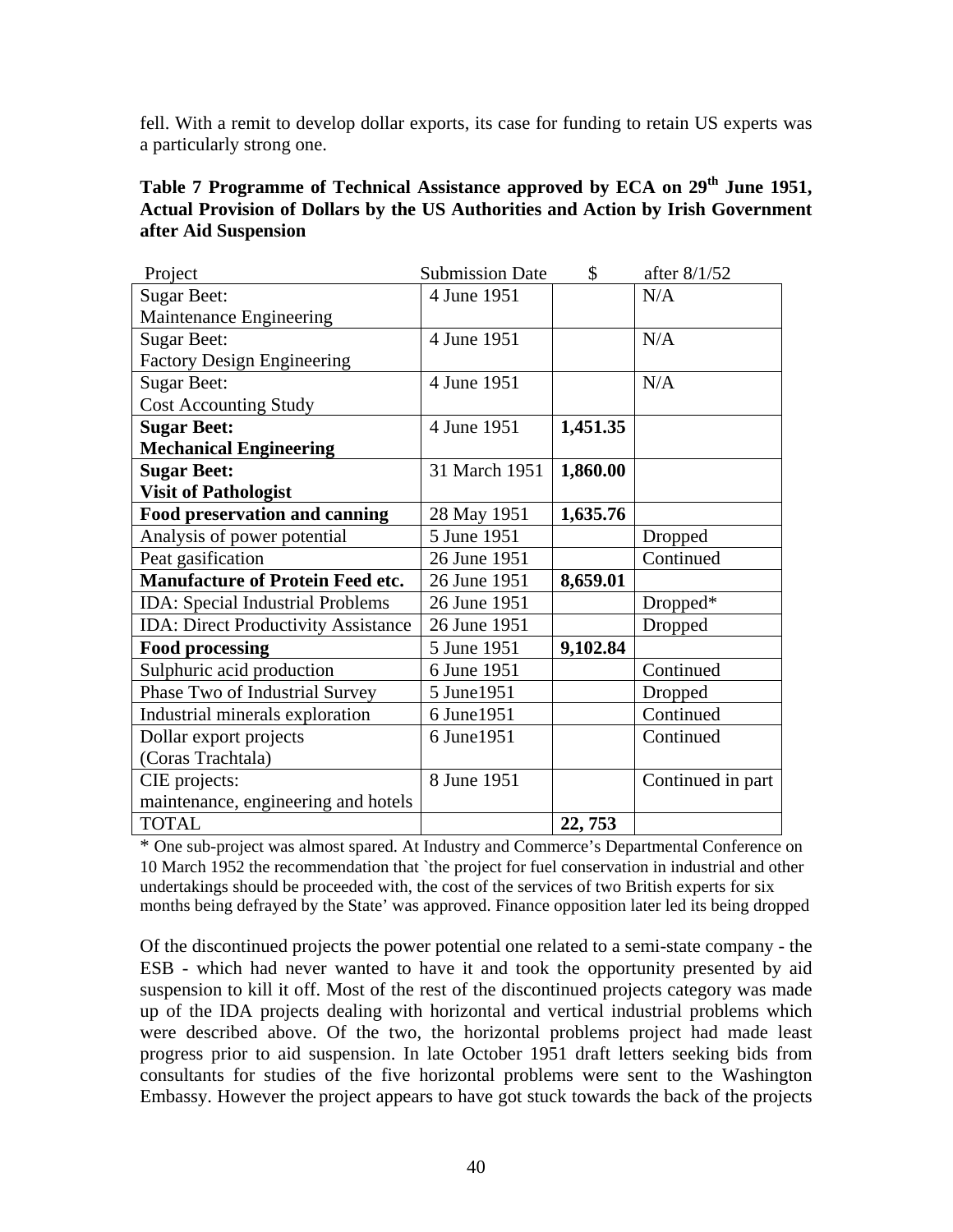fell. With a remit to develop dollar exports, its case for funding to retain US experts was a particularly strong one.

**Table 7 Programme of Technical Assistance approved by ECA on 29th June 1951, Actual Provision of Dollars by the US Authorities and Action by Irish Government after Aid Suspension**

| Project | Submission Date | $ | after 8/1/52 |
|---|---|---|---|
| Sugar Beet: Maintenance Engineering | 4 June 1951 | | N/A |
| Sugar Beet: Factory Design Engineering | 4 June 1951 | | N/A |
| Sugar Beet: Cost Accounting Study | 4 June 1951 | | N/A |
| **Sugar Beet: Mechanical Engineering** | 4 June 1951 | **1,451.35** | |
| **Sugar Beet: Visit of Pathologist** | 31 March 1951 | **1,860.00** | |
| **Food preservation and canning** | 28 May 1951 | **1,635.76** | |
| Analysis of power potential | 5 June 1951 | | Dropped |
| Peat gasification | 26 June 1951 | | Continued |
| **Manufacture of Protein Feed etc.** | 26 June 1951 | **8,659.01** | |
| IDA: Special Industrial Problems | 26 June 1951 | | Dropped* |
| IDA: Direct Productivity Assistance | 26 June 1951 | | Dropped |
| **Food processing** | 5 June 1951 | **9,102.84** | |
| Sulphuric acid production | 6 June 1951 | | Continued |
| Phase Two of Industrial Survey | 5 June1951 | | Dropped |
| Industrial minerals exploration | 6 June1951 | | Continued |
| Dollar export projects (Coras Trachtala) | 6 June1951 | | Continued |
| CIE projects: maintenance, engineering and hotels | 8 June 1951 | | Continued in part |
| TOTAL | | **22, 753** | |

\* One sub-project was almost spared. At Industry and Commerce's Departmental Conference on 10 March 1952 the recommendation that `the project for fuel conservation in industrial and other undertakings should be proceeded with, the cost of the services of two British experts for six months being defrayed by the State' was approved. Finance opposition later led its being dropped

Of the discontinued projects the power potential one related to a semi-state company - the ESB - which had never wanted to have it and took the opportunity presented by aid suspension to kill it off. Most of the rest of the discontinued projects category was made up of the IDA projects dealing with horizontal and vertical industrial problems which were described above. Of the two, the horizontal problems project had made least progress prior to aid suspension. In late October 1951 draft letters seeking bids from consultants for studies of the five horizontal problems were sent to the Washington Embassy. However the project appears to have got stuck towards the back of the projects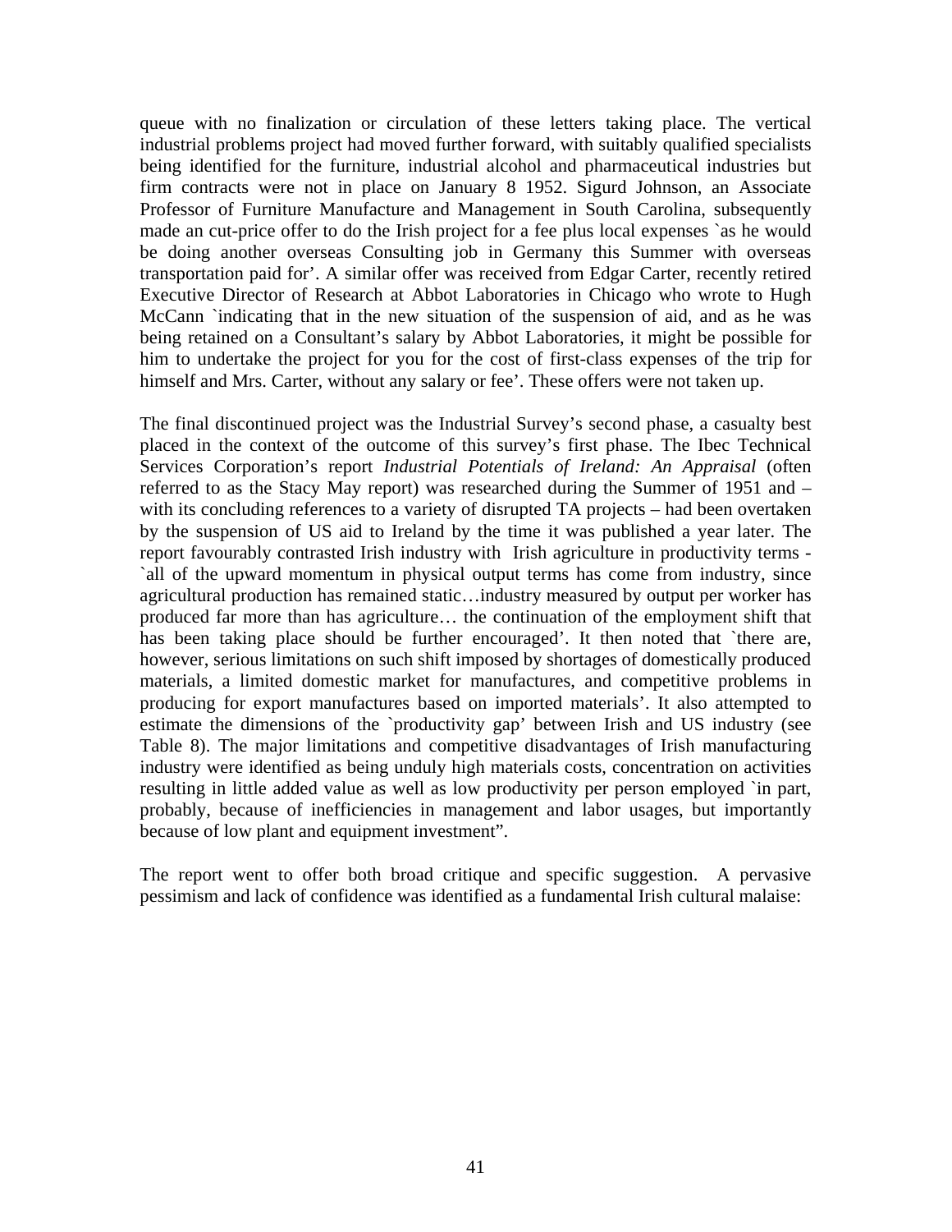queue with no finalization or circulation of these letters taking place. The vertical industrial problems project had moved further forward, with suitably qualified specialists being identified for the furniture, industrial alcohol and pharmaceutical industries but firm contracts were not in place on January 8 1952. Sigurd Johnson, an Associate Professor of Furniture Manufacture and Management in South Carolina, subsequently made an cut-price offer to do the Irish project for a fee plus local expenses `as he would be doing another overseas Consulting job in Germany this Summer with overseas transportation paid for'. A similar offer was received from Edgar Carter, recently retired Executive Director of Research at Abbot Laboratories in Chicago who wrote to Hugh McCann `indicating that in the new situation of the suspension of aid, and as he was being retained on a Consultant's salary by Abbot Laboratories, it might be possible for him to undertake the project for you for the cost of first-class expenses of the trip for himself and Mrs. Carter, without any salary or fee'. These offers were not taken up.

The final discontinued project was the Industrial Survey's second phase, a casualty best placed in the context of the outcome of this survey's first phase. The Ibec Technical Services Corporation's report *Industrial Potentials of Ireland: An Appraisal* (often referred to as the Stacy May report) was researched during the Summer of 1951 and – with its concluding references to a variety of disrupted TA projects – had been overtaken by the suspension of US aid to Ireland by the time it was published a year later. The report favourably contrasted Irish industry with Irish agriculture in productivity terms - `all of the upward momentum in physical output terms has come from industry, since agricultural production has remained static…industry measured by output per worker has produced far more than has agriculture… the continuation of the employment shift that has been taking place should be further encouraged'. It then noted that `there are, however, serious limitations on such shift imposed by shortages of domestically produced materials, a limited domestic market for manufactures, and competitive problems in producing for export manufactures based on imported materials'. It also attempted to estimate the dimensions of the `productivity gap' between Irish and US industry (see Table 8). The major limitations and competitive disadvantages of Irish manufacturing industry were identified as being unduly high materials costs, concentration on activities resulting in little added value as well as low productivity per person employed `in part, probably, because of inefficiencies in management and labor usages, but importantly because of low plant and equipment investment".

The report went to offer both broad critique and specific suggestion. A pervasive pessimism and lack of confidence was identified as a fundamental Irish cultural malaise: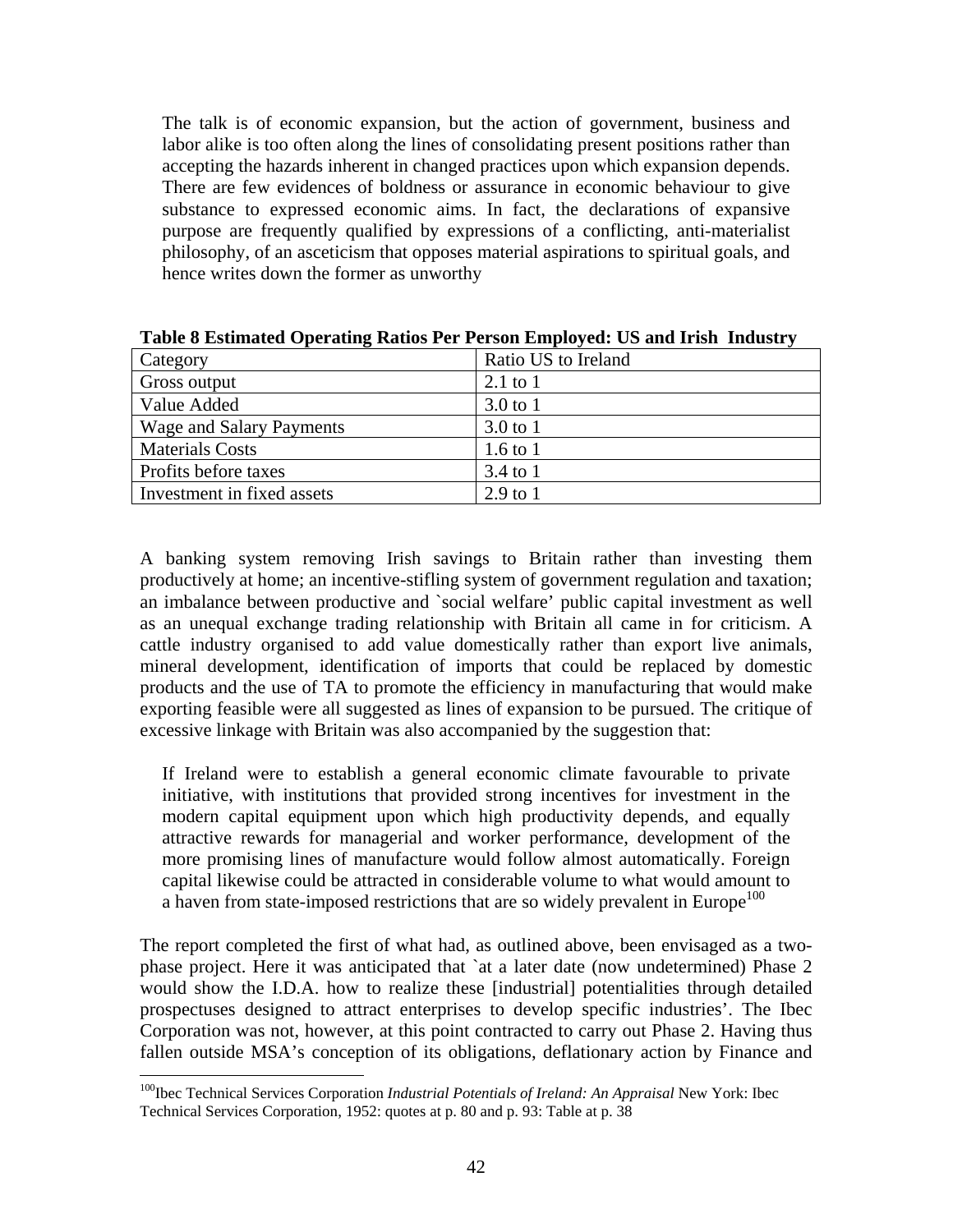> The talk is of economic expansion, but the action of government, business and labor alike is too often along the lines of consolidating present positions rather than accepting the hazards inherent in changed practices upon which expansion depends. There are few evidences of boldness or assurance in economic behaviour to give substance to expressed economic aims. In fact, the declarations of expansive purpose are frequently qualified by expressions of a conflicting, anti-materialist philosophy, of an asceticism that opposes material aspirations to spiritual goals, and hence writes down the former as unworthy

**Table 8 Estimated Operating Ratios Per Person Employed: US and Irish Industry**

| Category | Ratio US to Ireland |
| --- | --- |
| Gross output | 2.1 to 1 |
| Value Added | 3.0 to 1 |
| Wage and Salary Payments | 3.0 to 1 |
| Materials Costs | 1.6 to 1 |
| Profits before taxes | 3.4 to 1 |
| Investment in fixed assets | 2.9 to 1 |

A banking system removing Irish savings to Britain rather than investing them productively at home; an incentive-stifling system of government regulation and taxation; an imbalance between productive and `social welfare' public capital investment as well as an unequal exchange trading relationship with Britain all came in for criticism. A cattle industry organised to add value domestically rather than export live animals, mineral development, identification of imports that could be replaced by domestic products and the use of TA to promote the efficiency in manufacturing that would make exporting feasible were all suggested as lines of expansion to be pursued. The critique of excessive linkage with Britain was also accompanied by the suggestion that:

> If Ireland were to establish a general economic climate favourable to private initiative, with institutions that provided strong incentives for investment in the modern capital equipment upon which high productivity depends, and equally attractive rewards for managerial and worker performance, development of the more promising lines of manufacture would follow almost automatically. Foreign capital likewise could be attracted in considerable volume to what would amount to a haven from state-imposed restrictions that are so widely prevalent in Europe[100]

The report completed the first of what had, as outlined above, been envisaged as a two-phase project. Here it was anticipated that `at a later date (now undetermined) Phase 2 would show the I.D.A. how to realize these [industrial] potentialities through detailed prospectuses designed to attract enterprises to develop specific industries'. The Ibec Corporation was not, however, at this point contracted to carry out Phase 2. Having thus fallen outside MSA's conception of its obligations, deflationary action by Finance and

[100] Ibec Technical Services Corporation *Industrial Potentials of Ireland: An Appraisal* New York: Ibec Technical Services Corporation, 1952: quotes at p. 80 and p. 93: Table at p. 38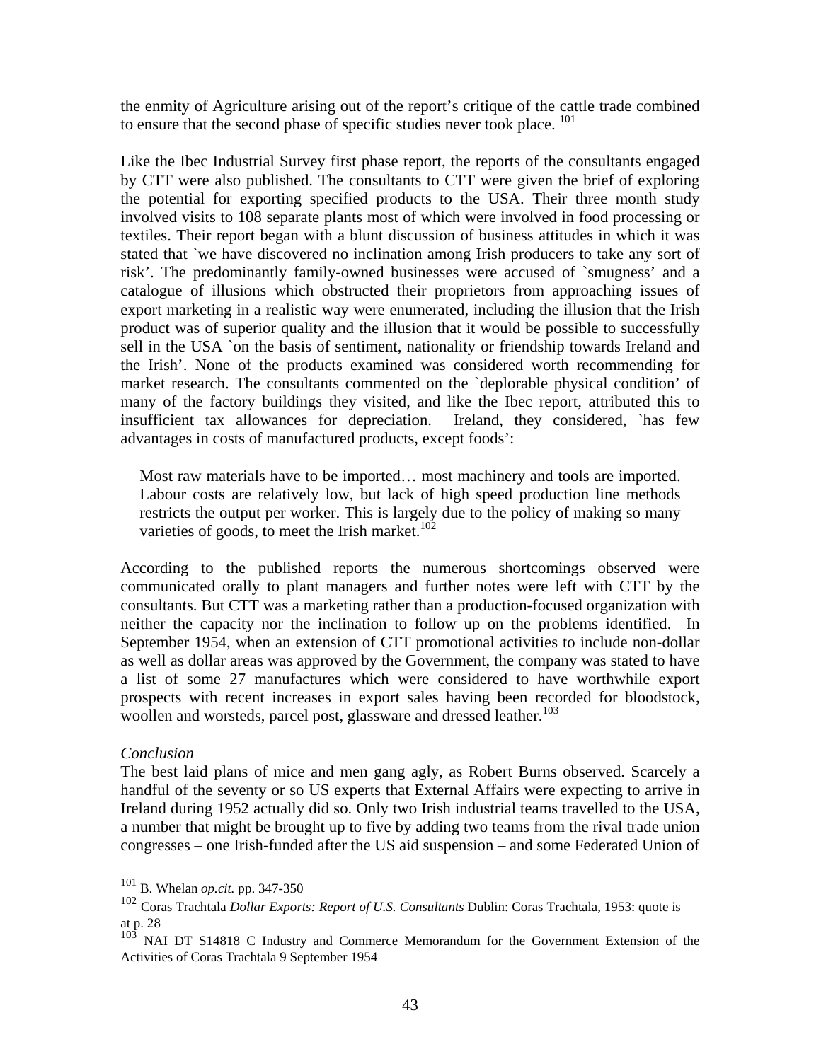the enmity of Agriculture arising out of the report's critique of the cattle trade combined to ensure that the second phase of specific studies never took place. [101]

Like the Ibec Industrial Survey first phase report, the reports of the consultants engaged by CTT were also published. The consultants to CTT were given the brief of exploring the potential for exporting specified products to the USA. Their three month study involved visits to 108 separate plants most of which were involved in food processing or textiles. Their report began with a blunt discussion of business attitudes in which it was stated that `we have discovered no inclination among Irish producers to take any sort of risk'. The predominantly family-owned businesses were accused of `smugness' and a catalogue of illusions which obstructed their proprietors from approaching issues of export marketing in a realistic way were enumerated, including the illusion that the Irish product was of superior quality and the illusion that it would be possible to successfully sell in the USA `on the basis of sentiment, nationality or friendship towards Ireland and the Irish'. None of the products examined was considered worth recommending for market research. The consultants commented on the `deplorable physical condition' of many of the factory buildings they visited, and like the Ibec report, attributed this to insufficient tax allowances for depreciation. Ireland, they considered, `has few advantages in costs of manufactured products, except foods':

> Most raw materials have to be imported… most machinery and tools are imported. Labour costs are relatively low, but lack of high speed production line methods restricts the output per worker. This is largely due to the policy of making so many varieties of goods, to meet the Irish market.[102]

According to the published reports the numerous shortcomings observed were communicated orally to plant managers and further notes were left with CTT by the consultants. But CTT was a marketing rather than a production-focused organization with neither the capacity nor the inclination to follow up on the problems identified. In September 1954, when an extension of CTT promotional activities to include non-dollar as well as dollar areas was approved by the Government, the company was stated to have a list of some 27 manufactures which were considered to have worthwhile export prospects with recent increases in export sales having been recorded for bloodstock, woollen and worsteds, parcel post, glassware and dressed leather.[103]

*Conclusion*

The best laid plans of mice and men gang agly, as Robert Burns observed. Scarcely a handful of the seventy or so US experts that External Affairs were expecting to arrive in Ireland during 1952 actually did so. Only two Irish industrial teams travelled to the USA, a number that might be brought up to five by adding two teams from the rival trade union congresses – one Irish-funded after the US aid suspension – and some Federated Union of

---

[101] B. Whelan *op.cit.* pp. 347-350

[102] Coras Trachtala *Dollar Exports: Report of U.S. Consultants* Dublin: Coras Trachtala, 1953: quote is at p. 28

[103] NAI DT S14818 C Industry and Commerce Memorandum for the Government Extension of the Activities of Coras Trachtala 9 September 1954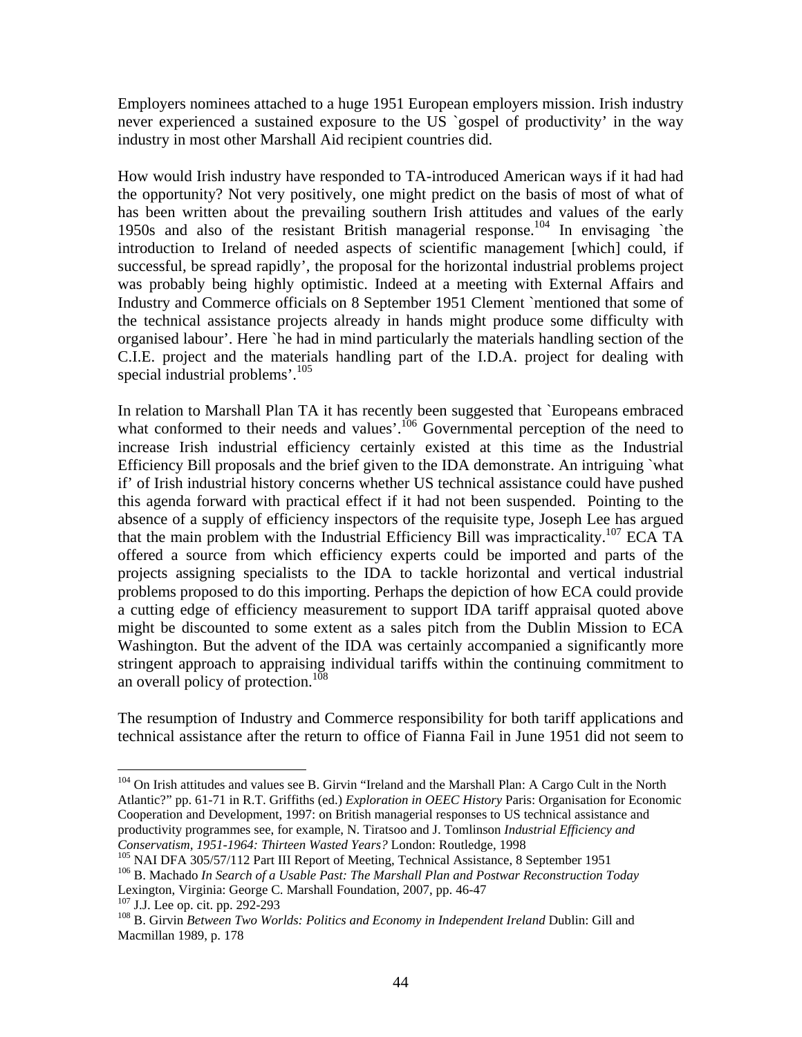Employers nominees attached to a huge 1951 European employers mission. Irish industry never experienced a sustained exposure to the US `gospel of productivity' in the way industry in most other Marshall Aid recipient countries did.

How would Irish industry have responded to TA-introduced American ways if it had had the opportunity? Not very positively, one might predict on the basis of most of what of has been written about the prevailing southern Irish attitudes and values of the early 1950s and also of the resistant British managerial response.[104] In envisaging `the introduction to Ireland of needed aspects of scientific management [which] could, if successful, be spread rapidly', the proposal for the horizontal industrial problems project was probably being highly optimistic. Indeed at a meeting with External Affairs and Industry and Commerce officials on 8 September 1951 Clement `mentioned that some of the technical assistance projects already in hands might produce some difficulty with organised labour'. Here `he had in mind particularly the materials handling section of the C.I.E. project and the materials handling part of the I.D.A. project for dealing with special industrial problems'.[105]

In relation to Marshall Plan TA it has recently been suggested that `Europeans embraced what conformed to their needs and values'.[106] Governmental perception of the need to increase Irish industrial efficiency certainly existed at this time as the Industrial Efficiency Bill proposals and the brief given to the IDA demonstrate. An intriguing `what if' of Irish industrial history concerns whether US technical assistance could have pushed this agenda forward with practical effect if it had not been suspended. Pointing to the absence of a supply of efficiency inspectors of the requisite type, Joseph Lee has argued that the main problem with the Industrial Efficiency Bill was impracticality.[107] ECA TA offered a source from which efficiency experts could be imported and parts of the projects assigning specialists to the IDA to tackle horizontal and vertical industrial problems proposed to do this importing. Perhaps the depiction of how ECA could provide a cutting edge of efficiency measurement to support IDA tariff appraisal quoted above might be discounted to some extent as a sales pitch from the Dublin Mission to ECA Washington. But the advent of the IDA was certainly accompanied a significantly more stringent approach to appraising individual tariffs within the continuing commitment to an overall policy of protection.[108]

The resumption of Industry and Commerce responsibility for both tariff applications and technical assistance after the return to office of Fianna Fail in June 1951 did not seem to

---

[104] On Irish attitudes and values see B. Girvin "Ireland and the Marshall Plan: A Cargo Cult in the North Atlantic?" pp. 61-71 in R.T. Griffiths (ed.) *Exploration in OEEC History* Paris: Organisation for Economic Cooperation and Development, 1997: on British managerial responses to US technical assistance and productivity programmes see, for example, N. Tiratsoo and J. Tomlinson *Industrial Efficiency and Conservatism, 1951-1964: Thirteen Wasted Years?* London: Routledge, 1998

[105] NAI DFA 305/57/112 Part III Report of Meeting, Technical Assistance, 8 September 1951

[106] B. Machado *In Search of a Usable Past: The Marshall Plan and Postwar Reconstruction Today* Lexington, Virginia: George C. Marshall Foundation, 2007, pp. 46-47

[107] J.J. Lee op. cit. pp. 292-293

[108] B. Girvin *Between Two Worlds: Politics and Economy in Independent Ireland* Dublin: Gill and Macmillan 1989, p. 178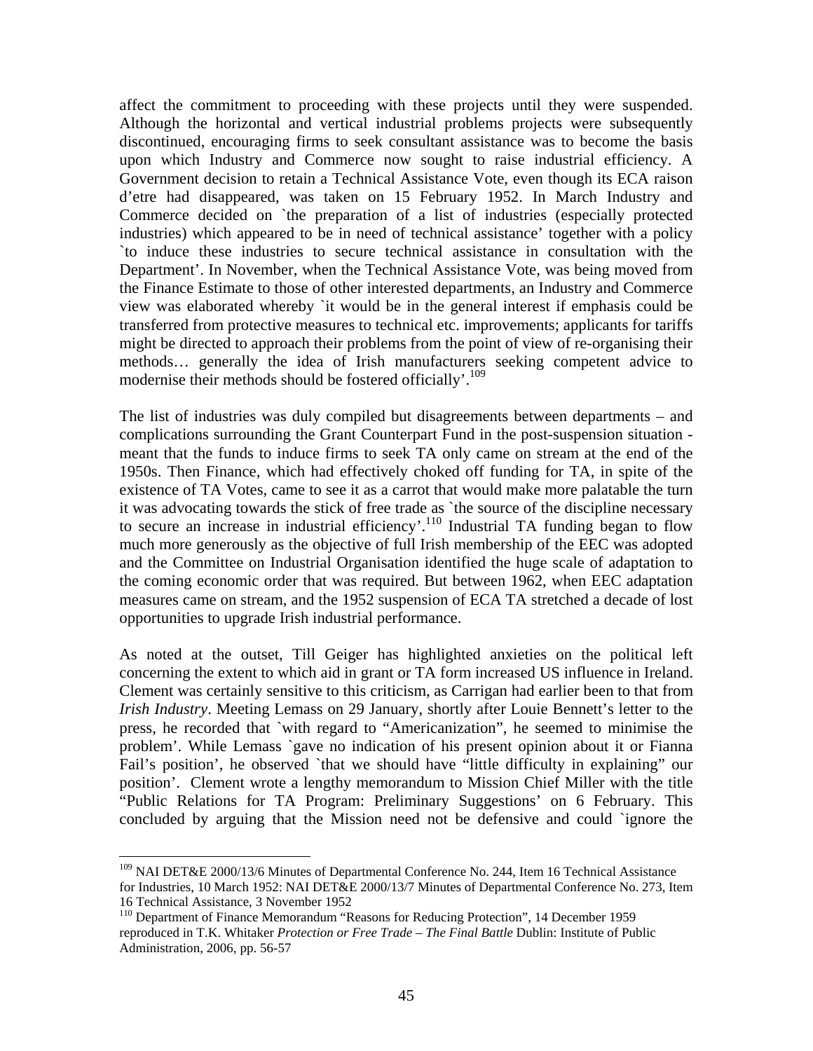affect the commitment to proceeding with these projects until they were suspended. Although the horizontal and vertical industrial problems projects were subsequently discontinued, encouraging firms to seek consultant assistance was to become the basis upon which Industry and Commerce now sought to raise industrial efficiency. A Government decision to retain a Technical Assistance Vote, even though its ECA raison d'etre had disappeared, was taken on 15 February 1952. In March Industry and Commerce decided on `the preparation of a list of industries (especially protected industries) which appeared to be in need of technical assistance' together with a policy `to induce these industries to secure technical assistance in consultation with the Department'. In November, when the Technical Assistance Vote, was being moved from the Finance Estimate to those of other interested departments, an Industry and Commerce view was elaborated whereby `it would be in the general interest if emphasis could be transferred from protective measures to technical etc. improvements; applicants for tariffs might be directed to approach their problems from the point of view of re-organising their methods… generally the idea of Irish manufacturers seeking competent advice to modernise their methods should be fostered officially'.[109]

The list of industries was duly compiled but disagreements between departments – and complications surrounding the Grant Counterpart Fund in the post-suspension situation - meant that the funds to induce firms to seek TA only came on stream at the end of the 1950s. Then Finance, which had effectively choked off funding for TA, in spite of the existence of TA Votes, came to see it as a carrot that would make more palatable the turn it was advocating towards the stick of free trade as `the source of the discipline necessary to secure an increase in industrial efficiency'.[110] Industrial TA funding began to flow much more generously as the objective of full Irish membership of the EEC was adopted and the Committee on Industrial Organisation identified the huge scale of adaptation to the coming economic order that was required. But between 1962, when EEC adaptation measures came on stream, and the 1952 suspension of ECA TA stretched a decade of lost opportunities to upgrade Irish industrial performance.

As noted at the outset, Till Geiger has highlighted anxieties on the political left concerning the extent to which aid in grant or TA form increased US influence in Ireland. Clement was certainly sensitive to this criticism, as Carrigan had earlier been to that from *Irish Industry*. Meeting Lemass on 29 January, shortly after Louie Bennett's letter to the press, he recorded that `with regard to "Americanization", he seemed to minimise the problem'. While Lemass `gave no indication of his present opinion about it or Fianna Fail's position', he observed `that we should have "little difficulty in explaining" our position'. Clement wrote a lengthy memorandum to Mission Chief Miller with the title "Public Relations for TA Program: Preliminary Suggestions' on 6 February. This concluded by arguing that the Mission need not be defensive and could `ignore the

---

[109] NAI DET&E 2000/13/6 Minutes of Departmental Conference No. 244, Item 16 Technical Assistance for Industries, 10 March 1952: NAI DET&E 2000/13/7 Minutes of Departmental Conference No. 273, Item 16 Technical Assistance, 3 November 1952

[110] Department of Finance Memorandum "Reasons for Reducing Protection", 14 December 1959 reproduced in T.K. Whitaker *Protection or Free Trade – The Final Battle* Dublin: Institute of Public Administration, 2006, pp. 56-57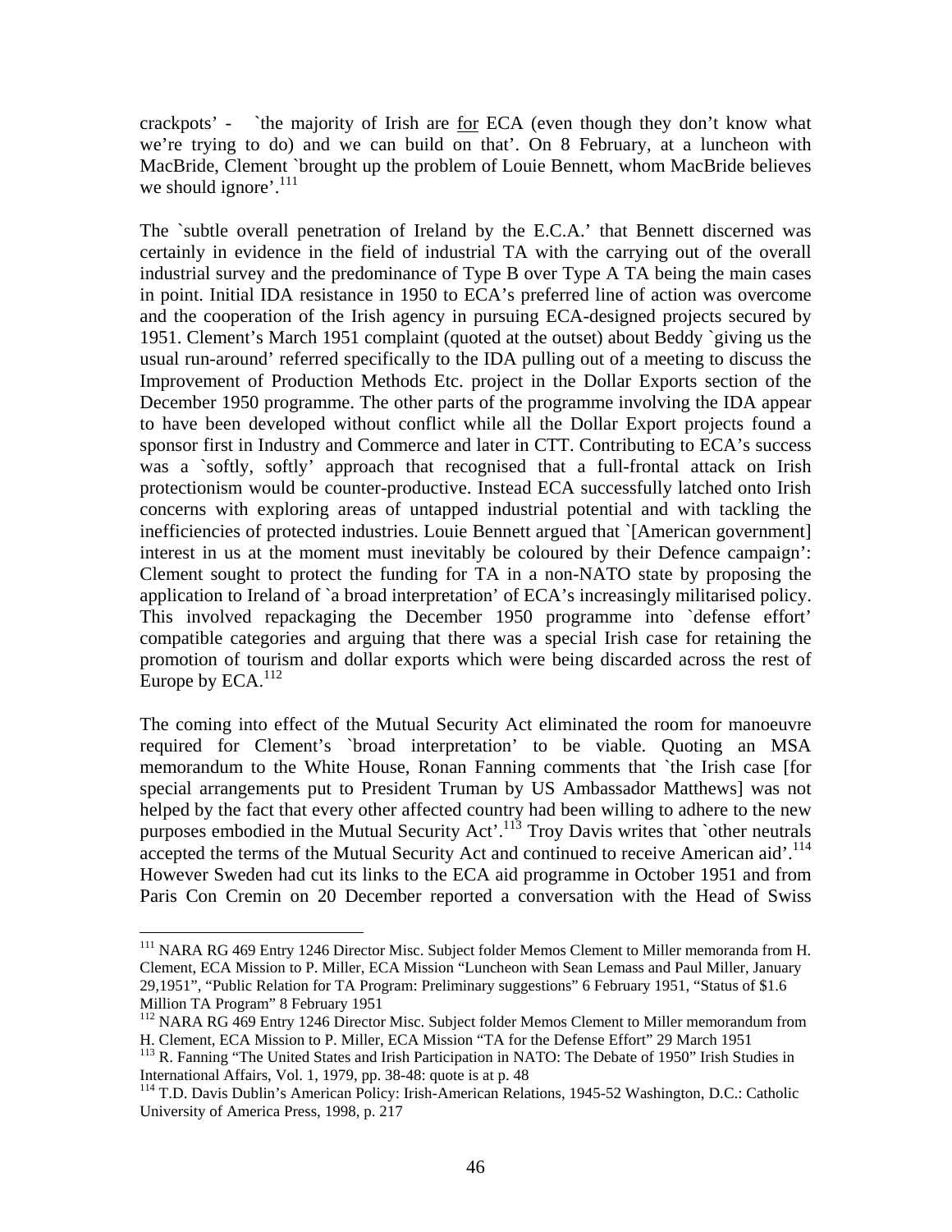crackpots' - `the majority of Irish are for ECA (even though they don't know what we're trying to do) and we can build on that'. On 8 February, at a luncheon with MacBride, Clement `brought up the problem of Louie Bennett, whom MacBride believes we should ignore'.[111]

The `subtle overall penetration of Ireland by the E.C.A.' that Bennett discerned was certainly in evidence in the field of industrial TA with the carrying out of the overall industrial survey and the predominance of Type B over Type A TA being the main cases in point. Initial IDA resistance in 1950 to ECA's preferred line of action was overcome and the cooperation of the Irish agency in pursuing ECA-designed projects secured by 1951. Clement's March 1951 complaint (quoted at the outset) about Beddy `giving us the usual run-around' referred specifically to the IDA pulling out of a meeting to discuss the Improvement of Production Methods Etc. project in the Dollar Exports section of the December 1950 programme. The other parts of the programme involving the IDA appear to have been developed without conflict while all the Dollar Export projects found a sponsor first in Industry and Commerce and later in CTT. Contributing to ECA's success was a `softly, softly' approach that recognised that a full-frontal attack on Irish protectionism would be counter-productive. Instead ECA successfully latched onto Irish concerns with exploring areas of untapped industrial potential and with tackling the inefficiencies of protected industries. Louie Bennett argued that `[American government] interest in us at the moment must inevitably be coloured by their Defence campaign': Clement sought to protect the funding for TA in a non-NATO state by proposing the application to Ireland of `a broad interpretation' of ECA's increasingly militarised policy. This involved repackaging the December 1950 programme into `defense effort' compatible categories and arguing that there was a special Irish case for retaining the promotion of tourism and dollar exports which were being discarded across the rest of Europe by ECA.[112]

The coming into effect of the Mutual Security Act eliminated the room for manoeuvre required for Clement's `broad interpretation' to be viable. Quoting an MSA memorandum to the White House, Ronan Fanning comments that `the Irish case [for special arrangements put to President Truman by US Ambassador Matthews] was not helped by the fact that every other affected country had been willing to adhere to the new purposes embodied in the Mutual Security Act'.[113] Troy Davis writes that `other neutrals accepted the terms of the Mutual Security Act and continued to receive American aid'.[114] However Sweden had cut its links to the ECA aid programme in October 1951 and from Paris Con Cremin on 20 December reported a conversation with the Head of Swiss

---

[111] NARA RG 469 Entry 1246 Director Misc. Subject folder Memos Clement to Miller memoranda from H. Clement, ECA Mission to P. Miller, ECA Mission "Luncheon with Sean Lemass and Paul Miller, January 29,1951", "Public Relation for TA Program: Preliminary suggestions" 6 February 1951, "Status of $1.6 Million TA Program" 8 February 1951

[112] NARA RG 469 Entry 1246 Director Misc. Subject folder Memos Clement to Miller memorandum from H. Clement, ECA Mission to P. Miller, ECA Mission "TA for the Defense Effort" 29 March 1951

[113] R. Fanning "The United States and Irish Participation in NATO: The Debate of 1950" Irish Studies in International Affairs, Vol. 1, 1979, pp. 38-48: quote is at p. 48

[114] T.D. Davis Dublin's American Policy: Irish-American Relations, 1945-52 Washington, D.C.: Catholic University of America Press, 1998, p. 217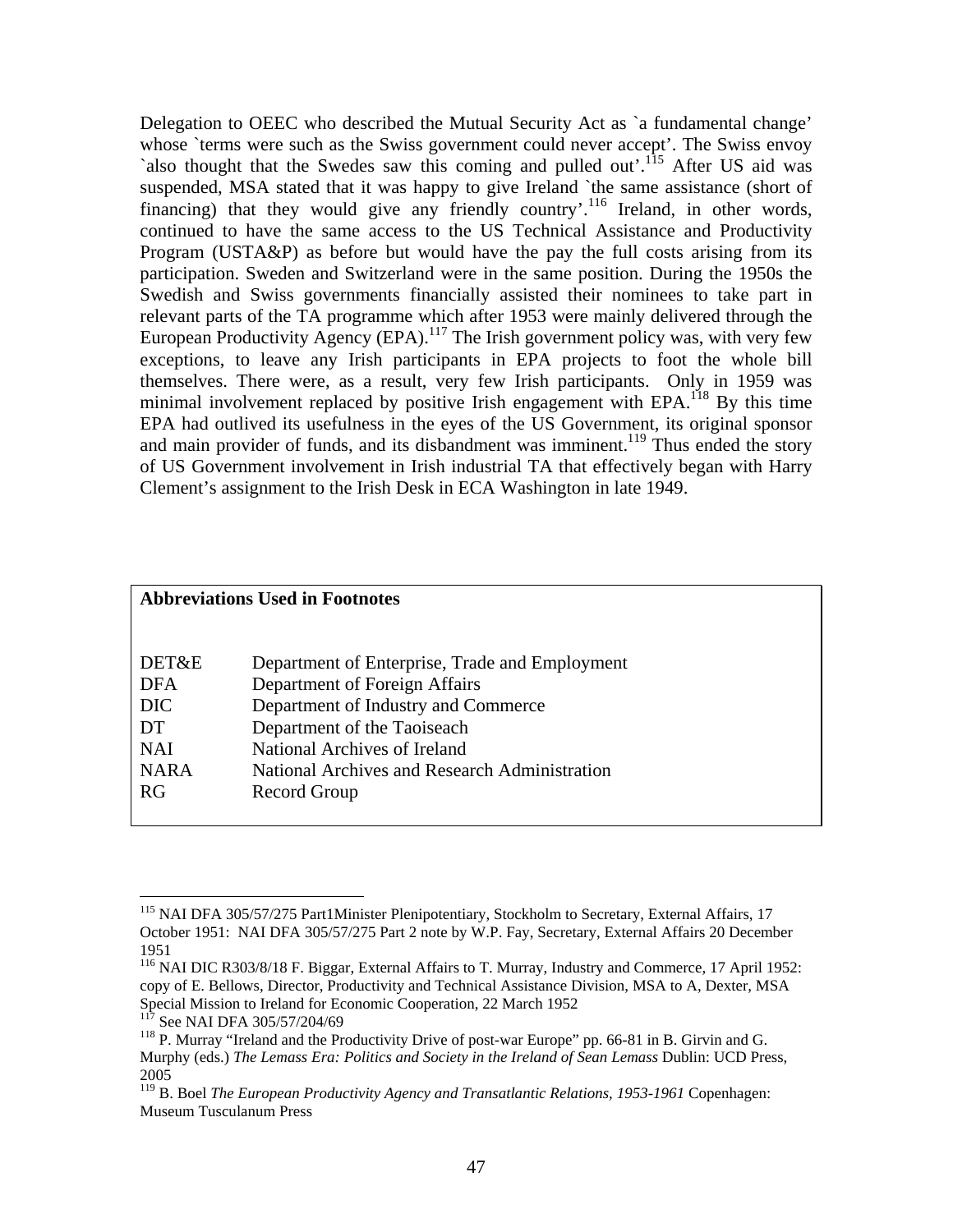Delegation to OEEC who described the Mutual Security Act as `a fundamental change' whose `terms were such as the Swiss government could never accept'. The Swiss envoy `also thought that the Swedes saw this coming and pulled out'.[115] After US aid was suspended, MSA stated that it was happy to give Ireland `the same assistance (short of financing) that they would give any friendly country'.[116] Ireland, in other words, continued to have the same access to the US Technical Assistance and Productivity Program (USTA&P) as before but would have the pay the full costs arising from its participation. Sweden and Switzerland were in the same position. During the 1950s the Swedish and Swiss governments financially assisted their nominees to take part in relevant parts of the TA programme which after 1953 were mainly delivered through the European Productivity Agency (EPA).[117] The Irish government policy was, with very few exceptions, to leave any Irish participants in EPA projects to foot the whole bill themselves. There were, as a result, very few Irish participants. Only in 1959 was minimal involvement replaced by positive Irish engagement with EPA.[118] By this time EPA had outlived its usefulness in the eyes of the US Government, its original sponsor and main provider of funds, and its disbandment was imminent.[119] Thus ended the story of US Government involvement in Irish industrial TA that effectively began with Harry Clement's assignment to the Irish Desk in ECA Washington in late 1949.

**Abbreviations Used in Footnotes**

| | |
|---|---|
| DET&E | Department of Enterprise, Trade and Employment |
| DFA | Department of Foreign Affairs |
| DIC | Department of Industry and Commerce |
| DT | Department of the Taoiseach |
| NAI | National Archives of Ireland |
| NARA | National Archives and Research Administration |
| RG | Record Group |

---

[115] NAI DFA 305/57/275 Part1Minister Plenipotentiary, Stockholm to Secretary, External Affairs, 17 October 1951: NAI DFA 305/57/275 Part 2 note by W.P. Fay, Secretary, External Affairs 20 December 1951

[116] NAI DIC R303/8/18 F. Biggar, External Affairs to T. Murray, Industry and Commerce, 17 April 1952: copy of E. Bellows, Director, Productivity and Technical Assistance Division, MSA to A, Dexter, MSA Special Mission to Ireland for Economic Cooperation, 22 March 1952

[117] See NAI DFA 305/57/204/69

[118] P. Murray "Ireland and the Productivity Drive of post-war Europe" pp. 66-81 in B. Girvin and G. Murphy (eds.) *The Lemass Era: Politics and Society in the Ireland of Sean Lemass* Dublin: UCD Press, 2005

[119] B. Boel *The European Productivity Agency and Transatlantic Relations, 1953-1961* Copenhagen: Museum Tusculanum Press